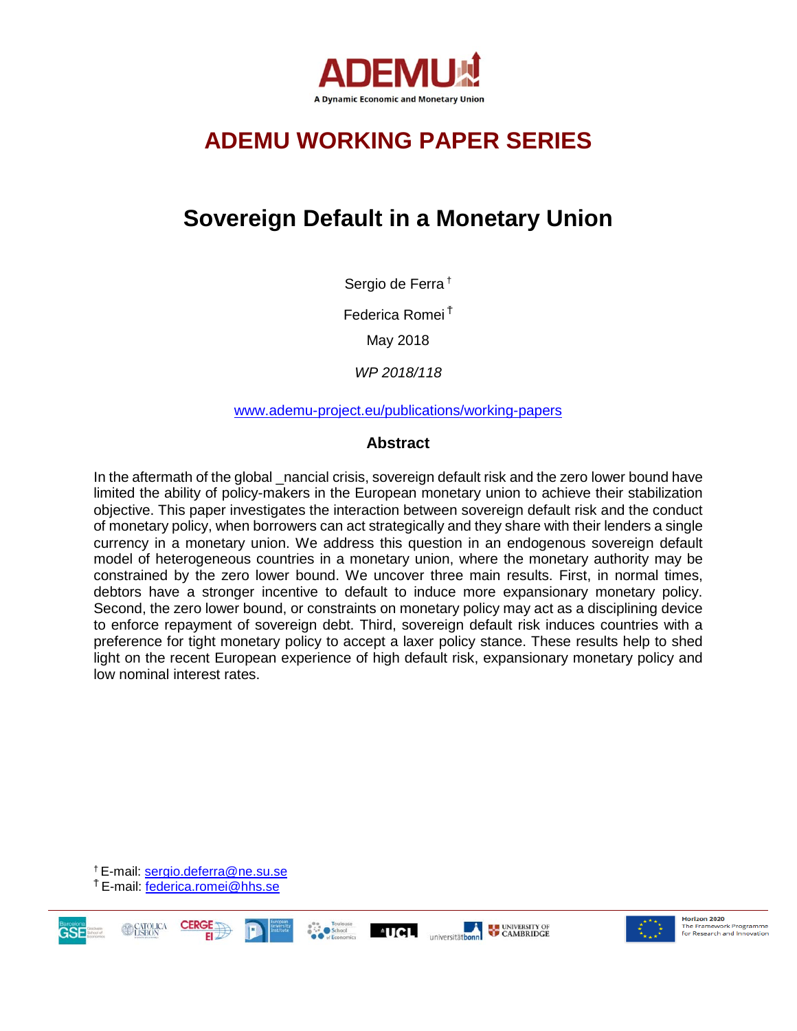ADEMU

A Dynamic Economic and Monetary Union

# ADEMU WORKING PAPER SERIES

# Sovereign Default in a Monetary Union

Sergio de Ferra [†]

Federica Romei [‡]

May 2018

*WP 2018/118*

www.ademu-project.eu/publications/working-papers

## Abstract

In the aftermath of the global _nancial crisis, sovereign default risk and the zero lower bound have limited the ability of policy-makers in the European monetary union to achieve their stabilization objective. This paper investigates the interaction between sovereign default risk and the conduct of monetary policy, when borrowers can act strategically and they share with their lenders a single currency in a monetary union. We address this question in an endogenous sovereign default model of heterogeneous countries in a monetary union, where the monetary authority may be constrained by the zero lower bound. We uncover three main results. First, in normal times, debtors have a stronger incentive to default to induce more expansionary monetary policy. Second, the zero lower bound, or constraints on monetary policy may act as a disciplining device to enforce repayment of sovereign debt. Third, sovereign default risk induces countries with a preference for tight monetary policy to accept a laxer policy stance. These results help to shed light on the recent European experience of high default risk, expansionary monetary policy and low nominal interest rates.

[†] E-mail: sergio.deferra@ne.su.se

[‡] E-mail: federica.romei@hhs.se

Horizon 2020 The Framework Programme for Research and Innovation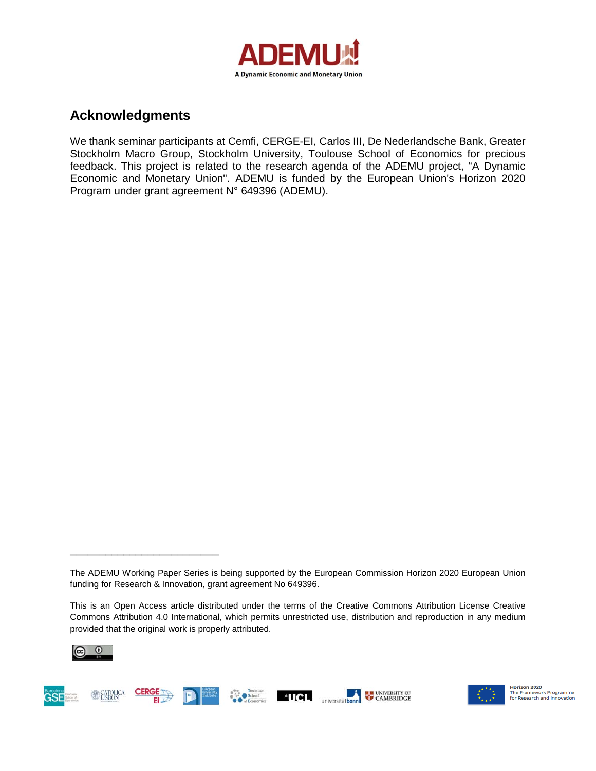## Acknowledgments

We thank seminar participants at Cemfi, CERGE-EI, Carlos III, De Nederlandsche Bank, Greater Stockholm Macro Group, Stockholm University, Toulouse School of Economics for precious feedback. This project is related to the research agenda of the ADEMU project, "A Dynamic Economic and Monetary Union". ADEMU is funded by the European Union's Horizon 2020 Program under grant agreement N° 649396 (ADEMU).

---

The ADEMU Working Paper Series is being supported by the European Commission Horizon 2020 European Union funding for Research & Innovation, grant agreement No 649396.

This is an Open Access article distributed under the terms of the Creative Commons Attribution License Creative Commons Attribution 4.0 International, which permits unrestricted use, distribution and reproduction in any medium provided that the original work is properly attributed.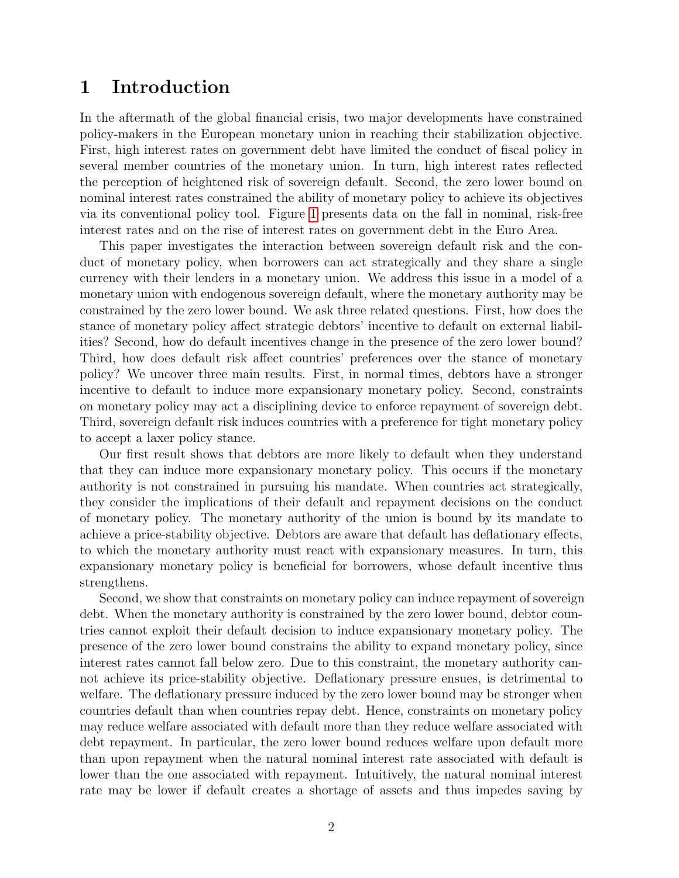# 1 Introduction

In the aftermath of the global financial crisis, two major developments have constrained policy-makers in the European monetary union in reaching their stabilization objective. First, high interest rates on government debt have limited the conduct of fiscal policy in several member countries of the monetary union. In turn, high interest rates reflected the perception of heightened risk of sovereign default. Second, the zero lower bound on nominal interest rates constrained the ability of monetary policy to achieve its objectives via its conventional policy tool. Figure 1 presents data on the fall in nominal, risk-free interest rates and on the rise of interest rates on government debt in the Euro Area.

This paper investigates the interaction between sovereign default risk and the conduct of monetary policy, when borrowers can act strategically and they share a single currency with their lenders in a monetary union. We address this issue in a model of a monetary union with endogenous sovereign default, where the monetary authority may be constrained by the zero lower bound. We ask three related questions. First, how does the stance of monetary policy affect strategic debtors' incentive to default on external liabilities? Second, how do default incentives change in the presence of the zero lower bound? Third, how does default risk affect countries' preferences over the stance of monetary policy? We uncover three main results. First, in normal times, debtors have a stronger incentive to default to induce more expansionary monetary policy. Second, constraints on monetary policy may act a disciplining device to enforce repayment of sovereign debt. Third, sovereign default risk induces countries with a preference for tight monetary policy to accept a laxer policy stance.

Our first result shows that debtors are more likely to default when they understand that they can induce more expansionary monetary policy. This occurs if the monetary authority is not constrained in pursuing his mandate. When countries act strategically, they consider the implications of their default and repayment decisions on the conduct of monetary policy. The monetary authority of the union is bound by its mandate to achieve a price-stability objective. Debtors are aware that default has deflationary effects, to which the monetary authority must react with expansionary measures. In turn, this expansionary monetary policy is beneficial for borrowers, whose default incentive thus strengthens.

Second, we show that constraints on monetary policy can induce repayment of sovereign debt. When the monetary authority is constrained by the zero lower bound, debtor countries cannot exploit their default decision to induce expansionary monetary policy. The presence of the zero lower bound constrains the ability to expand monetary policy, since interest rates cannot fall below zero. Due to this constraint, the monetary authority cannot achieve its price-stability objective. Deflationary pressure ensues, is detrimental to welfare. The deflationary pressure induced by the zero lower bound may be stronger when countries default than when countries repay debt. Hence, constraints on monetary policy may reduce welfare associated with default more than they reduce welfare associated with debt repayment. In particular, the zero lower bound reduces welfare upon default more than upon repayment when the natural nominal interest rate associated with default is lower than the one associated with repayment. Intuitively, the natural nominal interest rate may be lower if default creates a shortage of assets and thus impedes saving by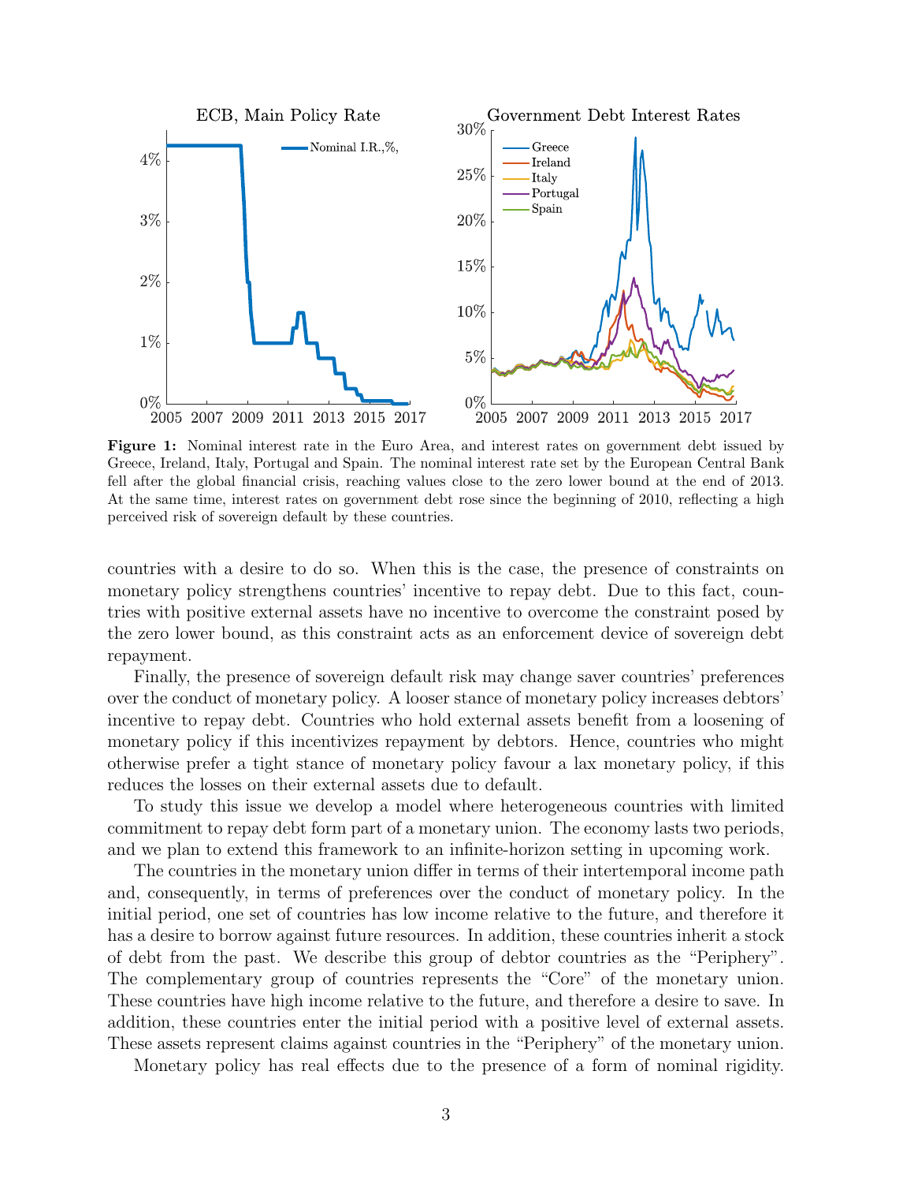**Figure 1:** Nominal interest rate in the Euro Area, and interest rates on government debt issued by Greece, Ireland, Italy, Portugal and Spain. The nominal interest rate set by the European Central Bank fell after the global financial crisis, reaching values close to the zero lower bound at the end of 2013. At the same time, interest rates on government debt rose since the beginning of 2010, reflecting a high perceived risk of sovereign default by these countries.

countries with a desire to do so. When this is the case, the presence of constraints on monetary policy strengthens countries' incentive to repay debt. Due to this fact, countries with positive external assets have no incentive to overcome the constraint posed by the zero lower bound, as this constraint acts as an enforcement device of sovereign debt repayment.

Finally, the presence of sovereign default risk may change saver countries' preferences over the conduct of monetary policy. A looser stance of monetary policy increases debtors' incentive to repay debt. Countries who hold external assets benefit from a loosening of monetary policy if this incentivizes repayment by debtors. Hence, countries who might otherwise prefer a tight stance of monetary policy favour a lax monetary policy, if this reduces the losses on their external assets due to default.

To study this issue we develop a model where heterogeneous countries with limited commitment to repay debt form part of a monetary union. The economy lasts two periods, and we plan to extend this framework to an infinite-horizon setting in upcoming work.

The countries in the monetary union differ in terms of their intertemporal income path and, consequently, in terms of preferences over the conduct of monetary policy. In the initial period, one set of countries has low income relative to the future, and therefore it has a desire to borrow against future resources. In addition, these countries inherit a stock of debt from the past. We describe this group of debtor countries as the "Periphery". The complementary group of countries represents the "Core" of the monetary union. These countries have high income relative to the future, and therefore a desire to save. In addition, these countries enter the initial period with a positive level of external assets. These assets represent claims against countries in the "Periphery" of the monetary union.

Monetary policy has real effects due to the presence of a form of nominal rigidity.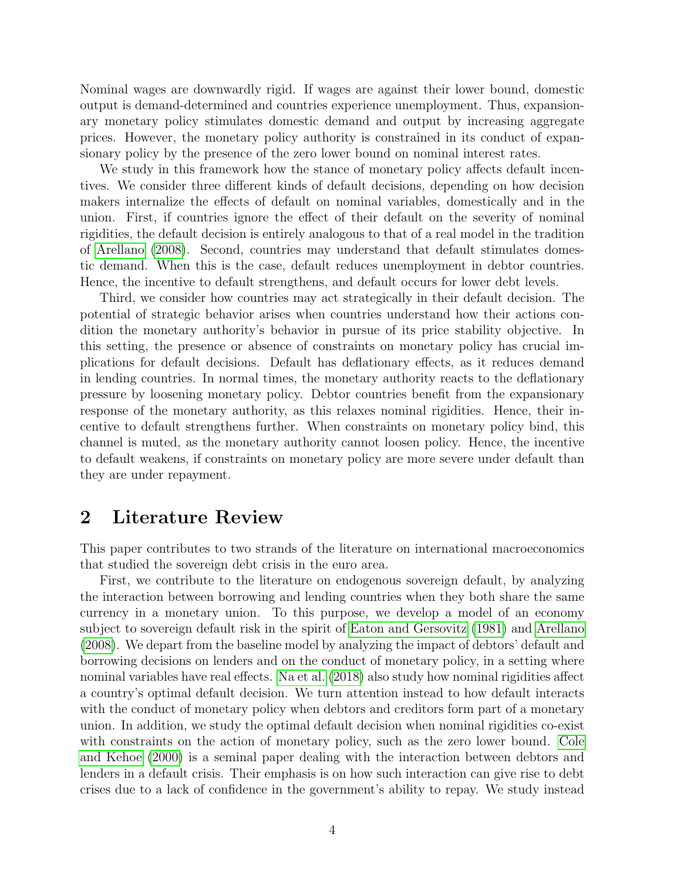Nominal wages are downwardly rigid. If wages are against their lower bound, domestic output is demand-determined and countries experience unemployment. Thus, expansionary monetary policy stimulates domestic demand and output by increasing aggregate prices. However, the monetary policy authority is constrained in its conduct of expansionary policy by the presence of the zero lower bound on nominal interest rates.

We study in this framework how the stance of monetary policy affects default incentives. We consider three different kinds of default decisions, depending on how decision makers internalize the effects of default on nominal variables, domestically and in the union. First, if countries ignore the effect of their default on the severity of nominal rigidities, the default decision is entirely analogous to that of a real model in the tradition of Arellano (2008). Second, countries may understand that default stimulates domestic demand. When this is the case, default reduces unemployment in debtor countries. Hence, the incentive to default strengthens, and default occurs for lower debt levels.

Third, we consider how countries may act strategically in their default decision. The potential of strategic behavior arises when countries understand how their actions condition the monetary authority's behavior in pursue of its price stability objective. In this setting, the presence or absence of constraints on monetary policy has crucial implications for default decisions. Default has deflationary effects, as it reduces demand in lending countries. In normal times, the monetary authority reacts to the deflationary pressure by loosening monetary policy. Debtor countries benefit from the expansionary response of the monetary authority, as this relaxes nominal rigidities. Hence, their incentive to default strengthens further. When constraints on monetary policy bind, this channel is muted, as the monetary authority cannot loosen policy. Hence, the incentive to default weakens, if constraints on monetary policy are more severe under default than they are under repayment.

## 2 Literature Review

This paper contributes to two strands of the literature on international macroeconomics that studied the sovereign debt crisis in the euro area.

First, we contribute to the literature on endogenous sovereign default, by analyzing the interaction between borrowing and lending countries when they both share the same currency in a monetary union. To this purpose, we develop a model of an economy subject to sovereign default risk in the spirit of Eaton and Gersovitz (1981) and Arellano (2008). We depart from the baseline model by analyzing the impact of debtors' default and borrowing decisions on lenders and on the conduct of monetary policy, in a setting where nominal variables have real effects. Na et al. (2018) also study how nominal rigidities affect a country's optimal default decision. We turn attention instead to how default interacts with the conduct of monetary policy when debtors and creditors form part of a monetary union. In addition, we study the optimal default decision when nominal rigidities co-exist with constraints on the action of monetary policy, such as the zero lower bound. Cole and Kehoe (2000) is a seminal paper dealing with the interaction between debtors and lenders in a default crisis. Their emphasis is on how such interaction can give rise to debt crises due to a lack of confidence in the government's ability to repay. We study instead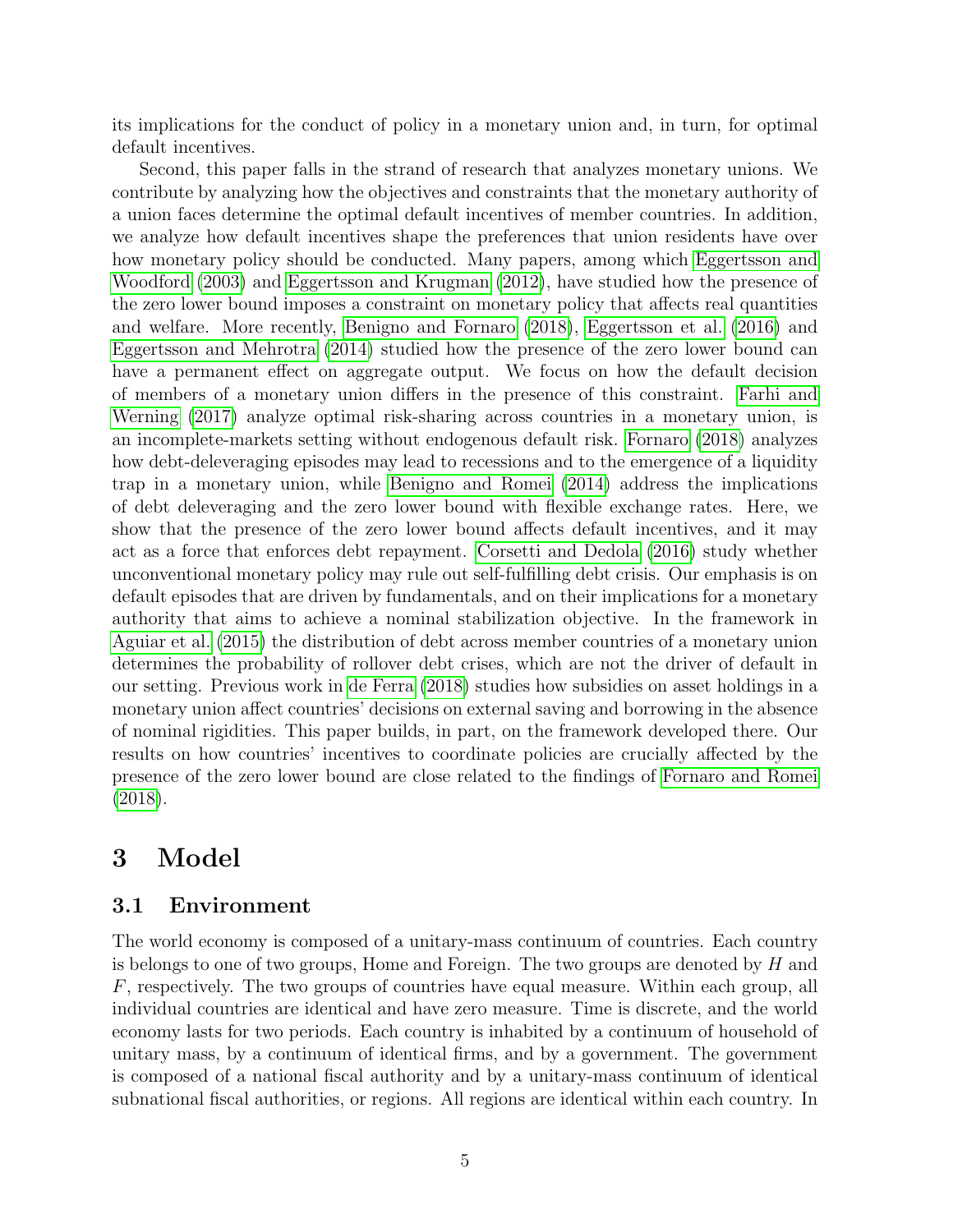its implications for the conduct of policy in a monetary union and, in turn, for optimal default incentives.

Second, this paper falls in the strand of research that analyzes monetary unions. We contribute by analyzing how the objectives and constraints that the monetary authority of a union faces determine the optimal default incentives of member countries. In addition, we analyze how default incentives shape the preferences that union residents have over how monetary policy should be conducted. Many papers, among which Eggertsson and Woodford (2003) and Eggertsson and Krugman (2012), have studied how the presence of the zero lower bound imposes a constraint on monetary policy that affects real quantities and welfare. More recently, Benigno and Fornaro (2018), Eggertsson et al. (2016) and Eggertsson and Mehrotra (2014) studied how the presence of the zero lower bound can have a permanent effect on aggregate output. We focus on how the default decision of members of a monetary union differs in the presence of this constraint. Farhi and Werning (2017) analyze optimal risk-sharing across countries in a monetary union, is an incomplete-markets setting without endogenous default risk. Fornaro (2018) analyzes how debt-deleveraging episodes may lead to recessions and to the emergence of a liquidity trap in a monetary union, while Benigno and Romei (2014) address the implications of debt deleveraging and the zero lower bound with flexible exchange rates. Here, we show that the presence of the zero lower bound affects default incentives, and it may act as a force that enforces debt repayment. Corsetti and Dedola (2016) study whether unconventional monetary policy may rule out self-fulfilling debt crisis. Our emphasis is on default episodes that are driven by fundamentals, and on their implications for a monetary authority that aims to achieve a nominal stabilization objective. In the framework in Aguiar et al. (2015) the distribution of debt across member countries of a monetary union determines the probability of rollover debt crises, which are not the driver of default in our setting. Previous work in de Ferra (2018) studies how subsidies on asset holdings in a monetary union affect countries' decisions on external saving and borrowing in the absence of nominal rigidities. This paper builds, in part, on the framework developed there. Our results on how countries' incentives to coordinate policies are crucially affected by the presence of the zero lower bound are close related to the findings of Fornaro and Romei (2018).

# 3 Model

## 3.1 Environment

The world economy is composed of a unitary-mass continuum of countries. Each country is belongs to one of two groups, Home and Foreign. The two groups are denoted by $H$ and $F$, respectively. The two groups of countries have equal measure. Within each group, all individual countries are identical and have zero measure. Time is discrete, and the world economy lasts for two periods. Each country is inhabited by a continuum of household of unitary mass, by a continuum of identical firms, and by a government. The government is composed of a national fiscal authority and by a unitary-mass continuum of identical subnational fiscal authorities, or regions. All regions are identical within each country. In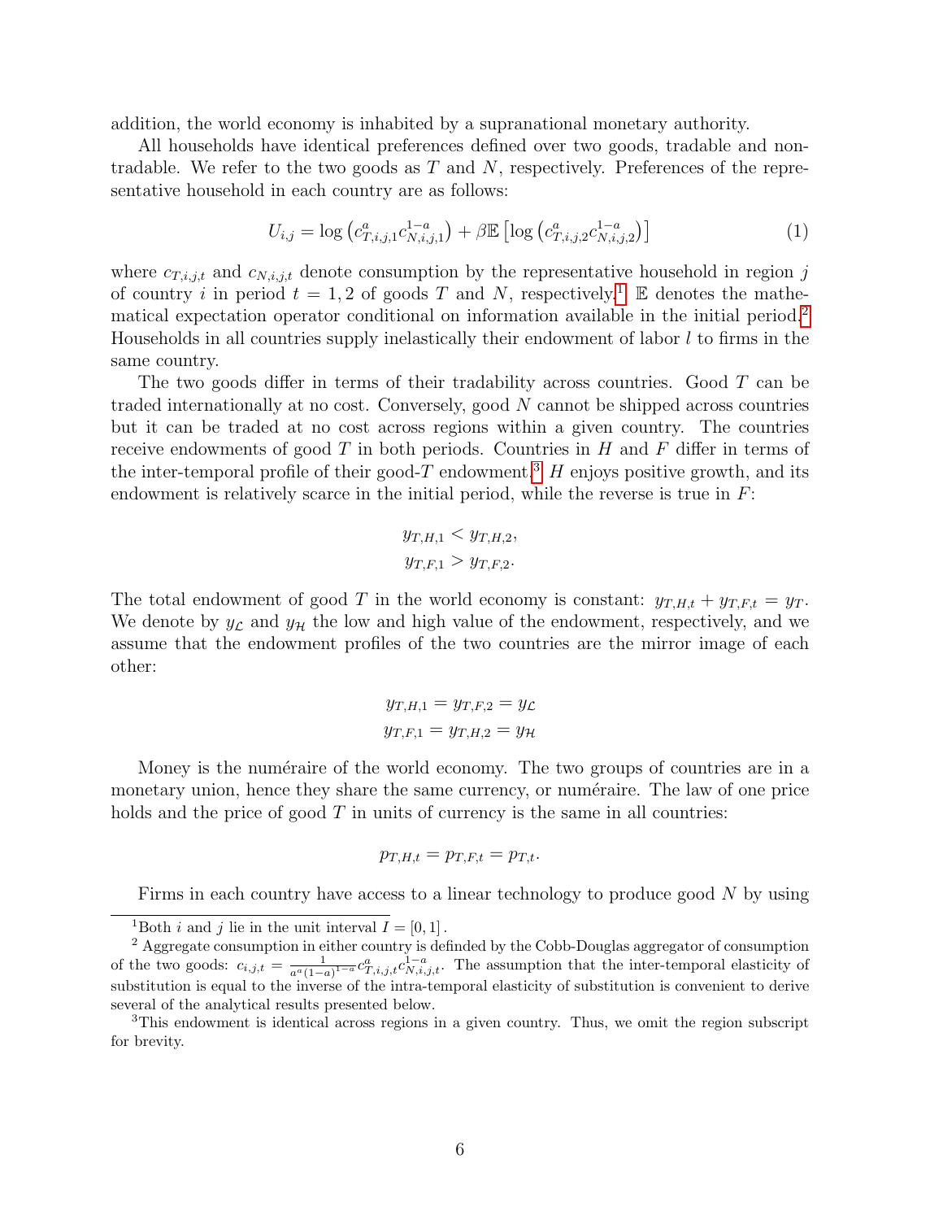addition, the world economy is inhabited by a supranational monetary authority.

All households have identical preferences defined over two goods, tradable and nontradable. We refer to the two goods as $T$ and $N$, respectively. Preferences of the representative household in each country are as follows:

$$U_{i,j} = \log\left(c_{T,i,j,1}^{a} c_{N,i,j,1}^{1-a}\right) + \beta \mathbb{E}\left[\log\left(c_{T,i,j,2}^{a} c_{N,i,j,2}^{1-a}\right)\right] \tag{1}$$

where $c_{T,i,j,t}$ and $c_{N,i,j,t}$ denote consumption by the representative household in region $j$ of country $i$ in period $t = 1, 2$ of goods $T$ and $N$, respectively.[1] $\mathbb{E}$ denotes the mathematical expectation operator conditional on information available in the initial period.[2] Households in all countries supply inelastically their endowment of labor $l$ to firms in the same country.

The two goods differ in terms of their tradability across countries. Good $T$ can be traded internationally at no cost. Conversely, good $N$ cannot be shipped across countries but it can be traded at no cost across regions within a given country. The countries receive endowments of good $T$ in both periods. Countries in $H$ and $F$ differ in terms of the inter-temporal profile of their good-$T$ endowment.[3] $H$ enjoys positive growth, and its endowment is relatively scarce in the initial period, while the reverse is true in $F$:

$$y_{T,H,1} < y_{T,H,2},$$
$$y_{T,F,1} > y_{T,F,2}.$$

The total endowment of good $T$ in the world economy is constant: $y_{T,H,t} + y_{T,F,t} = y_T$. We denote by $y_{\mathcal{L}}$ and $y_{\mathcal{H}}$ the low and high value of the endowment, respectively, and we assume that the endowment profiles of the two countries are the mirror image of each other:

$$y_{T,H,1} = y_{T,F,2} = y_{\mathcal{L}}$$
$$y_{T,F,1} = y_{T,H,2} = y_{\mathcal{H}}$$

Money is the numéraire of the world economy. The two groups of countries are in a monetary union, hence they share the same currency, or numéraire. The law of one price holds and the price of good $T$ in units of currency is the same in all countries:

$$p_{T,H,t} = p_{T,F,t} = p_{T,t}.$$

Firms in each country have access to a linear technology to produce good $N$ by using

---

[1] Both $i$ and $j$ lie in the unit interval $I = [0, 1]$.

[2] Aggregate consumption in either country is definded by the Cobb-Douglas aggregator of consumption of the two goods: $c_{i,j,t} = \frac{1}{a^a (1-a)^{1-a}} c_{T,i,j,t}^{a} c_{N,i,j,t}^{1-a}$. The assumption that the inter-temporal elasticity of substitution is equal to the inverse of the intra-temporal elasticity of substitution is convenient to derive several of the analytical results presented below.

[3] This endowment is identical across regions in a given country. Thus, we omit the region subscript for brevity.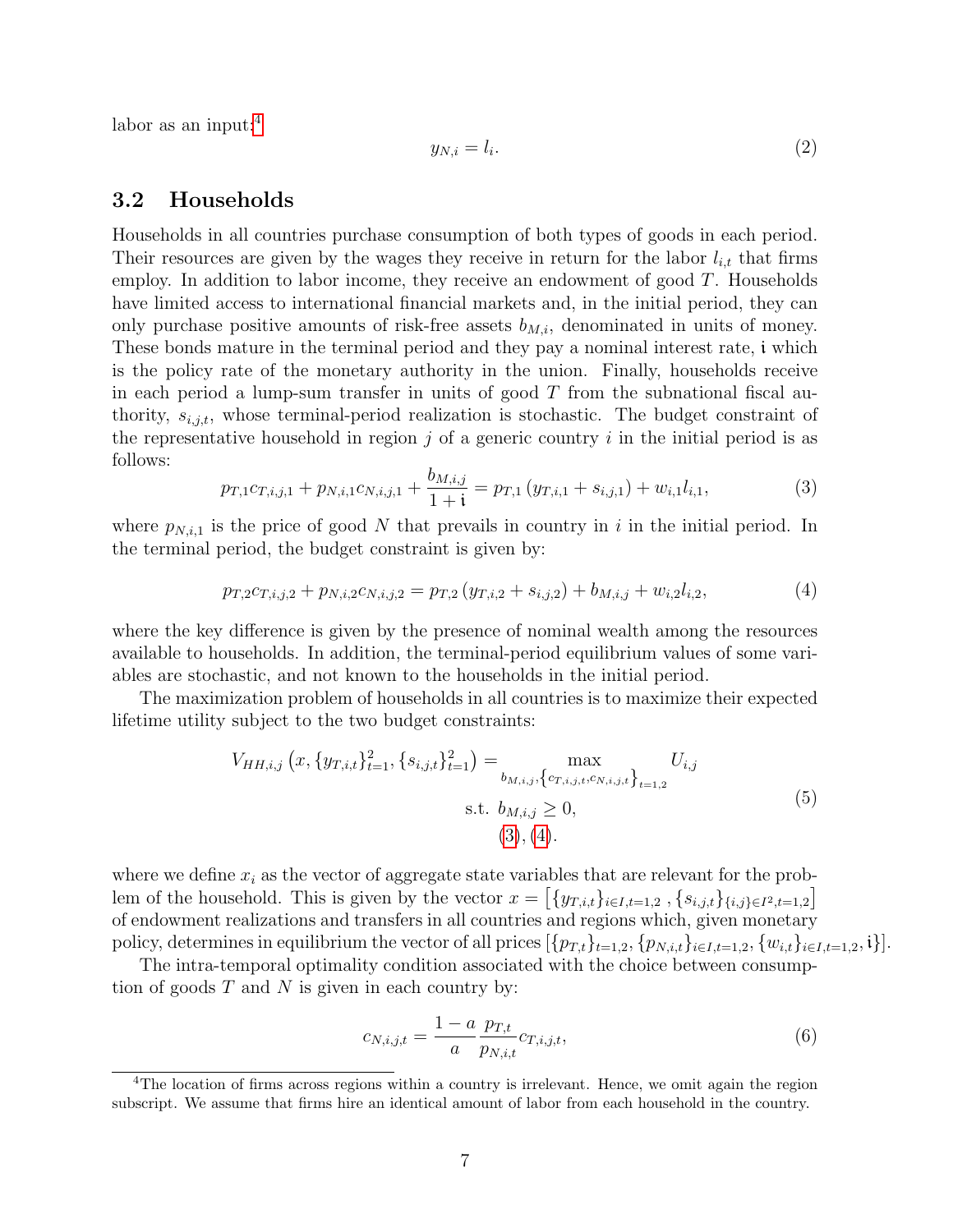labor as an input:[4]

$$y_{N,i} = l_i. \tag{2}$$

### 3.2 Households

Households in all countries purchase consumption of both types of goods in each period. Their resources are given by the wages they receive in return for the labor $l_{i,t}$ that firms employ. In addition to labor income, they receive an endowment of good $T$. Households have limited access to international financial markets and, in the initial period, they can only purchase positive amounts of risk-free assets $b_{M,i}$, denominated in units of money. These bonds mature in the terminal period and they pay a nominal interest rate, $\mathfrak{i}$ which is the policy rate of the monetary authority in the union. Finally, households receive in each period a lump-sum transfer in units of good $T$ from the subnational fiscal authority, $s_{i,j,t}$, whose terminal-period realization is stochastic. The budget constraint of the representative household in region $j$ of a generic country $i$ in the initial period is as follows:

$$p_{T,1}c_{T,i,j,1} + p_{N,i,1}c_{N,i,j,1} + \frac{b_{M,i,j}}{1+\mathfrak{i}} = p_{T,1}\left(y_{T,i,1} + s_{i,j,1}\right) + w_{i,1}l_{i,1}, \tag{3}$$

where $p_{N,i,1}$ is the price of good $N$ that prevails in country in $i$ in the initial period. In the terminal period, the budget constraint is given by:

$$p_{T,2}c_{T,i,j,2} + p_{N,i,2}c_{N,i,j,2} = p_{T,2}\left(y_{T,i,2} + s_{i,j,2}\right) + b_{M,i,j} + w_{i,2}l_{i,2}, \tag{4}$$

where the key difference is given by the presence of nominal wealth among the resources available to households. In addition, the terminal-period equilibrium values of some variables are stochastic, and not known to the households in the initial period.

The maximization problem of households in all countries is to maximize their expected lifetime utility subject to the two budget constraints:

$$\begin{aligned} V_{HH,i,j}\left(x, \{y_{T,i,t}\}_{t=1}^{2}, \{s_{i,j,t}\}_{t=1}^{2}\right) = & \max_{b_{M,i,j},\left\{c_{T,i,j,t},c_{N,i,j,t}\right\}_{t=1,2}} U_{i,j} \\ & \text{s.t. } b_{M,i,j} \geq 0, \\ & (3), (4). \end{aligned} \tag{5}$$

where we define $x_i$ as the vector of aggregate state variables that are relevant for the problem of the household. This is given by the vector $x = \left[\{y_{T,i,t}\}_{i\in I,t=1,2}, \{s_{i,j,t}\}_{\{i,j\}\in I^2,t=1,2}\right]$ of endowment realizations and transfers in all countries and regions which, given monetary policy, determines in equilibrium the vector of all prices $[\{p_{T,t}\}_{t=1,2}, \{p_{N,i,t}\}_{i\in I,t=1,2}, \{w_{i,t}\}_{i\in I,t=1,2}, \mathfrak{i}\}]$.

The intra-temporal optimality condition associated with the choice between consumption of goods $T$ and $N$ is given in each country by:

$$c_{N,i,j,t} = \frac{1-a}{a}\frac{p_{T,t}}{p_{N,i,t}}c_{T,i,j,t}, \tag{6}$$

[4]The location of firms across regions within a country is irrelevant. Hence, we omit again the region subscript. We assume that firms hire an identical amount of labor from each household in the country.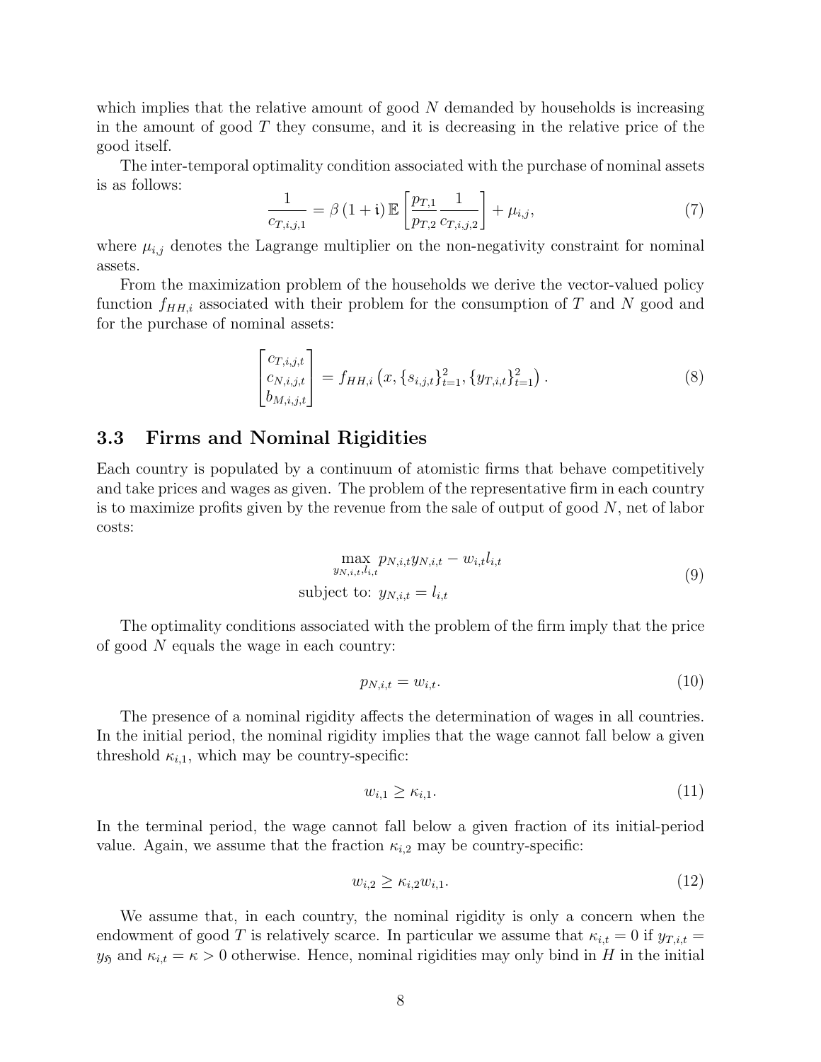which implies that the relative amount of good $N$ demanded by households is increasing in the amount of good $T$ they consume, and it is decreasing in the relative price of the good itself.

The inter-temporal optimality condition associated with the purchase of nominal assets is as follows:

$$\frac{1}{c_{T,i,j,1}} = \beta \left(1 + \mathfrak{i}\right) \mathbb{E}\left[\frac{p_{T,1}}{p_{T,2}} \frac{1}{c_{T,i,j,2}}\right] + \mu_{i,j}, \tag{7}$$

where $\mu_{i,j}$ denotes the Lagrange multiplier on the non-negativity constraint for nominal assets.

From the maximization problem of the households we derive the vector-valued policy function $f_{HH,i}$ associated with their problem for the consumption of $T$ and $N$ good and for the purchase of nominal assets:

$$\begin{bmatrix} c_{T,i,j,t} \\ c_{N,i,j,t} \\ b_{M,i,j,t} \end{bmatrix} = f_{HH,i}\left(x, \{s_{i,j,t}\}_{t=1}^{2}, \{y_{T,i,t}\}_{t=1}^{2}\right). \tag{8}$$

## 3.3 Firms and Nominal Rigidities

Each country is populated by a continuum of atomistic firms that behave competitively and take prices and wages as given. The problem of the representative firm in each country is to maximize profits given by the revenue from the sale of output of good $N$, net of labor costs:

$$\begin{aligned} &\max_{y_{N,i,t}, l_{i,t}} p_{N,i,t} y_{N,i,t} - w_{i,t} l_{i,t} \\ &\text{subject to: } y_{N,i,t} = l_{i,t} \end{aligned} \tag{9}$$

The optimality conditions associated with the problem of the firm imply that the price of good $N$ equals the wage in each country:

$$p_{N,i,t} = w_{i,t}. \tag{10}$$

The presence of a nominal rigidity affects the determination of wages in all countries. In the initial period, the nominal rigidity implies that the wage cannot fall below a given threshold $\kappa_{i,1}$, which may be country-specific:

$$w_{i,1} \geq \kappa_{i,1}. \tag{11}$$

In the terminal period, the wage cannot fall below a given fraction of its initial-period value. Again, we assume that the fraction $\kappa_{i,2}$ may be country-specific:

$$w_{i,2} \geq \kappa_{i,2} w_{i,1}. \tag{12}$$

We assume that, in each country, the nominal rigidity is only a concern when the endowment of good $T$ is relatively scarce. In particular we assume that $\kappa_{i,t} = 0$ if $y_{T,i,t} = y_{\mathfrak{H}}$ and $\kappa_{i,t} = \kappa > 0$ otherwise. Hence, nominal rigidities may only bind in $H$ in the initial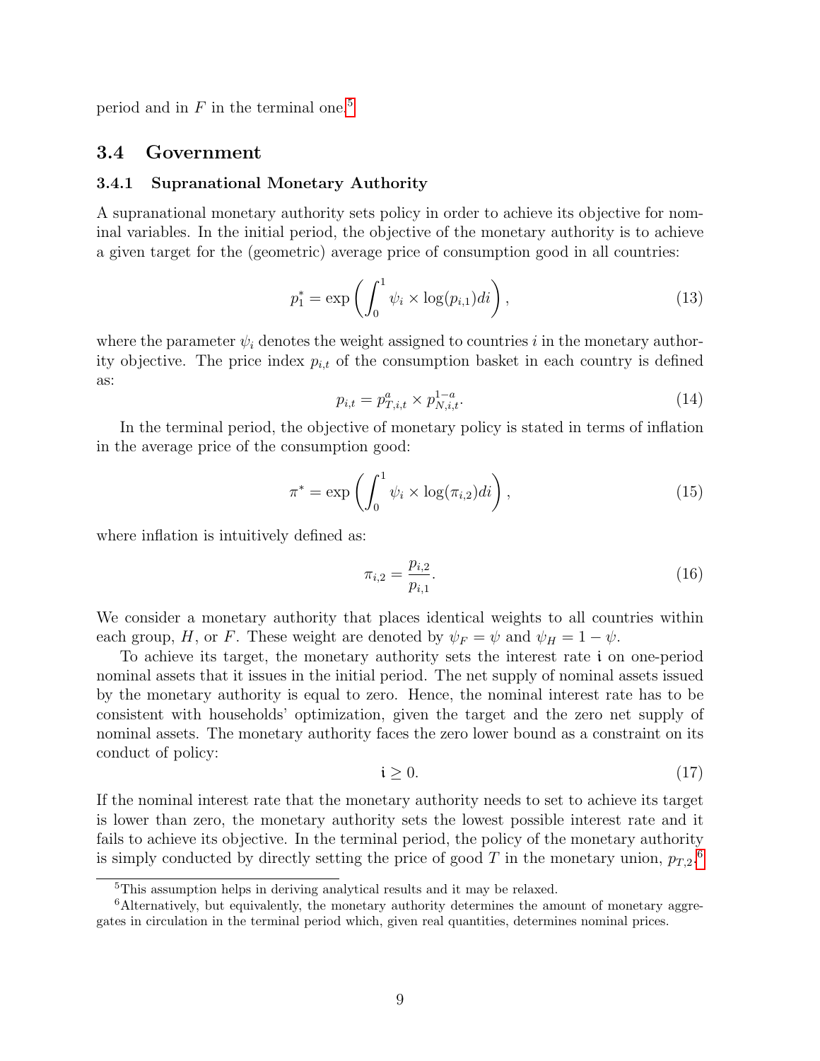period and in $F$ in the terminal one.[5]

## 3.4 Government

### 3.4.1 Supranational Monetary Authority

A supranational monetary authority sets policy in order to achieve its objective for nominal variables. In the initial period, the objective of the monetary authority is to achieve a given target for the (geometric) average price of consumption good in all countries:

$$p_1^* = \exp\left(\int_0^1 \psi_i \times \log(p_{i,1})di\right), \tag{13}$$

where the parameter $\psi_i$ denotes the weight assigned to countries $i$ in the monetary authority objective. The price index $p_{i,t}$ of the consumption basket in each country is defined as:

$$p_{i,t} = p_{T,i,t}^a \times p_{N,i,t}^{1-a}. \tag{14}$$

In the terminal period, the objective of monetary policy is stated in terms of inflation in the average price of the consumption good:

$$\pi^* = \exp\left(\int_0^1 \psi_i \times \log(\pi_{i,2})di\right), \tag{15}$$

where inflation is intuitively defined as:

$$\pi_{i,2} = \frac{p_{i,2}}{p_{i,1}}. \tag{16}$$

We consider a monetary authority that places identical weights to all countries within each group, $H$, or $F$. These weight are denoted by $\psi_F = \psi$ and $\psi_H = 1 - \psi$.

To achieve its target, the monetary authority sets the interest rate $\mathfrak{i}$ on one-period nominal assets that it issues in the initial period. The net supply of nominal assets issued by the monetary authority is equal to zero. Hence, the nominal interest rate has to be consistent with households' optimization, given the target and the zero net supply of nominal assets. The monetary authority faces the zero lower bound as a constraint on its conduct of policy:

$$\mathfrak{i} \geq 0. \tag{17}$$

If the nominal interest rate that the monetary authority needs to set to achieve its target is lower than zero, the monetary authority sets the lowest possible interest rate and it fails to achieve its objective. In the terminal period, the policy of the monetary authority is simply conducted by directly setting the price of good $T$ in the monetary union, $p_{T,2}$.[6]

[5] This assumption helps in deriving analytical results and it may be relaxed.

[6] Alternatively, but equivalently, the monetary authority determines the amount of monetary aggregates in circulation in the terminal period which, given real quantities, determines nominal prices.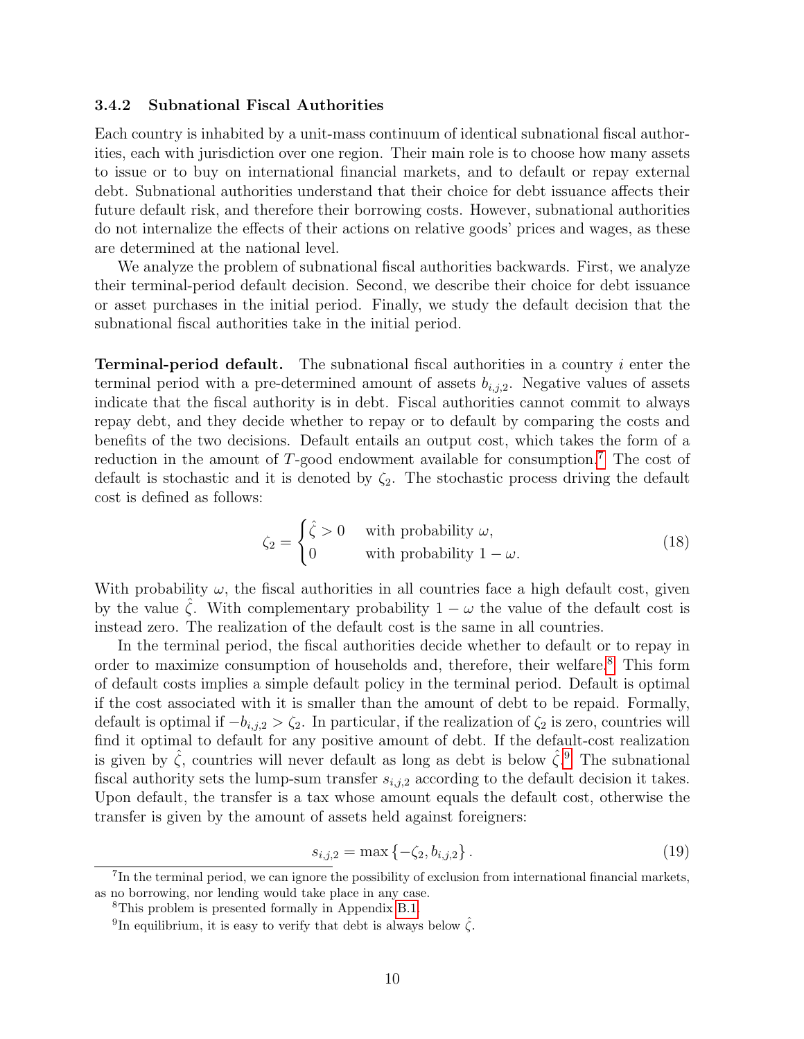### 3.4.2 Subnational Fiscal Authorities

Each country is inhabited by a unit-mass continuum of identical subnational fiscal authorities, each with jurisdiction over one region. Their main role is to choose how many assets to issue or to buy on international financial markets, and to default or repay external debt. Subnational authorities understand that their choice for debt issuance affects their future default risk, and therefore their borrowing costs. However, subnational authorities do not internalize the effects of their actions on relative goods' prices and wages, as these are determined at the national level.

We analyze the problem of subnational fiscal authorities backwards. First, we analyze their terminal-period default decision. Second, we describe their choice for debt issuance or asset purchases in the initial period. Finally, we study the default decision that the subnational fiscal authorities take in the initial period.

**Terminal-period default.** The subnational fiscal authorities in a country $i$ enter the terminal period with a pre-determined amount of assets $b_{i,j,2}$. Negative values of assets indicate that the fiscal authority is in debt. Fiscal authorities cannot commit to always repay debt, and they decide whether to repay or to default by comparing the costs and benefits of the two decisions. Default entails an output cost, which takes the form of a reduction in the amount of $T$-good endowment available for consumption.[7] The cost of default is stochastic and it is denoted by $\zeta_2$. The stochastic process driving the default cost is defined as follows:

$$\zeta_2 = \begin{cases} \hat{\zeta} > 0 & \text{with probability } \omega, \\ 0 & \text{with probability } 1 - \omega. \end{cases} \tag{18}$$

With probability $\omega$, the fiscal authorities in all countries face a high default cost, given by the value $\hat{\zeta}$. With complementary probability $1 - \omega$ the value of the default cost is instead zero. The realization of the default cost is the same in all countries.

In the terminal period, the fiscal authorities decide whether to default or to repay in order to maximize consumption of households and, therefore, their welfare.[8] This form of default costs implies a simple default policy in the terminal period. Default is optimal if the cost associated with it is smaller than the amount of debt to be repaid. Formally, default is optimal if $-b_{i,j,2} > \zeta_2$. In particular, if the realization of $\zeta_2$ is zero, countries will find it optimal to default for any positive amount of debt. If the default-cost realization is given by $\hat{\zeta}$, countries will never default as long as debt is below $\hat{\zeta}$.[9] The subnational fiscal authority sets the lump-sum transfer $s_{i,j,2}$ according to the default decision it takes. Upon default, the transfer is a tax whose amount equals the default cost, otherwise the transfer is given by the amount of assets held against foreigners:

$$s_{i,j,2} = \max\left\{-\zeta_2, b_{i,j,2}\right\}. \tag{19}$$

[7] In the terminal period, we can ignore the possibility of exclusion from international financial markets, as no borrowing, nor lending would take place in any case.

[8] This problem is presented formally in Appendix B.1.

[9] In equilibrium, it is easy to verify that debt is always below $\hat{\zeta}$.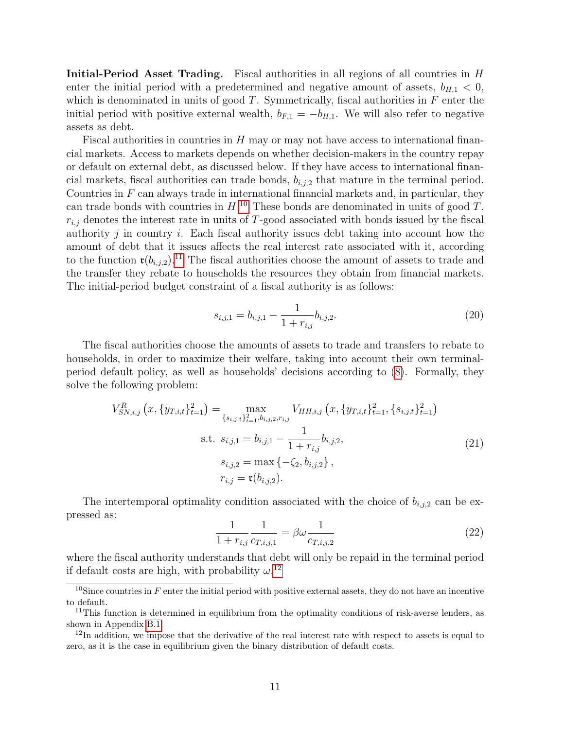**Initial-Period Asset Trading.** Fiscal authorities in all regions of all countries in $H$ enter the initial period with a predetermined and negative amount of assets, $b_{H,1} < 0$, which is denominated in units of good $T$. Symmetrically, fiscal authorities in $F$ enter the initial period with positive external wealth, $b_{F,1} = -b_{H,1}$. We will also refer to negative assets as debt.

Fiscal authorities in countries in $H$ may or may not have access to international financial markets. Access to markets depends on whether decision-makers in the country repay or default on external debt, as discussed below. If they have access to international financial markets, fiscal authorities can trade bonds, $b_{i,j,2}$ that mature in the terminal period. Countries in $F$ can always trade in international financial markets and, in particular, they can trade bonds with countries in $H$.[10] These bonds are denominated in units of good $T$. $r_{i,j}$ denotes the interest rate in units of $T$-good associated with bonds issued by the fiscal authority $j$ in country $i$. Each fiscal authority issues debt taking into account how the amount of debt that it issues affects the real interest rate associated with it, according to the function $\mathfrak{r}(b_{i,j,2})$.[11] The fiscal authorities choose the amount of assets to trade and the transfer they rebate to households the resources they obtain from financial markets. The initial-period budget constraint of a fiscal authority is as follows:

$$s_{i,j,1} = b_{i,j,1} - \frac{1}{1+r_{i,j}} b_{i,j,2}. \tag{20}$$

The fiscal authorities choose the amounts of assets to trade and transfers to rebate to households, in order to maximize their welfare, taking into account their own terminal-period default policy, as well as households' decisions according to (8). Formally, they solve the following problem:

$$\begin{aligned}
V^R_{SN,i,j}\left(x, \{y_{T,i,t}\}_{t=1}^2\right) = \max_{\{s_{i,j,t}\}_{t=1}^2, b_{i,j,2}, r_{i,j}} \; & V_{HH,i,j}\left(x, \{y_{T,i,t}\}_{t=1}^2, \{s_{i,j,t}\}_{t=1}^2\right) \\
\text{s.t. } \; & s_{i,j,1} = b_{i,j,1} - \frac{1}{1+r_{i,j}} b_{i,j,2}, \\
& s_{i,j,2} = \max\left\{-\zeta_2, b_{i,j,2}\right\}, \\
& r_{i,j} = \mathfrak{r}(b_{i,j,2}).
\end{aligned} \tag{21}$$

The intertemporal optimality condition associated with the choice of $b_{i,j,2}$ can be expressed as:

$$\frac{1}{1+r_{i,j}} \frac{1}{c_{T,i,j,1}} = \beta\omega \frac{1}{c_{T,i,j,2}} \tag{22}$$

where the fiscal authority understands that debt will only be repaid in the terminal period if default costs are high, with probability $\omega$.[12]

---

[10] Since countries in $F$ enter the initial period with positive external assets, they do not have an incentive to default.

[11] This function is determined in equilibrium from the optimality conditions of risk-averse lenders, as shown in Appendix B.1.

[12] In addition, we impose that the derivative of the real interest rate with respect to assets is equal to zero, as it is the case in equilibrium given the binary distribution of default costs.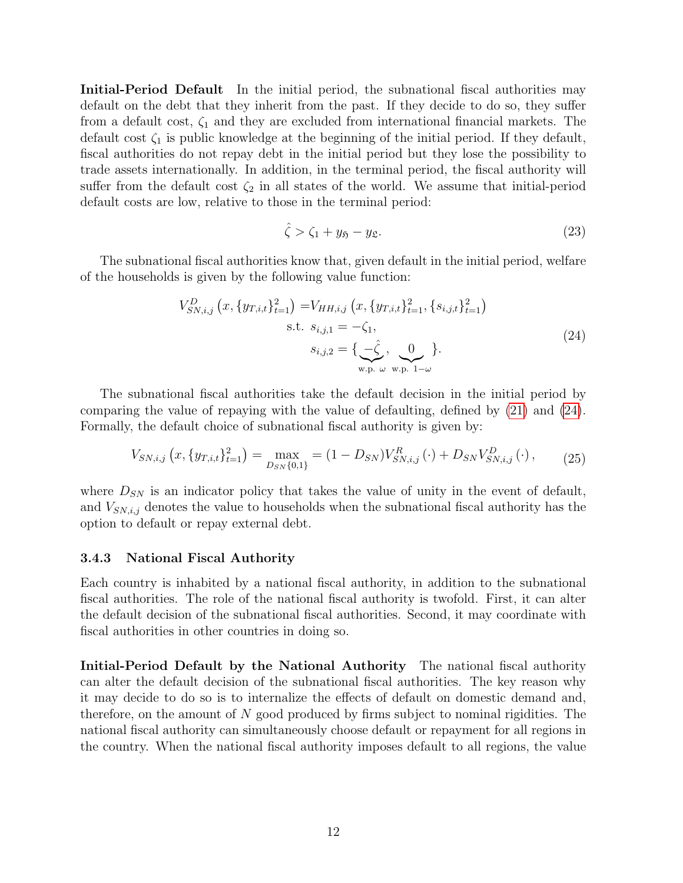**Initial-Period Default** In the initial period, the subnational fiscal authorities may default on the debt that they inherit from the past. If they decide to do so, they suffer from a default cost, $\zeta_1$ and they are excluded from international financial markets. The default cost $\zeta_1$ is public knowledge at the beginning of the initial period. If they default, fiscal authorities do not repay debt in the initial period but they lose the possibility to trade assets internationally. In addition, in the terminal period, the fiscal authority will suffer from the default cost $\zeta_2$ in all states of the world. We assume that initial-period default costs are low, relative to those in the terminal period:

$$\hat{\zeta} > \zeta_1 + y_{\mathfrak{H}} - y_{\mathfrak{L}}. \tag{23}$$

The subnational fiscal authorities know that, given default in the initial period, welfare of the households is given by the following value function:

$$\begin{aligned} V^D_{SN,i,j}\left(x, \{y_{T,i,t}\}_{t=1}^2\right) =& V_{HH,i,j}\left(x, \{y_{T,i,t}\}_{t=1}^2, \{s_{i,j,t}\}_{t=1}^2\right) \\ & \text{s.t. } s_{i,j,1} = -\zeta_1, \\ & \qquad s_{i,j,2} = \{\underbrace{-\hat{\zeta}}_{\text{w.p. } \omega}, \underbrace{0}_{\text{w.p. } 1-\omega}\}. \end{aligned} \tag{24}$$

The subnational fiscal authorities take the default decision in the initial period by comparing the value of repaying with the value of defaulting, defined by (21) and (24). Formally, the default choice of subnational fiscal authority is given by:

$$V_{SN,i,j}\left(x, \{y_{T,i,t}\}_{t=1}^2\right) = \max_{D_{SN}\{0,1\}} = (1 - D_{SN})V^R_{SN,i,j}(\cdot) + D_{SN}V^D_{SN,i,j}(\cdot), \tag{25}$$

where $D_{SN}$ is an indicator policy that takes the value of unity in the event of default, and $V_{SN,i,j}$ denotes the value to households when the subnational fiscal authority has the option to default or repay external debt.

### 3.4.3 National Fiscal Authority

Each country is inhabited by a national fiscal authority, in addition to the subnational fiscal authorities. The role of the national fiscal authority is twofold. First, it can alter the default decision of the subnational fiscal authorities. Second, it may coordinate with fiscal authorities in other countries in doing so.

**Initial-Period Default by the National Authority** The national fiscal authority can alter the default decision of the subnational fiscal authorities. The key reason why it may decide to do so is to internalize the effects of default on domestic demand and, therefore, on the amount of $N$ good produced by firms subject to nominal rigidities. The national fiscal authority can simultaneously choose default or repayment for all regions in the country. When the national fiscal authority imposes default to all regions, the value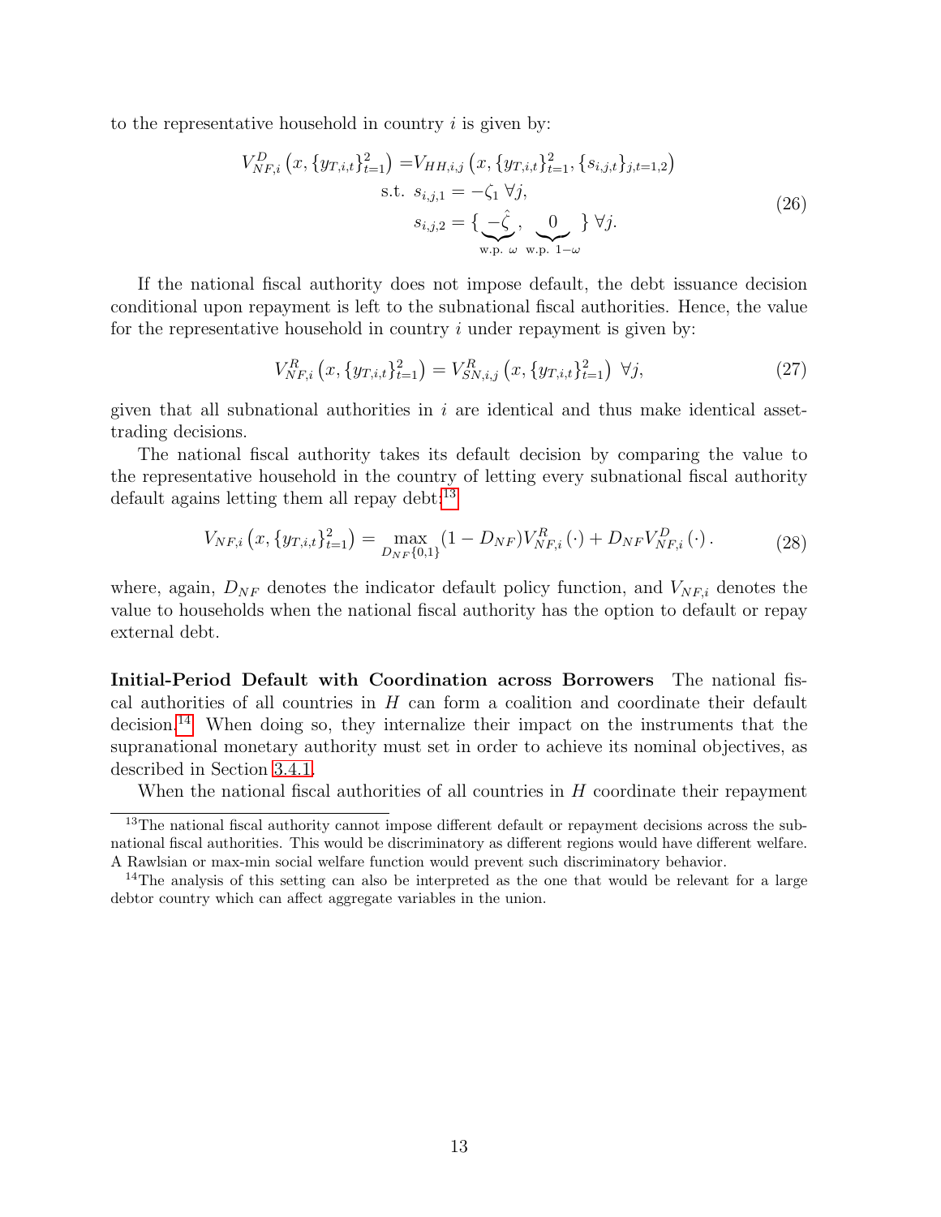to the representative household in country $i$ is given by:

$$
\begin{aligned}
V^{D}_{NF,i}\left(x,\{y_{T,i,t}\}_{t=1}^{2}\right) =& V_{HH,i,j}\left(x,\{y_{T,i,t}\}_{t=1}^{2},\{s_{i,j,t}\}_{j,t=1,2}\right) \\
&\text{s.t. } s_{i,j,1} = -\zeta_1 \ \forall j, \\
&\qquad s_{i,j,2} = \{\underbrace{-\hat{\zeta}}_{\text{w.p. } \omega},\ \underbrace{0}_{\text{w.p. } 1-\omega}\} \ \forall j.
\end{aligned} \tag{26}
$$

If the national fiscal authority does not impose default, the debt issuance decision conditional upon repayment is left to the subnational fiscal authorities. Hence, the value for the representative household in country $i$ under repayment is given by:

$$
V^{R}_{NF,i}\left(x,\{y_{T,i,t}\}_{t=1}^{2}\right) = V^{R}_{SN,i,j}\left(x,\{y_{T,i,t}\}_{t=1}^{2}\right) \ \forall j, \tag{27}
$$

given that all subnational authorities in $i$ are identical and thus make identical asset-trading decisions.

The national fiscal authority takes its default decision by comparing the value to the representative household in the country of letting every subnational fiscal authority default agains letting them all repay debt:[13]

$$
V_{NF,i}\left(x,\{y_{T,i,t}\}_{t=1}^{2}\right) = \max_{D_{NF}\{0,1\}} (1-D_{NF})V^{R}_{NF,i}(\cdot) + D_{NF}V^{D}_{NF,i}(\cdot). \tag{28}
$$

where, again, $D_{NF}$ denotes the indicator default policy function, and $V_{NF,i}$ denotes the value to households when the national fiscal authority has the option to default or repay external debt.

**Initial-Period Default with Coordination across Borrowers** The national fiscal authorities of all countries in $H$ can form a coalition and coordinate their default decision.[14] When doing so, they internalize their impact on the instruments that the supranational monetary authority must set in order to achieve its nominal objectives, as described in Section 3.4.1.

When the national fiscal authorities of all countries in $H$ coordinate their repayment

[13] The national fiscal authority cannot impose different default or repayment decisions across the subnational fiscal authorities. This would be discriminatory as different regions would have different welfare. A Rawlsian or max-min social welfare function would prevent such discriminatory behavior.

[14] The analysis of this setting can also be interpreted as the one that would be relevant for a large debtor country which can affect aggregate variables in the union.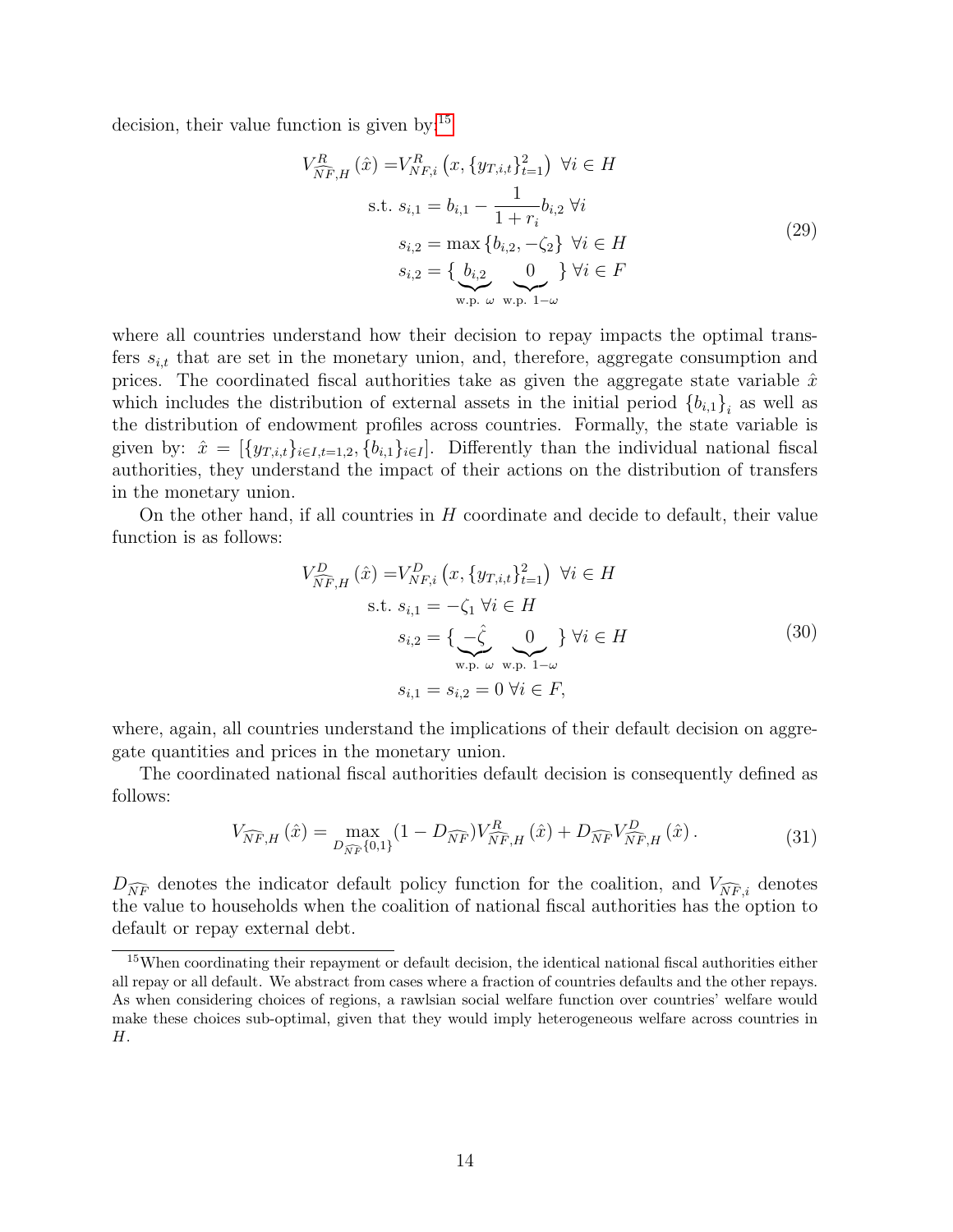decision, their value function is given by:[15]

$$
\begin{aligned}
V^{R}_{\widehat{NF},H}\left(\hat{x}\right) =& V^{R}_{NF,i}\left(x, \{y_{T,i,t}\}_{t=1}^{2}\right) \ \forall i \in H \\
\text{s.t. } & s_{i,1} = b_{i,1} - \frac{1}{1+r_i} b_{i,2} \ \forall i \\
& s_{i,2} = \max\left\{b_{i,2}, -\zeta_2\right\} \ \forall i \in H \\
& s_{i,2} = \{\underbrace{b_{i,2}}_{\text{w.p. } \omega} \quad \underbrace{0}_{\text{w.p. } 1-\omega}\} \ \forall i \in F
\end{aligned}
\tag{29}
$$

where all countries understand how their decision to repay impacts the optimal transfers $s_{i,t}$ that are set in the monetary union, and, therefore, aggregate consumption and prices. The coordinated fiscal authorities take as given the aggregate state variable $\hat{x}$ which includes the distribution of external assets in the initial period $\left\{b_{i,1}\right\}_i$ as well as the distribution of endowment profiles across countries. Formally, the state variable is given by: $\hat{x} = [\{y_{T,i,t}\}_{i\in I, t=1,2}, \{b_{i,1}\}_{i\in I}]$. Differently than the individual national fiscal authorities, they understand the impact of their actions on the distribution of transfers in the monetary union.

On the other hand, if all countries in $H$ coordinate and decide to default, their value function is as follows:

$$
\begin{aligned}
V^{D}_{\widehat{NF},H}\left(\hat{x}\right) =& V^{D}_{NF,i}\left(x, \{y_{T,i,t}\}_{t=1}^{2}\right) \ \forall i \in H \\
\text{s.t. } & s_{i,1} = -\zeta_1 \ \forall i \in H \\
& s_{i,2} = \{\underbrace{-\hat{\zeta}}_{\text{w.p. } \omega} \quad \underbrace{0}_{\text{w.p. } 1-\omega}\} \ \forall i \in H \\
& s_{i,1} = s_{i,2} = 0 \ \forall i \in F,
\end{aligned}
\tag{30}
$$

where, again, all countries understand the implications of their default decision on aggregate quantities and prices in the monetary union.

The coordinated national fiscal authorities default decision is consequently defined as follows:

$$
V_{\widehat{NF},H}\left(\hat{x}\right) = \max_{D_{\widehat{NF}}\{0,1\}} (1 - D_{\widehat{NF}}) V^{R}_{\widehat{NF},H}\left(\hat{x}\right) + D_{\widehat{NF}} V^{D}_{\widehat{NF},H}\left(\hat{x}\right). \tag{31}
$$

$D_{\widehat{NF}}$ denotes the indicator default policy function for the coalition, and $V_{\widehat{NF},i}$ denotes the value to households when the coalition of national fiscal authorities has the option to default or repay external debt.

[15] When coordinating their repayment or default decision, the identical national fiscal authorities either all repay or all default. We abstract from cases where a fraction of countries defaults and the other repays. As when considering choices of regions, a rawlsian social welfare function over countries' welfare would make these choices sub-optimal, given that they would imply heterogeneous welfare across countries in $H$.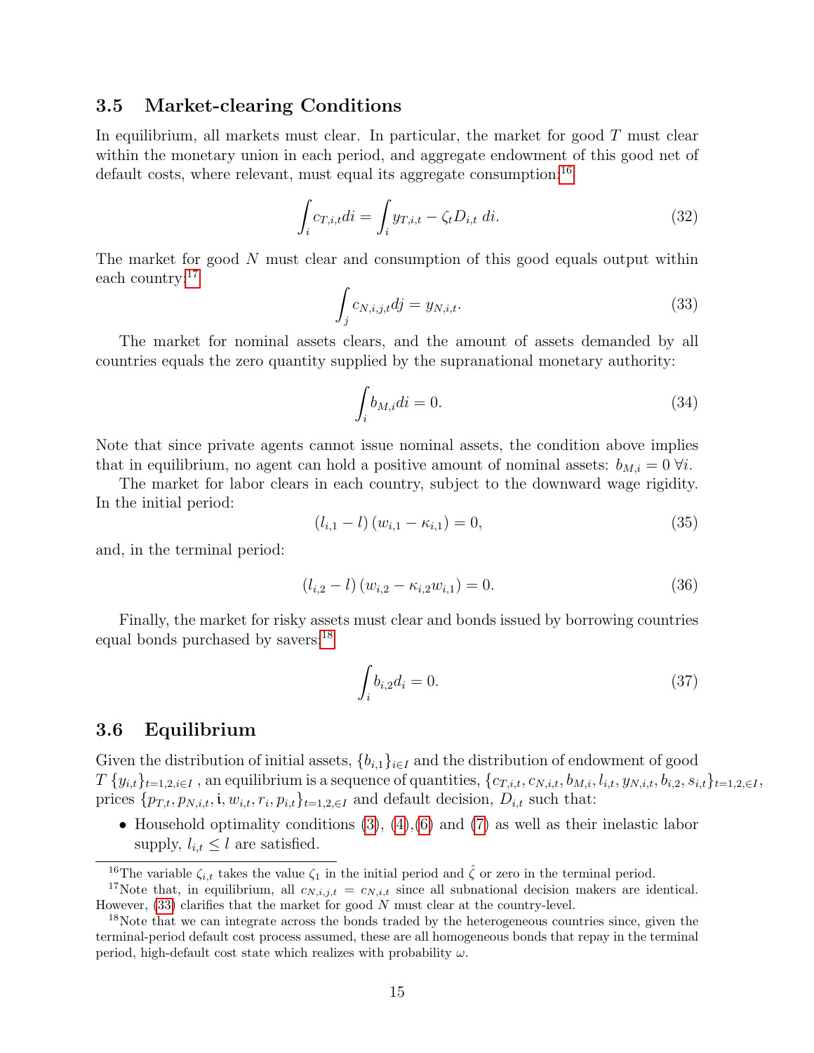### 3.5 Market-clearing Conditions

In equilibrium, all markets must clear. In particular, the market for good $T$ must clear within the monetary union in each period, and aggregate endowment of this good net of default costs, where relevant, must equal its aggregate consumption:[16]

$$\int_i c_{T,i,t} di = \int_i y_{T,i,t} - \zeta_t D_{i,t} \, di. \tag{32}$$

The market for good $N$ must clear and consumption of this good equals output within each country:[17]

$$\int_j c_{N,i,j,t} dj = y_{N,i,t}. \tag{33}$$

The market for nominal assets clears, and the amount of assets demanded by all countries equals the zero quantity supplied by the supranational monetary authority:

$$\int_i b_{M,i} di = 0. \tag{34}$$

Note that since private agents cannot issue nominal assets, the condition above implies that in equilibrium, no agent can hold a positive amount of nominal assets: $b_{M,i} = 0 \; \forall i$.

The market for labor clears in each country, subject to the downward wage rigidity. In the initial period:

$$\left(l_{i,1} - l\right)\left(w_{i,1} - \kappa_{i,1}\right) = 0, \tag{35}$$

and, in the terminal period:

$$\left(l_{i,2} - l\right)\left(w_{i,2} - \kappa_{i,2} w_{i,1}\right) = 0. \tag{36}$$

Finally, the market for risky assets must clear and bonds issued by borrowing countries equal bonds purchased by savers:[18]

$$\int_i b_{i,2} d_i = 0. \tag{37}$$

### 3.6 Equilibrium

Given the distribution of initial assets, $\{b_{i,1}\}_{i \in I}$ and the distribution of endowment of good $T$ $\{y_{i,t}\}_{t=1,2,i \in I}$ , an equilibrium is a sequence of quantities, $\{c_{T,i,t}, c_{N,i,t}, b_{M,i}, l_{i,t}, y_{N,i,t}, b_{i,2}, s_{i,t}\}_{t=1,2,\in I}$, prices $\{p_{T,t}, p_{N,i,t}, \mathfrak{i}, w_{i,t}, r_i, p_{i,t}\}_{t=1,2,\in I}$ and default decision, $D_{i,t}$ such that:

- Household optimality conditions (3), (4),(6) and (7) as well as their inelastic labor supply, $l_{i,t} \leq l$ are satisfied.

---

[16] The variable $\zeta_{i,t}$ takes the value $\zeta_1$ in the initial period and $\hat{\zeta}$ or zero in the terminal period.

[17] Note that, in equilibrium, all $c_{N,i,j,t} = c_{N,i,t}$ since all subnational decision makers are identical. However, (33) clarifies that the market for good $N$ must clear at the country-level.

[18] Note that we can integrate across the bonds traded by the heterogeneous countries since, given the terminal-period default cost process assumed, these are all homogeneous bonds that repay in the terminal period, high-default cost state which realizes with probability $\omega$.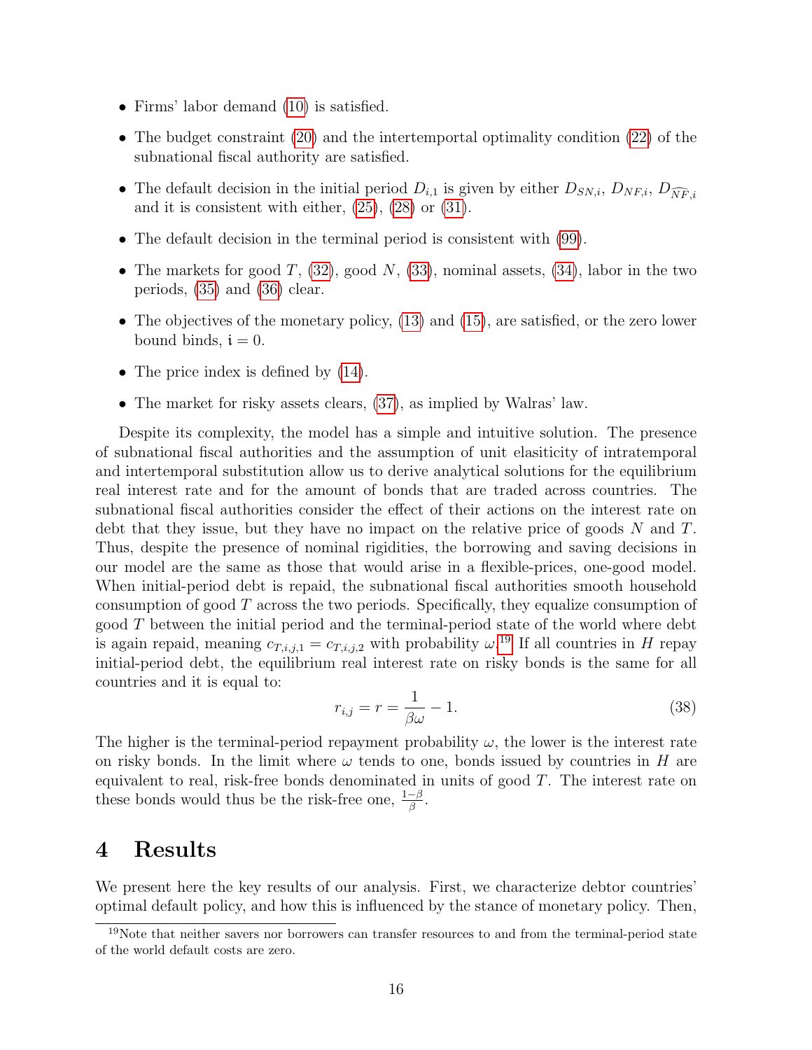- Firms' labor demand (10) is satisfied.
- The budget constraint (20) and the intertemporal optimality condition (22) of the subnational fiscal authority are satisfied.
- The default decision in the initial period $D_{i,1}$ is given by either $D_{SN,i}$, $D_{NF,i}$, $D_{\widehat{NF},i}$ and it is consistent with either, (25), (28) or (31).
- The default decision in the terminal period is consistent with (99).
- The markets for good $T$, (32), good $N$, (33), nominal assets, (34), labor in the two periods, (35) and (36) clear.
- The objectives of the monetary policy, (13) and (15), are satisfied, or the zero lower bound binds, $\mathfrak{i} = 0$.
- The price index is defined by (14).
- The market for risky assets clears, (37), as implied by Walras' law.

Despite its complexity, the model has a simple and intuitive solution. The presence of subnational fiscal authorities and the assumption of unit elasiticity of intratemporal and intertemporal substitution allow us to derive analytical solutions for the equilibrium real interest rate and for the amount of bonds that are traded across countries. The subnational fiscal authorities consider the effect of their actions on the interest rate on debt that they issue, but they have no impact on the relative price of goods $N$ and $T$. Thus, despite the presence of nominal rigidities, the borrowing and saving decisions in our model are the same as those that would arise in a flexible-prices, one-good model. When initial-period debt is repaid, the subnational fiscal authorities smooth household consumption of good $T$ across the two periods. Specifically, they equalize consumption of good $T$ between the initial period and the terminal-period state of the world where debt is again repaid, meaning $c_{T,i,j,1} = c_{T,i,j,2}$ with probability $\omega$.[19] If all countries in $H$ repay initial-period debt, the equilibrium real interest rate on risky bonds is the same for all countries and it is equal to:

$$r_{i,j} = r = \frac{1}{\beta\omega} - 1. \tag{38}$$

The higher is the terminal-period repayment probability $\omega$, the lower is the interest rate on risky bonds. In the limit where $\omega$ tends to one, bonds issued by countries in $H$ are equivalent to real, risk-free bonds denominated in units of good $T$. The interest rate on these bonds would thus be the risk-free one, $\frac{1-\beta}{\beta}$.

# 4 Results

We present here the key results of our analysis. First, we characterize debtor countries' optimal default policy, and how this is influenced by the stance of monetary policy. Then,

[19] Note that neither savers nor borrowers can transfer resources to and from the terminal-period state of the world default costs are zero.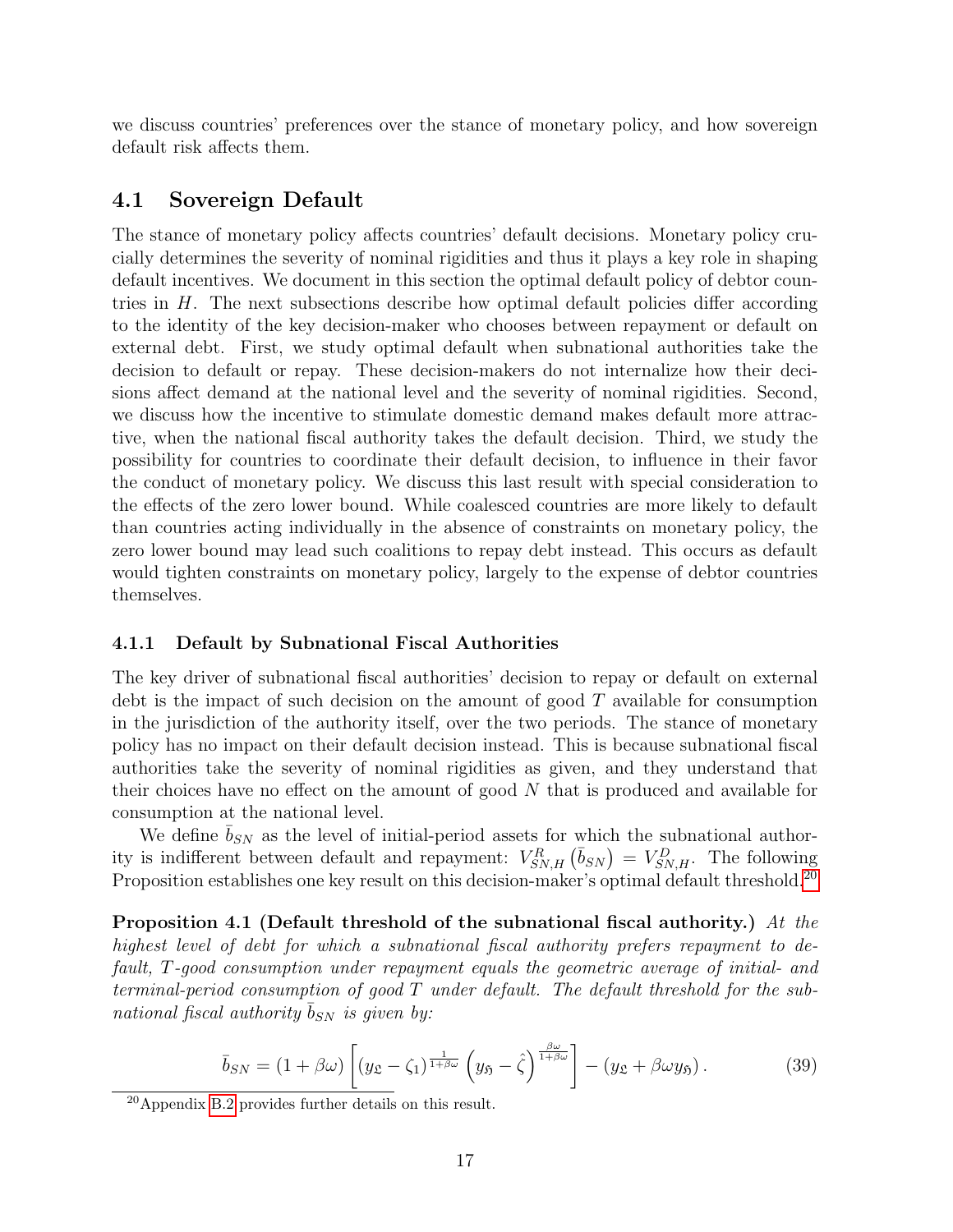we discuss countries' preferences over the stance of monetary policy, and how sovereign default risk affects them.

## 4.1 Sovereign Default

The stance of monetary policy affects countries' default decisions. Monetary policy crucially determines the severity of nominal rigidities and thus it plays a key role in shaping default incentives. We document in this section the optimal default policy of debtor countries in $H$. The next subsections describe how optimal default policies differ according to the identity of the key decision-maker who chooses between repayment or default on external debt. First, we study optimal default when subnational authorities take the decision to default or repay. These decision-makers do not internalize how their decisions affect demand at the national level and the severity of nominal rigidities. Second, we discuss how the incentive to stimulate domestic demand makes default more attractive, when the national fiscal authority takes the default decision. Third, we study the possibility for countries to coordinate their default decision, to influence in their favor the conduct of monetary policy. We discuss this last result with special consideration to the effects of the zero lower bound. While coalesced countries are more likely to default than countries acting individually in the absence of constraints on monetary policy, the zero lower bound may lead such coalitions to repay debt instead. This occurs as default would tighten constraints on monetary policy, largely to the expense of debtor countries themselves.

### 4.1.1 Default by Subnational Fiscal Authorities

The key driver of subnational fiscal authorities' decision to repay or default on external debt is the impact of such decision on the amount of good $T$ available for consumption in the jurisdiction of the authority itself, over the two periods. The stance of monetary policy has no impact on their default decision instead. This is because subnational fiscal authorities take the severity of nominal rigidities as given, and they understand that their choices have no effect on the amount of good $N$ that is produced and available for consumption at the national level.

We define $\bar{b}_{SN}$ as the level of initial-period assets for which the subnational authority is indifferent between default and repayment: $V^{R}_{SN,H}\left(\bar{b}_{SN}\right) = V^{D}_{SN,H}$. The following Proposition establishes one key result on this decision-maker's optimal default threshold.[20]

**Proposition 4.1 (Default threshold of the subnational fiscal authority.)** *At the highest level of debt for which a subnational fiscal authority prefers repayment to default, T-good consumption under repayment equals the geometric average of initial- and terminal-period consumption of good T under default. The default threshold for the subnational fiscal authority $\bar{b}_{SN}$ is given by:*

$$\bar{b}_{SN} = (1+\beta\omega)\left[\left(y_{\mathfrak{L}} - \zeta_1\right)^{\frac{1}{1+\beta\omega}}\left(y_{\mathfrak{H}} - \hat{\zeta}\right)^{\frac{\beta\omega}{1+\beta\omega}}\right] - \left(y_{\mathfrak{L}} + \beta\omega y_{\mathfrak{H}}\right). \tag{39}$$

[20] Appendix B.2 provides further details on this result.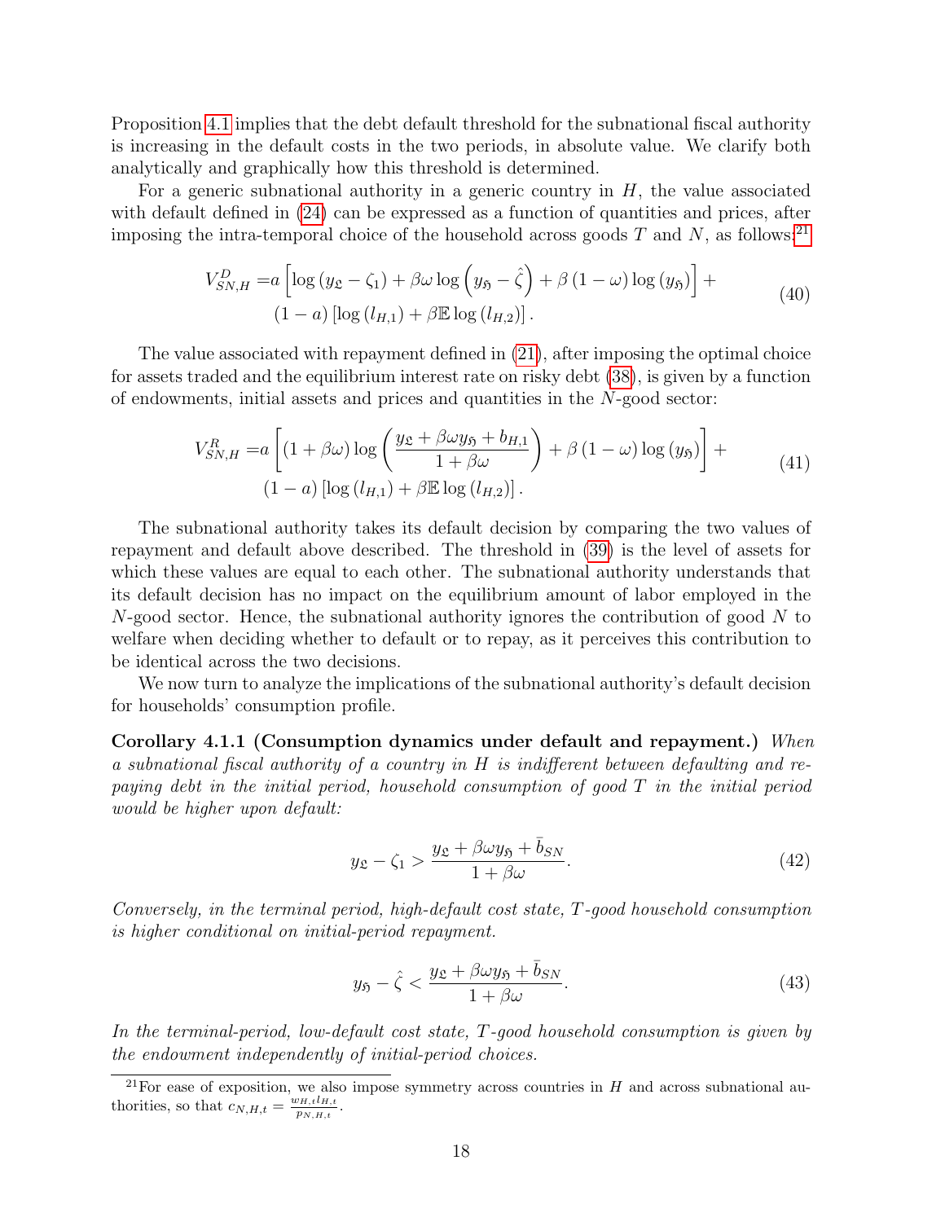Proposition 4.1 implies that the debt default threshold for the subnational fiscal authority is increasing in the default costs in the two periods, in absolute value. We clarify both analytically and graphically how this threshold is determined.

For a generic subnational authority in a generic country in $H$, the value associated with default defined in (24) can be expressed as a function of quantities and prices, after imposing the intra-temporal choice of the household across goods $T$ and $N$, as follows:[21]

$$
\begin{aligned}
V^{D}_{SN,H} =& a\left[\log\left(y_{\mathfrak{L}}-\zeta_1\right)+\beta\omega\log\left(y_{\mathfrak{H}}-\hat{\zeta}\right)+\beta\left(1-\omega\right)\log\left(y_{\mathfrak{H}}\right)\right]+ \\
& (1-a)\left[\log\left(l_{H,1}\right)+\beta\mathbb{E}\log\left(l_{H,2}\right)\right].
\end{aligned}
\tag{40}
$$

The value associated with repayment defined in (21), after imposing the optimal choice for assets traded and the equilibrium interest rate on risky debt (38), is given by a function of endowments, initial assets and prices and quantities in the $N$-good sector:

$$
\begin{aligned}
V^{R}_{SN,H} =& a\left[\left(1+\beta\omega\right)\log\left(\frac{y_{\mathfrak{L}}+\beta\omega y_{\mathfrak{H}}+b_{H,1}}{1+\beta\omega}\right)+\beta\left(1-\omega\right)\log\left(y_{\mathfrak{H}}\right)\right]+ \\
& (1-a)\left[\log\left(l_{H,1}\right)+\beta\mathbb{E}\log\left(l_{H,2}\right)\right].
\end{aligned}
\tag{41}
$$

The subnational authority takes its default decision by comparing the two values of repayment and default above described. The threshold in (39) is the level of assets for which these values are equal to each other. The subnational authority understands that its default decision has no impact on the equilibrium amount of labor employed in the $N$-good sector. Hence, the subnational authority ignores the contribution of good $N$ to welfare when deciding whether to default or to repay, as it perceives this contribution to be identical across the two decisions.

We now turn to analyze the implications of the subnational authority's default decision for households' consumption profile.

**Corollary 4.1.1 (Consumption dynamics under default and repayment.)** *When a subnational fiscal authority of a country in $H$ is indifferent between defaulting and repaying debt in the initial period, household consumption of good $T$ in the initial period would be higher upon default:*

$$
y_{\mathfrak{L}}-\zeta_1 > \frac{y_{\mathfrak{L}}+\beta\omega y_{\mathfrak{H}}+\bar{b}_{SN}}{1+\beta\omega}.
\tag{42}
$$

*Conversely, in the terminal period, high-default cost state, $T$-good household consumption is higher conditional on initial-period repayment.*

$$
y_{\mathfrak{H}}-\hat{\zeta} < \frac{y_{\mathfrak{L}}+\beta\omega y_{\mathfrak{H}}+\bar{b}_{SN}}{1+\beta\omega}.
\tag{43}
$$

*In the terminal-period, low-default cost state, $T$-good household consumption is given by the endowment independently of initial-period choices.*

[21] For ease of exposition, we also impose symmetry across countries in $H$ and across subnational authorities, so that $c_{N,H,t}=\frac{w_{H,t}l_{H,t}}{p_{N,H,t}}$.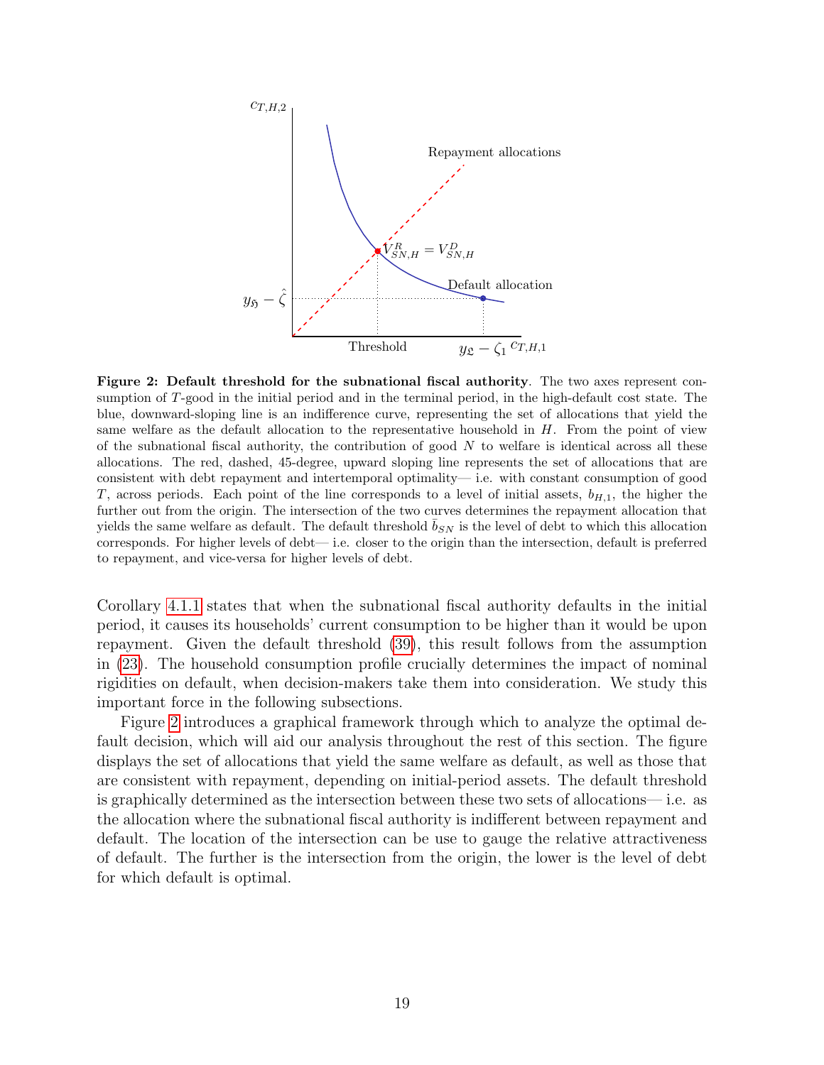**Figure 2: Default threshold for the subnational fiscal authority**. The two axes represent consumption of $T$-good in the initial period and in the terminal period, in the high-default cost state. The blue, downward-sloping line is an indifference curve, representing the set of allocations that yield the same welfare as the default allocation to the representative household in $H$. From the point of view of the subnational fiscal authority, the contribution of good $N$ to welfare is identical across all these allocations. The red, dashed, 45-degree, upward sloping line represents the set of allocations that are consistent with debt repayment and intertemporal optimality— i.e. with constant consumption of good $T$, across periods. Each point of the line corresponds to a level of initial assets, $b_{H,1}$, the higher the further out from the origin. The intersection of the two curves determines the repayment allocation that yields the same welfare as default. The default threshold $\bar{b}_{SN}$ is the level of debt to which this allocation corresponds. For higher levels of debt— i.e. closer to the origin than the intersection, default is preferred to repayment, and vice-versa for higher levels of debt.

Corollary 4.1.1 states that when the subnational fiscal authority defaults in the initial period, it causes its households' current consumption to be higher than it would be upon repayment. Given the default threshold (39), this result follows from the assumption in (23). The household consumption profile crucially determines the impact of nominal rigidities on default, when decision-makers take them into consideration. We study this important force in the following subsections.

Figure 2 introduces a graphical framework through which to analyze the optimal default decision, which will aid our analysis throughout the rest of this section. The figure displays the set of allocations that yield the same welfare as default, as well as those that are consistent with repayment, depending on initial-period assets. The default threshold is graphically determined as the intersection between these two sets of allocations— i.e. as the allocation where the subnational fiscal authority is indifferent between repayment and default. The location of the intersection can be use to gauge the relative attractiveness of default. The further is the intersection from the origin, the lower is the level of debt for which default is optimal.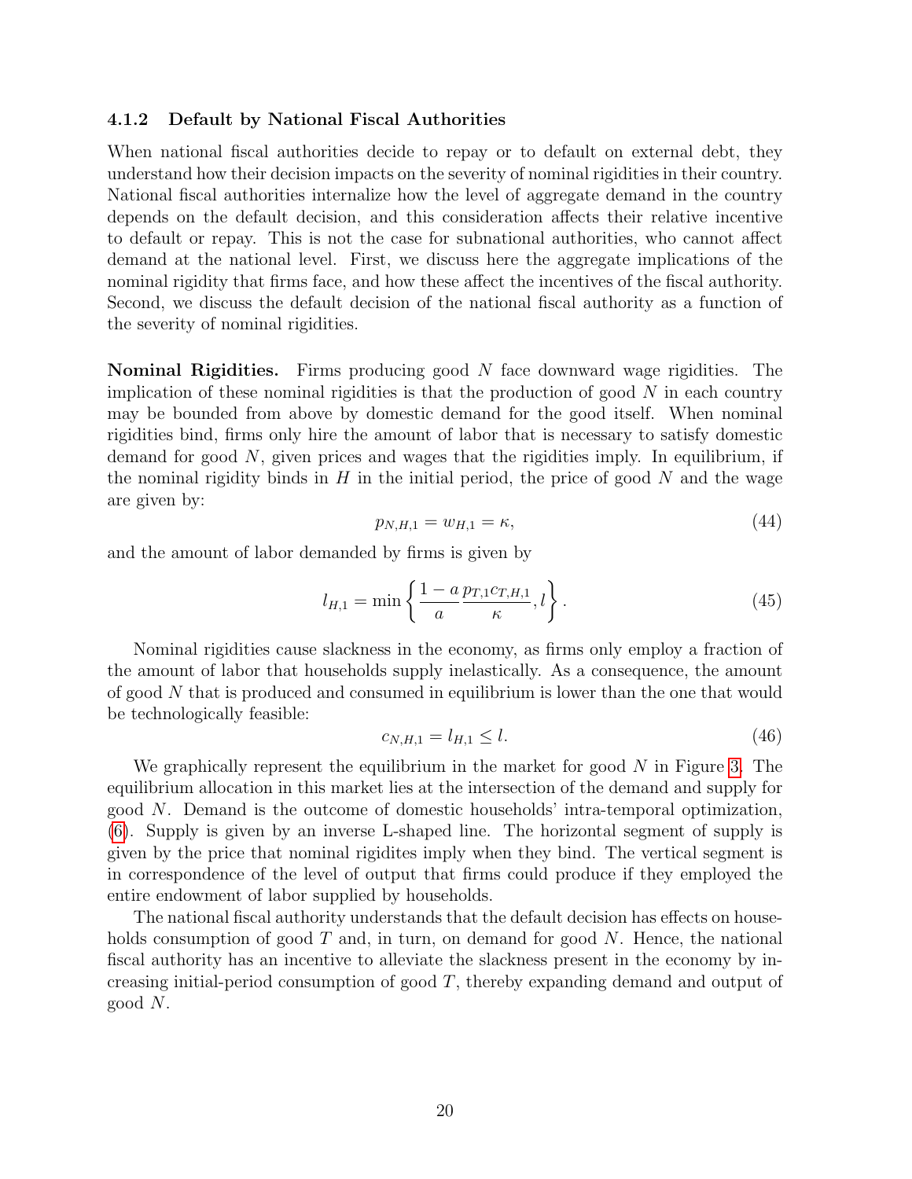### 4.1.2 Default by National Fiscal Authorities

When national fiscal authorities decide to repay or to default on external debt, they understand how their decision impacts on the severity of nominal rigidities in their country. National fiscal authorities internalize how the level of aggregate demand in the country depends on the default decision, and this consideration affects their relative incentive to default or repay. This is not the case for subnational authorities, who cannot affect demand at the national level. First, we discuss here the aggregate implications of the nominal rigidity that firms face, and how these affect the incentives of the fiscal authority. Second, we discuss the default decision of the national fiscal authority as a function of the severity of nominal rigidities.

**Nominal Rigidities.** Firms producing good $N$ face downward wage rigidities. The implication of these nominal rigidities is that the production of good $N$ in each country may be bounded from above by domestic demand for the good itself. When nominal rigidities bind, firms only hire the amount of labor that is necessary to satisfy domestic demand for good $N$, given prices and wages that the rigidities imply. In equilibrium, if the nominal rigidity binds in $H$ in the initial period, the price of good $N$ and the wage are given by:

$$p_{N,H,1} = w_{H,1} = \kappa, \tag{44}$$

and the amount of labor demanded by firms is given by

$$l_{H,1} = \min \left\{ \frac{1-a}{a} \frac{p_{T,1} c_{T,H,1}}{\kappa}, l \right\}. \tag{45}$$

Nominal rigidities cause slackness in the economy, as firms only employ a fraction of the amount of labor that households supply inelastically. As a consequence, the amount of good $N$ that is produced and consumed in equilibrium is lower than the one that would be technologically feasible:

$$c_{N,H,1} = l_{H,1} \leq l. \tag{46}$$

We graphically represent the equilibrium in the market for good $N$ in Figure 3. The equilibrium allocation in this market lies at the intersection of the demand and supply for good $N$. Demand is the outcome of domestic households' intra-temporal optimization, (6). Supply is given by an inverse L-shaped line. The horizontal segment of supply is given by the price that nominal rigidites imply when they bind. The vertical segment is in correspondence of the level of output that firms could produce if they employed the entire endowment of labor supplied by households.

The national fiscal authority understands that the default decision has effects on households consumption of good $T$ and, in turn, on demand for good $N$. Hence, the national fiscal authority has an incentive to alleviate the slackness present in the economy by increasing initial-period consumption of good $T$, thereby expanding demand and output of good $N$.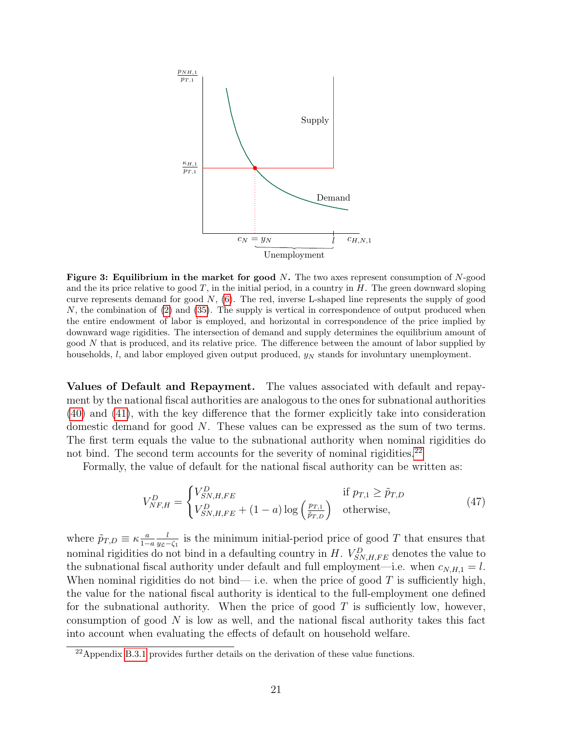**Figure 3: Equilibrium in the market for good $N$.** The two axes represent consumption of $N$-good and the its price relative to good $T$, in the initial period, in a country in $H$. The green downward sloping curve represents demand for good $N$, (6). The red, inverse L-shaped line represents the supply of good $N$, the combination of (2) and (35). The supply is vertical in correspondence of output produced when the entire endowment of labor is employed, and horizontal in correspondence of the price implied by downward wage rigidities. The intersection of demand and supply determines the equilibrium amount of good $N$ that is produced, and its relative price. The difference between the amount of labor supplied by households, $l$, and labor employed given output produced, $y_N$ stands for involuntary unemployment.

**Values of Default and Repayment.** The values associated with default and repayment by the national fiscal authorities are analogous to the ones for subnational authorities (40) and (41), with the key difference that the former explicitly take into consideration domestic demand for good $N$. These values can be expressed as the sum of two terms. The first term equals the value to the subnational authority when nominal rigidities do not bind. The second term accounts for the severity of nominal rigidities.[22]

Formally, the value of default for the national fiscal authority can be written as:

$$V^D_{NF,H} = \begin{cases} V^D_{SN,H,FE} & \text{if } p_{T,1} \geq \tilde{p}_{T,D} \\ V^D_{SN,H,FE} + (1-a)\log\left(\frac{p_{T,1}}{\tilde{p}_{T,D}}\right) & \text{otherwise,} \end{cases} \tag{47}$$

where $\tilde{p}_{T,D} \equiv \kappa \frac{a}{1-a} \frac{l}{y_{\mathfrak{L}} - \zeta_1}$ is the minimum initial-period price of good $T$ that ensures that nominal rigidities do not bind in a defaulting country in $H$. $V^D_{SN,H,FE}$ denotes the value to the subnational fiscal authority under default and full employment—i.e. when $c_{N,H,1} = l$. When nominal rigidities do not bind— i.e. when the price of good $T$ is sufficiently high, the value for the national fiscal authority is identical to the full-employment one defined for the subnational authority. When the price of good $T$ is sufficiently low, however, consumption of good $N$ is low as well, and the national fiscal authority takes this fact into account when evaluating the effects of default on household welfare.

[22] Appendix B.3.1 provides further details on the derivation of these value functions.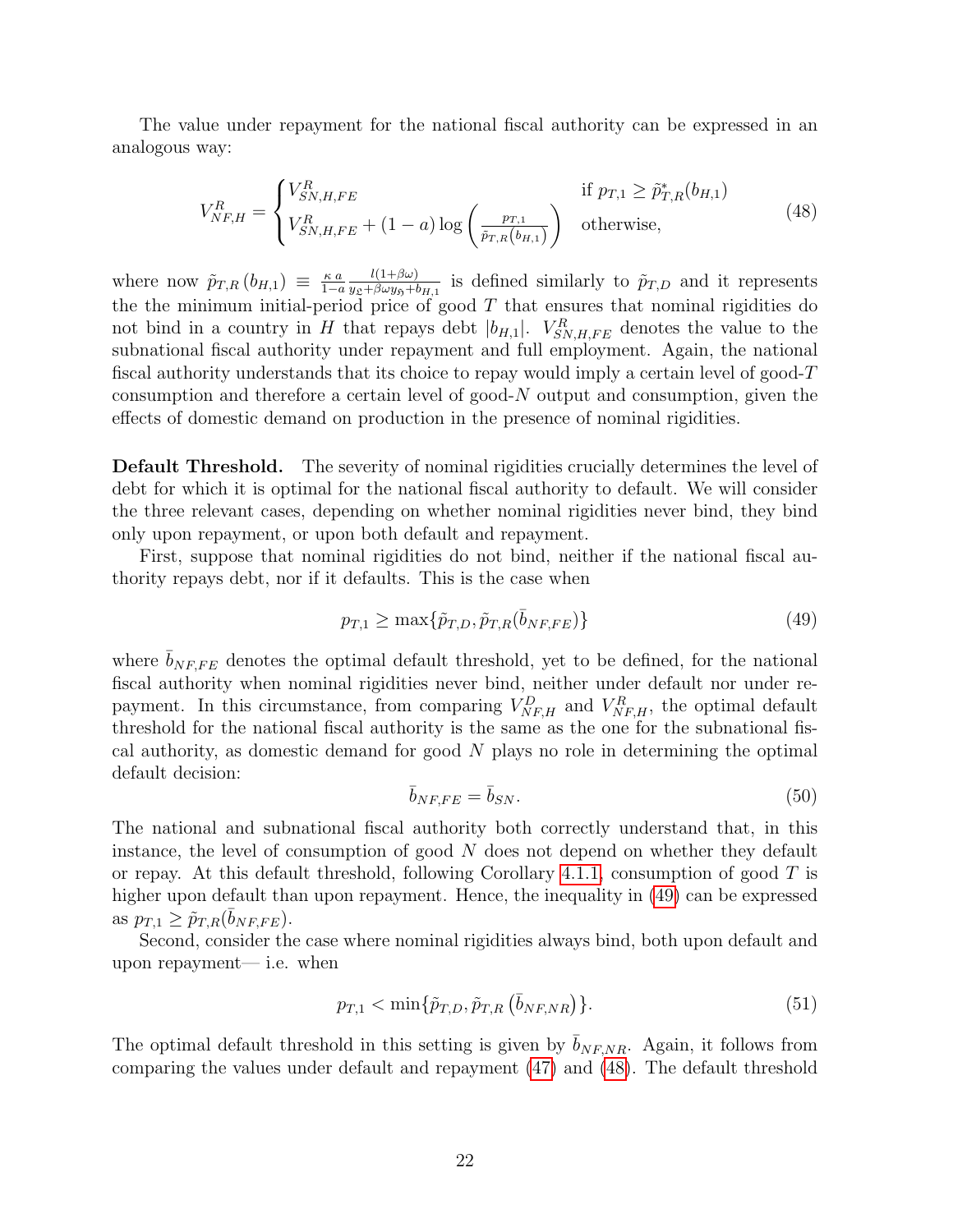The value under repayment for the national fiscal authority can be expressed in an analogous way:

$$V^R_{NF,H} = \begin{cases} V^R_{SN,H,FE} & \text{if } p_{T,1} \geq \tilde{p}^*_{T,R}(b_{H,1}) \\ V^R_{SN,H,FE} + (1-a)\log\left(\frac{p_{T,1}}{\tilde{p}_{T,R}(b_{H,1})}\right) & \text{otherwise,} \end{cases} \tag{48}$$

where now $\tilde{p}_{T,R}(b_{H,1}) \equiv \frac{\kappa\, a}{1-a}\frac{l(1+\beta\omega)}{y_{\mathfrak{L}}+\beta\omega y_{\mathfrak{H}}+b_{H,1}}$ is defined similarly to $\tilde{p}_{T,D}$ and it represents the the minimum initial-period price of good $T$ that ensures that nominal rigidities do not bind in a country in $H$ that repays debt $|b_{H,1}|$. $V^R_{SN,H,FE}$ denotes the value to the subnational fiscal authority under repayment and full employment. Again, the national fiscal authority understands that its choice to repay would imply a certain level of good-$T$ consumption and therefore a certain level of good-$N$ output and consumption, given the effects of domestic demand on production in the presence of nominal rigidities.

**Default Threshold.** The severity of nominal rigidities crucially determines the level of debt for which it is optimal for the national fiscal authority to default. We will consider the three relevant cases, depending on whether nominal rigidities never bind, they bind only upon repayment, or upon both default and repayment.

First, suppose that nominal rigidities do not bind, neither if the national fiscal authority repays debt, nor if it defaults. This is the case when

$$p_{T,1} \geq \max\{\tilde{p}_{T,D}, \tilde{p}_{T,R}(\bar{b}_{NF,FE})\} \tag{49}$$

where $\bar{b}_{NF,FE}$ denotes the optimal default threshold, yet to be defined, for the national fiscal authority when nominal rigidities never bind, neither under default nor under repayment. In this circumstance, from comparing $V^D_{NF,H}$ and $V^R_{NF,H}$, the optimal default threshold for the national fiscal authority is the same as the one for the subnational fiscal authority, as domestic demand for good $N$ plays no role in determining the optimal default decision:

$$\bar{b}_{NF,FE} = \bar{b}_{SN}. \tag{50}$$

The national and subnational fiscal authority both correctly understand that, in this instance, the level of consumption of good $N$ does not depend on whether they default or repay. At this default threshold, following Corollary 4.1.1, consumption of good $T$ is higher upon default than upon repayment. Hence, the inequality in (49) can be expressed as $p_{T,1} \geq \tilde{p}_{T,R}(\bar{b}_{NF,FE})$.

Second, consider the case where nominal rigidities always bind, both upon default and upon repayment— i.e. when

$$p_{T,1} < \min\{\tilde{p}_{T,D}, \tilde{p}_{T,R}\left(\bar{b}_{NF,NR}\right)\}. \tag{51}$$

The optimal default threshold in this setting is given by $\bar{b}_{NF,NR}$. Again, it follows from comparing the values under default and repayment (47) and (48). The default threshold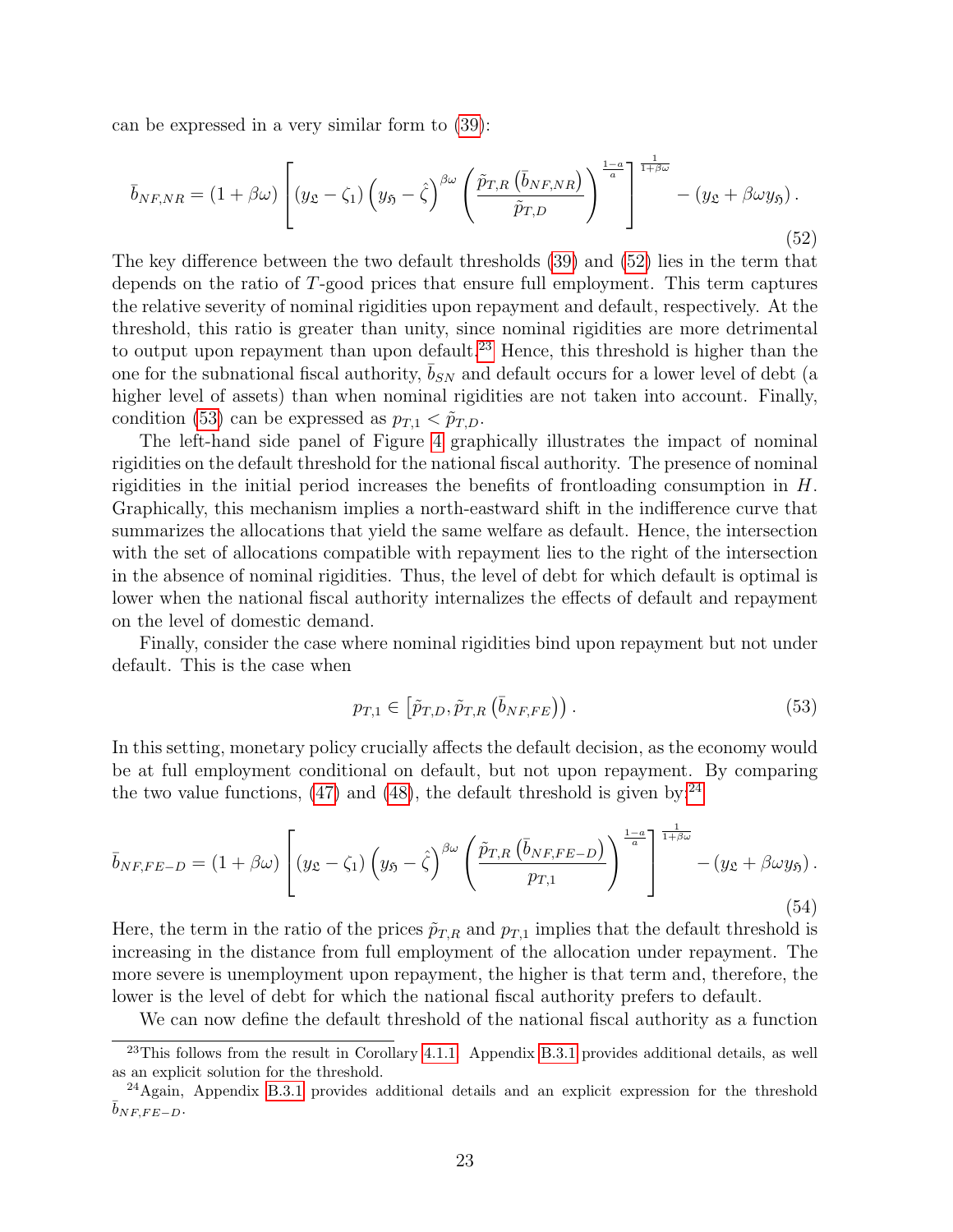can be expressed in a very similar form to (39):

$$\bar{b}_{NF,NR} = (1+\beta\omega)\left[\left(y_{\mathfrak{L}} - \zeta_1\right)\left(y_{\mathfrak{H}} - \hat{\zeta}\right)^{\beta\omega}\left(\frac{\tilde{p}_{T,R}\left(\bar{b}_{NF,NR}\right)}{\tilde{p}_{T,D}}\right)^{\frac{1-a}{a}}\right]^{\frac{1}{1+\beta\omega}} - \left(y_{\mathfrak{L}} + \beta\omega y_{\mathfrak{H}}\right). \tag{52}$$

The key difference between the two default thresholds (39) and (52) lies in the term that depends on the ratio of $T$-good prices that ensure full employment. This term captures the relative severity of nominal rigidities upon repayment and default, respectively. At the threshold, this ratio is greater than unity, since nominal rigidities are more detrimental to output upon repayment than upon default.[23] Hence, this threshold is higher than the one for the subnational fiscal authority, $\bar{b}_{SN}$ and default occurs for a lower level of debt (a higher level of assets) than when nominal rigidities are not taken into account. Finally, condition (53) can be expressed as $p_{T,1} < \tilde{p}_{T,D}$.

The left-hand side panel of Figure 4 graphically illustrates the impact of nominal rigidities on the default threshold for the national fiscal authority. The presence of nominal rigidities in the initial period increases the benefits of frontloading consumption in $H$. Graphically, this mechanism implies a north-eastward shift in the indifference curve that summarizes the allocations that yield the same welfare as default. Hence, the intersection with the set of allocations compatible with repayment lies to the right of the intersection in the absence of nominal rigidities. Thus, the level of debt for which default is optimal is lower when the national fiscal authority internalizes the effects of default and repayment on the level of domestic demand.

Finally, consider the case where nominal rigidities bind upon repayment but not under default. This is the case when

$$p_{T,1} \in \left[\tilde{p}_{T,D}, \tilde{p}_{T,R}\left(\bar{b}_{NF,FE}\right)\right). \tag{53}$$

In this setting, monetary policy crucially affects the default decision, as the economy would be at full employment conditional on default, but not upon repayment. By comparing the two value functions, (47) and (48), the default threshold is given by:[24]

$$\bar{b}_{NF,FE-D} = (1+\beta\omega)\left[\left(y_{\mathfrak{L}} - \zeta_1\right)\left(y_{\mathfrak{H}} - \hat{\zeta}\right)^{\beta\omega}\left(\frac{\tilde{p}_{T,R}\left(\bar{b}_{NF,FE-D}\right)}{p_{T,1}}\right)^{\frac{1-a}{a}}\right]^{\frac{1}{1+\beta\omega}} - \left(y_{\mathfrak{L}} + \beta\omega y_{\mathfrak{H}}\right). \tag{54}$$

Here, the term in the ratio of the prices $\tilde{p}_{T,R}$ and $p_{T,1}$ implies that the default threshold is increasing in the distance from full employment of the allocation under repayment. The more severe is unemployment upon repayment, the higher is that term and, therefore, the lower is the level of debt for which the national fiscal authority prefers to default.

We can now define the default threshold of the national fiscal authority as a function

[23] This follows from the result in Corollary 4.1.1. Appendix B.3.1 provides additional details, as well as an explicit solution for the threshold.

[24] Again, Appendix B.3.1 provides additional details and an explicit expression for the threshold $\bar{b}_{NF,FE-D}$.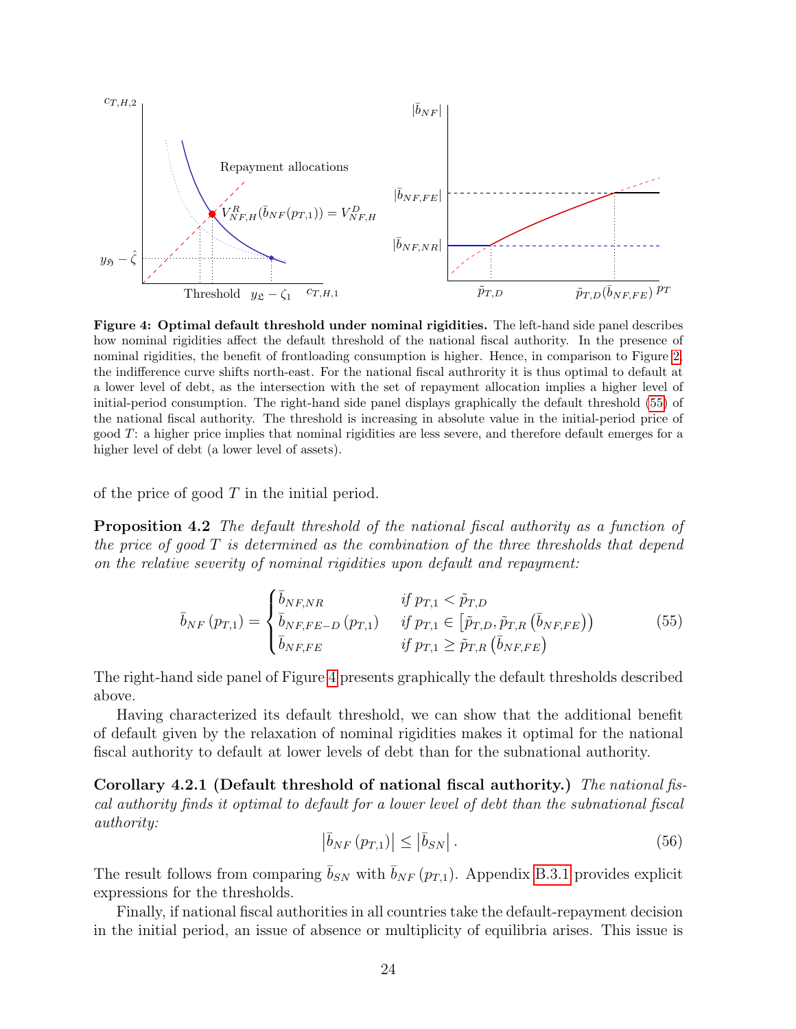**Figure 4: Optimal default threshold under nominal rigidities.** The left-hand side panel describes how nominal rigidities affect the default threshold of the national fiscal authority. In the presence of nominal rigidities, the benefit of frontloading consumption is higher. Hence, in comparison to Figure 2, the indifference curve shifts north-east. For the national fiscal authrority it is thus optimal to default at a lower level of debt, as the intersection with the set of repayment allocation implies a higher level of initial-period consumption. The right-hand side panel displays graphically the default threshold (55) of the national fiscal authority. The threshold is increasing in absolute value in the initial-period price of good $T$: a higher price implies that nominal rigidities are less severe, and therefore default emerges for a higher level of debt (a lower level of assets).

of the price of good $T$ in the initial period.

**Proposition 4.2** *The default threshold of the national fiscal authority as a function of the price of good $T$ is determined as the combination of the three thresholds that depend on the relative severity of nominal rigidities upon default and repayment:*

$$\bar{b}_{NF}(p_{T,1}) = \begin{cases} \bar{b}_{NF,NR} & \text{if } p_{T,1} < \tilde{p}_{T,D} \\ \bar{b}_{NF,FE-D}(p_{T,1}) & \text{if } p_{T,1} \in \left[\tilde{p}_{T,D}, \tilde{p}_{T,R}\left(\bar{b}_{NF,FE}\right)\right) \\ \bar{b}_{NF,FE} & \text{if } p_{T,1} \geq \tilde{p}_{T,R}\left(\bar{b}_{NF,FE}\right) \end{cases} \tag{55}$$

The right-hand side panel of Figure 4 presents graphically the default thresholds described above.

Having characterized its default threshold, we can show that the additional benefit of default given by the relaxation of nominal rigidities makes it optimal for the national fiscal authority to default at lower levels of debt than for the subnational authority.

**Corollary 4.2.1 (Default threshold of national fiscal authority.)** *The national fiscal authority finds it optimal to default for a lower level of debt than the subnational fiscal authority:*

$$\left|\bar{b}_{NF}(p_{T,1})\right| \leq \left|\bar{b}_{SN}\right|. \tag{56}$$

The result follows from comparing $\bar{b}_{SN}$ with $\bar{b}_{NF}(p_{T,1})$. Appendix B.3.1 provides explicit expressions for the thresholds.

Finally, if national fiscal authorities in all countries take the default-repayment decision in the initial period, an issue of absence or multiplicity of equilibria arises. This issue is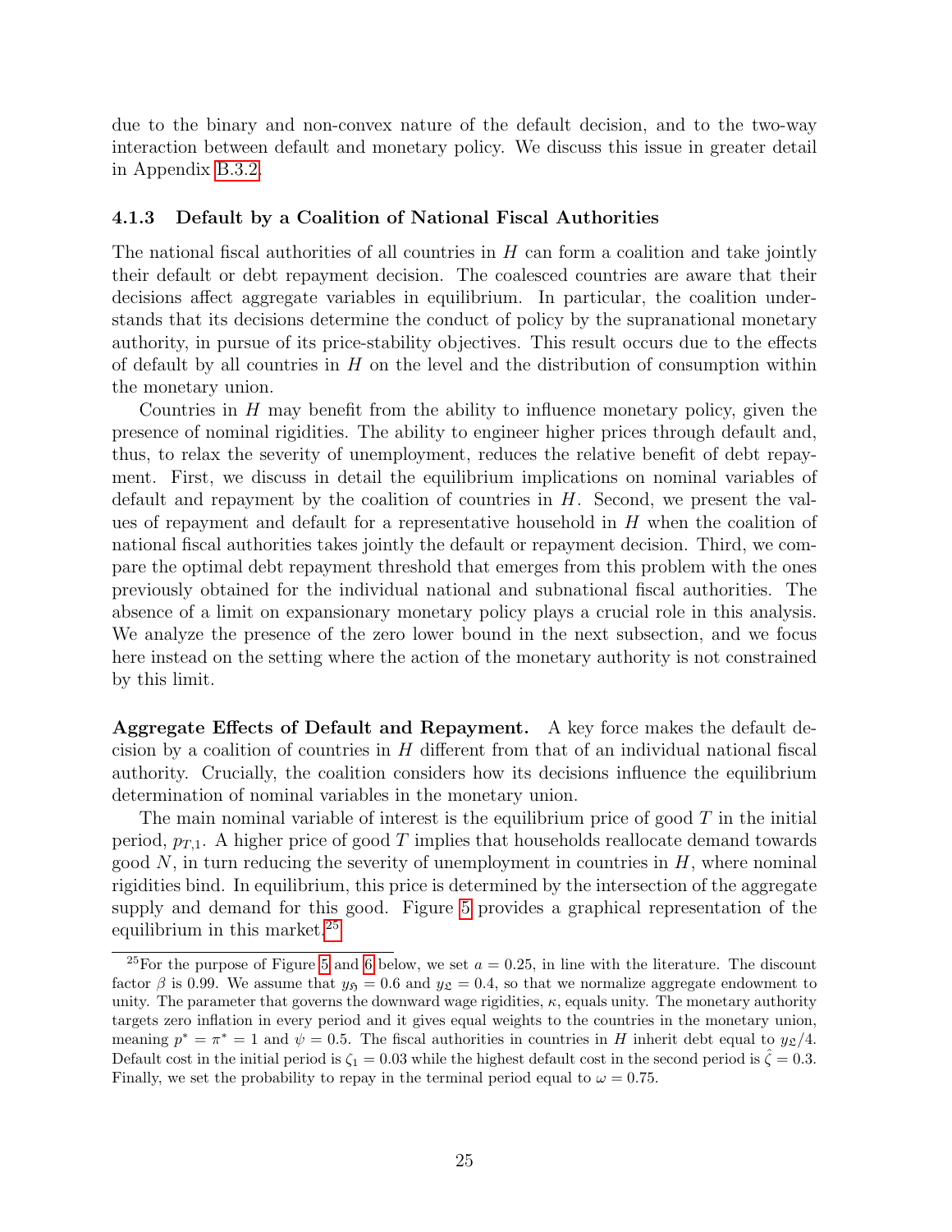due to the binary and non-convex nature of the default decision, and to the two-way interaction between default and monetary policy. We discuss this issue in greater detail in Appendix B.3.2.

### 4.1.3 Default by a Coalition of National Fiscal Authorities

The national fiscal authorities of all countries in $H$ can form a coalition and take jointly their default or debt repayment decision. The coalesced countries are aware that their decisions affect aggregate variables in equilibrium. In particular, the coalition understands that its decisions determine the conduct of policy by the supranational monetary authority, in pursue of its price-stability objectives. This result occurs due to the effects of default by all countries in $H$ on the level and the distribution of consumption within the monetary union.

Countries in $H$ may benefit from the ability to influence monetary policy, given the presence of nominal rigidities. The ability to engineer higher prices through default and, thus, to relax the severity of unemployment, reduces the relative benefit of debt repayment. First, we discuss in detail the equilibrium implications on nominal variables of default and repayment by the coalition of countries in $H$. Second, we present the values of repayment and default for a representative household in $H$ when the coalition of national fiscal authorities takes jointly the default or repayment decision. Third, we compare the optimal debt repayment threshold that emerges from this problem with the ones previously obtained for the individual national and subnational fiscal authorities. The absence of a limit on expansionary monetary policy plays a crucial role in this analysis. We analyze the presence of the zero lower bound in the next subsection, and we focus here instead on the setting where the action of the monetary authority is not constrained by this limit.

**Aggregate Effects of Default and Repayment.** A key force makes the default decision by a coalition of countries in $H$ different from that of an individual national fiscal authority. Crucially, the coalition considers how its decisions influence the equilibrium determination of nominal variables in the monetary union.

The main nominal variable of interest is the equilibrium price of good $T$ in the initial period, $p_{T,1}$. A higher price of good $T$ implies that households reallocate demand towards good $N$, in turn reducing the severity of unemployment in countries in $H$, where nominal rigidities bind. In equilibrium, this price is determined by the intersection of the aggregate supply and demand for this good. Figure 5 provides a graphical representation of the equilibrium in this market.[25]

[25] For the purpose of Figure 5 and 6 below, we set $a = 0.25$, in line with the literature. The discount factor $\beta$ is 0.99. We assume that $y_{\mathfrak{H}} = 0.6$ and $y_{\mathfrak{L}} = 0.4$, so that we normalize aggregate endowment to unity. The parameter that governs the downward wage rigidities, $\kappa$, equals unity. The monetary authority targets zero inflation in every period and it gives equal weights to the countries in the monetary union, meaning $p^* = \pi^* = 1$ and $\psi = 0.5$. The fiscal authorities in countries in $H$ inherit debt equal to $y_{\mathfrak{L}}/4$. Default cost in the initial period is $\zeta_1 = 0.03$ while the highest default cost in the second period is $\hat{\zeta} = 0.3$. Finally, we set the probability to repay in the terminal period equal to $\omega = 0.75$.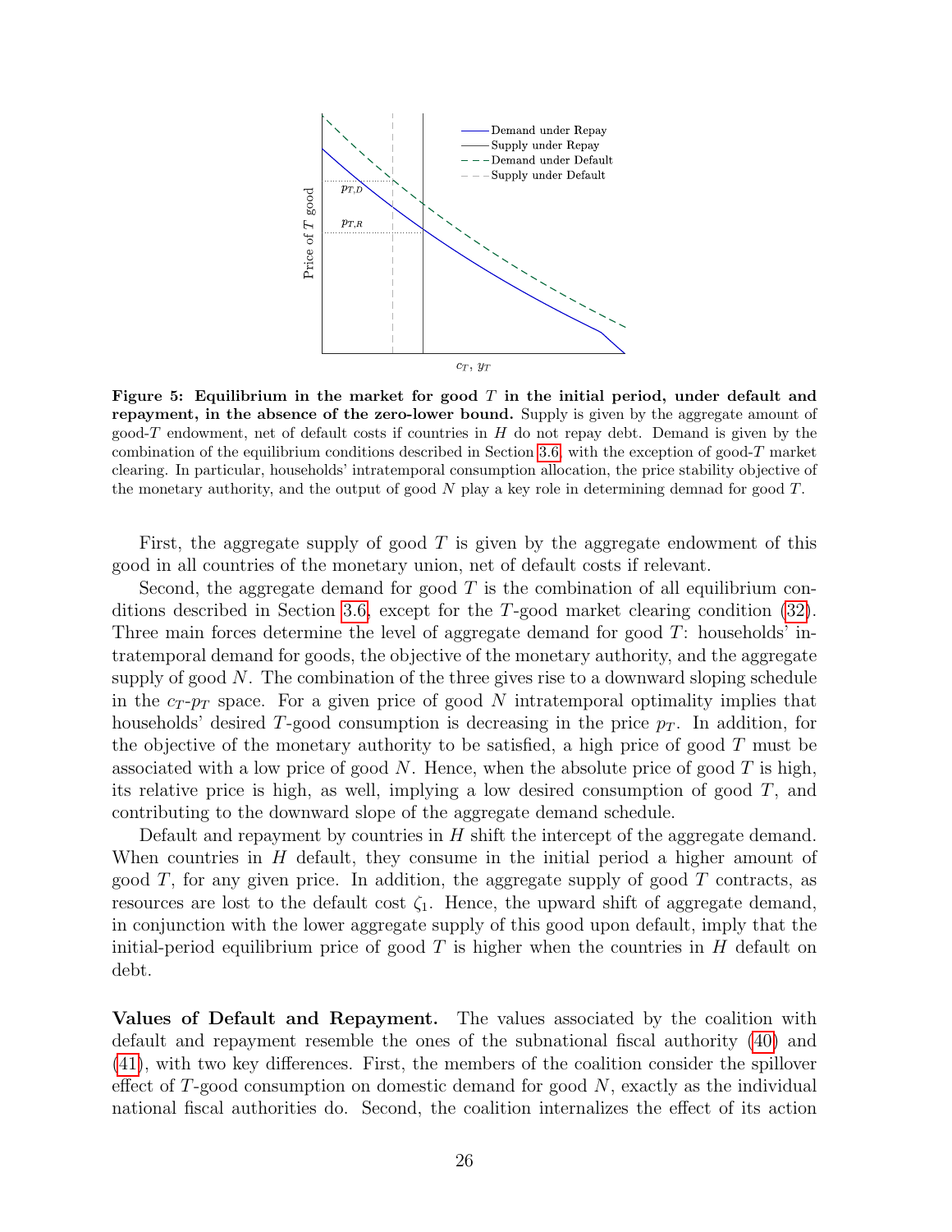**Figure 5: Equilibrium in the market for good $T$ in the initial period, under default and repayment, in the absence of the zero-lower bound.** Supply is given by the aggregate amount of good-$T$ endowment, net of default costs if countries in $H$ do not repay debt. Demand is given by the combination of the equilibrium conditions described in Section 3.6, with the exception of good-$T$ market clearing. In particular, households' intratemporal consumption allocation, the price stability objective of the monetary authority, and the output of good $N$ play a key role in determining demnad for good $T$.

First, the aggregate supply of good $T$ is given by the aggregate endowment of this good in all countries of the monetary union, net of default costs if relevant.

Second, the aggregate demand for good $T$ is the combination of all equilibrium conditions described in Section 3.6, except for the $T$-good market clearing condition (32). Three main forces determine the level of aggregate demand for good $T$: households' intratemporal demand for goods, the objective of the monetary authority, and the aggregate supply of good $N$. The combination of the three gives rise to a downward sloping schedule in the $c_T$-$p_T$ space. For a given price of good $N$ intratemporal optimality implies that households' desired $T$-good consumption is decreasing in the price $p_T$. In addition, for the objective of the monetary authority to be satisfied, a high price of good $T$ must be associated with a low price of good $N$. Hence, when the absolute price of good $T$ is high, its relative price is high, as well, implying a low desired consumption of good $T$, and contributing to the downward slope of the aggregate demand schedule.

Default and repayment by countries in $H$ shift the intercept of the aggregate demand. When countries in $H$ default, they consume in the initial period a higher amount of good $T$, for any given price. In addition, the aggregate supply of good $T$ contracts, as resources are lost to the default cost $\zeta_1$. Hence, the upward shift of aggregate demand, in conjunction with the lower aggregate supply of this good upon default, imply that the initial-period equilibrium price of good $T$ is higher when the countries in $H$ default on debt.

**Values of Default and Repayment.** The values associated by the coalition with default and repayment resemble the ones of the subnational fiscal authority (40) and (41), with two key differences. First, the members of the coalition consider the spillover effect of $T$-good consumption on domestic demand for good $N$, exactly as the individual national fiscal authorities do. Second, the coalition internalizes the effect of its action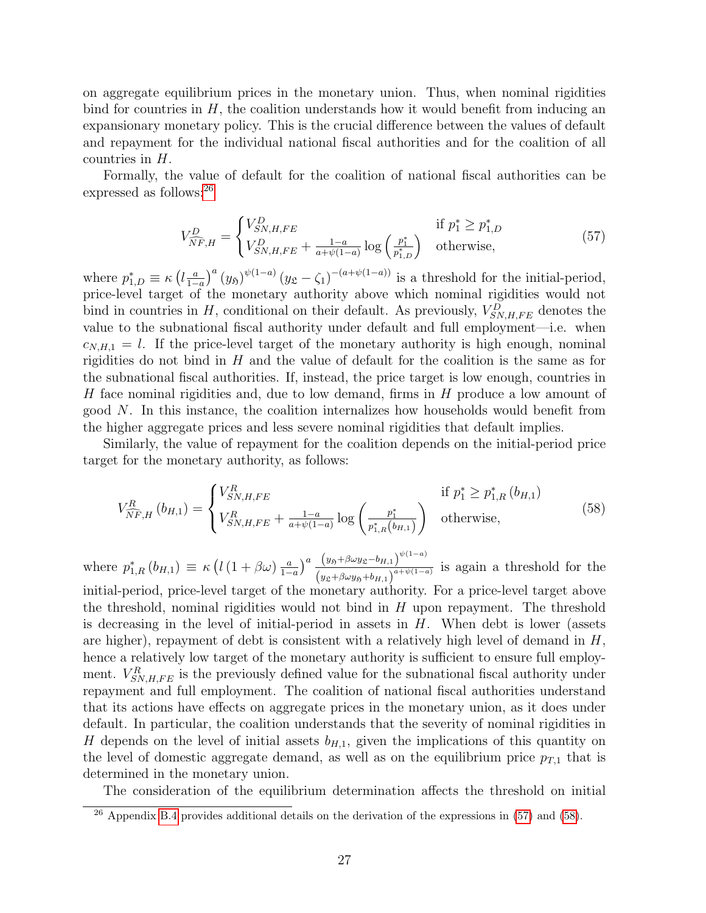on aggregate equilibrium prices in the monetary union. Thus, when nominal rigidities bind for countries in $H$, the coalition understands how it would benefit from inducing an expansionary monetary policy. This is the crucial difference between the values of default and repayment for the individual national fiscal authorities and for the coalition of all countries in $H$.

Formally, the value of default for the coalition of national fiscal authorities can be expressed as follows:[26]

$$
V^{D}_{\widehat{NF},H} = \begin{cases} V^{D}_{SN,H,FE} & \text{if } p^*_1 \geq p^*_{1,D} \\ V^{D}_{SN,H,FE} + \frac{1-a}{a+\psi(1-a)} \log\left(\frac{p^*_1}{p^*_{1,D}}\right) & \text{otherwise,} \end{cases} \tag{57}
$$

where $p^*_{1,D} \equiv \kappa \left(l \frac{a}{1-a}\right)^a (y_{\mathfrak{H}})^{\psi(1-a)} (y_{\mathfrak{L}} - \zeta_1)^{-(a+\psi(1-a))}$ is a threshold for the initial-period, price-level target of the monetary authority above which nominal rigidities would not bind in countries in $H$, conditional on their default. As previously, $V^{D}_{SN,H,FE}$ denotes the value to the subnational fiscal authority under default and full employment—i.e. when $c_{N,H,1} = l$. If the price-level target of the monetary authority is high enough, nominal rigidities do not bind in $H$ and the value of default for the coalition is the same as for the subnational fiscal authorities. If, instead, the price target is low enough, countries in $H$ face nominal rigidities and, due to low demand, firms in $H$ produce a low amount of good $N$. In this instance, the coalition internalizes how households would benefit from the higher aggregate prices and less severe nominal rigidities that default implies.

Similarly, the value of repayment for the coalition depends on the initial-period price target for the monetary authority, as follows:

$$
V^{R}_{\widehat{NF},H}(b_{H,1}) = \begin{cases} V^{R}_{SN,H,FE} & \text{if } p^*_1 \geq p^*_{1,R}(b_{H,1}) \\ V^{R}_{SN,H,FE} + \frac{1-a}{a+\psi(1-a)} \log\left(\frac{p^*_1}{p^*_{1,R}(b_{H,1})}\right) & \text{otherwise,} \end{cases} \tag{58}
$$

where $p^*_{1,R}(b_{H,1}) \equiv \kappa \left(l (1+\beta\omega) \frac{a}{1-a}\right)^a \frac{\left(y_{\mathfrak{H}} + \beta\omega y_{\mathfrak{L}} - b_{H,1}\right)^{\psi(1-a)}}{\left(y_{\mathfrak{L}} + \beta\omega y_{\mathfrak{H}} + b_{H,1}\right)^{a+\psi(1-a)}}$ is again a threshold for the initial-period, price-level target of the monetary authority. For a price-level target above the threshold, nominal rigidities would not bind in $H$ upon repayment. The threshold is decreasing in the level of initial-period in assets in $H$. When debt is lower (assets are higher), repayment of debt is consistent with a relatively high level of demand in $H$, hence a relatively low target of the monetary authority is sufficient to ensure full employment. $V^{R}_{SN,H,FE}$ is the previously defined value for the subnational fiscal authority under repayment and full employment. The coalition of national fiscal authorities understand that its actions have effects on aggregate prices in the monetary union, as it does under default. In particular, the coalition understands that the severity of nominal rigidities in $H$ depends on the level of initial assets $b_{H,1}$, given the implications of this quantity on the level of domestic aggregate demand, as well as on the equilibrium price $p_{T,1}$ that is determined in the monetary union.

The consideration of the equilibrium determination affects the threshold on initial

[26] Appendix B.4 provides additional details on the derivation of the expressions in (57) and (58).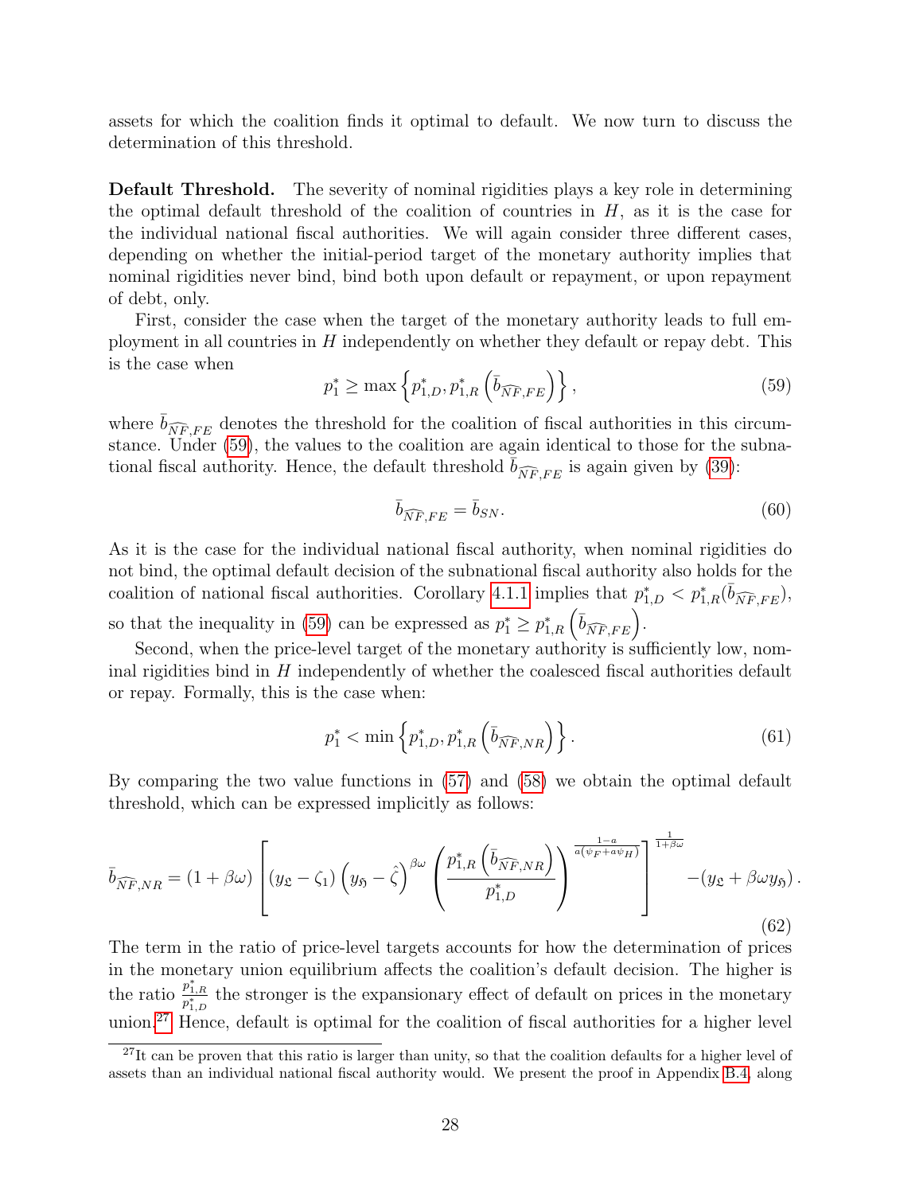assets for which the coalition finds it optimal to default. We now turn to discuss the determination of this threshold.

**Default Threshold.** The severity of nominal rigidities plays a key role in determining the optimal default threshold of the coalition of countries in $H$, as it is the case for the individual national fiscal authorities. We will again consider three different cases, depending on whether the initial-period target of the monetary authority implies that nominal rigidities never bind, bind both upon default or repayment, or upon repayment of debt, only.

First, consider the case when the target of the monetary authority leads to full employment in all countries in $H$ independently on whether they default or repay debt. This is the case when

$$p_1^* \geq \max \left\{ p_{1,D}^*, p_{1,R}^* \left( \bar{b}_{\widehat{NF},FE} \right) \right\}, \tag{59}$$

where $\bar{b}_{\widehat{NF},FE}$ denotes the threshold for the coalition of fiscal authorities in this circumstance. Under (59), the values to the coalition are again identical to those for the subnational fiscal authority. Hence, the default threshold $\bar{b}_{\widehat{NF},FE}$ is again given by (39):

$$\bar{b}_{\widehat{NF},FE} = \bar{b}_{SN}. \tag{60}$$

As it is the case for the individual national fiscal authority, when nominal rigidities do not bind, the optimal default decision of the subnational fiscal authority also holds for the coalition of national fiscal authorities. Corollary 4.1.1 implies that $p_{1,D}^* < p_{1,R}^*(\bar{b}_{\widehat{NF},FE})$, so that the inequality in (59) can be expressed as $p_1^* \geq p_{1,R}^* \left( \bar{b}_{\widehat{NF},FE} \right)$.

Second, when the price-level target of the monetary authority is sufficiently low, nominal rigidities bind in $H$ independently of whether the coalesced fiscal authorities default or repay. Formally, this is the case when:

$$p_1^* < \min \left\{ p_{1,D}^*, p_{1,R}^* \left( \bar{b}_{\widehat{NF},NR} \right) \right\}. \tag{61}$$

By comparing the two value functions in (57) and (58) we obtain the optimal default threshold, which can be expressed implicitly as follows:

$$\bar{b}_{\widehat{NF},NR} = (1+\beta\omega) \left[ (y_{\mathfrak{L}} - \zeta_1) \left( y_{\mathfrak{H}} - \hat{\zeta} \right)^{\beta\omega} \left( \frac{p_{1,R}^* \left( \bar{b}_{\widehat{NF},NR} \right)}{p_{1,D}^*} \right)^{\frac{1-a}{a(\psi_F + a\psi_H)}} \right]^{\frac{1}{1+\beta\omega}} - (y_{\mathfrak{L}} + \beta\omega y_{\mathfrak{H}}). \tag{62}$$

The term in the ratio of price-level targets accounts for how the determination of prices in the monetary union equilibrium affects the coalition's default decision. The higher is the ratio $\frac{p_{1,R}^*}{p_{1,D}^*}$ the stronger is the expansionary effect of default on prices in the monetary union.[27] Hence, default is optimal for the coalition of fiscal authorities for a higher level

[27] It can be proven that this ratio is larger than unity, so that the coalition defaults for a higher level of assets than an individual national fiscal authority would. We present the proof in Appendix B.4, along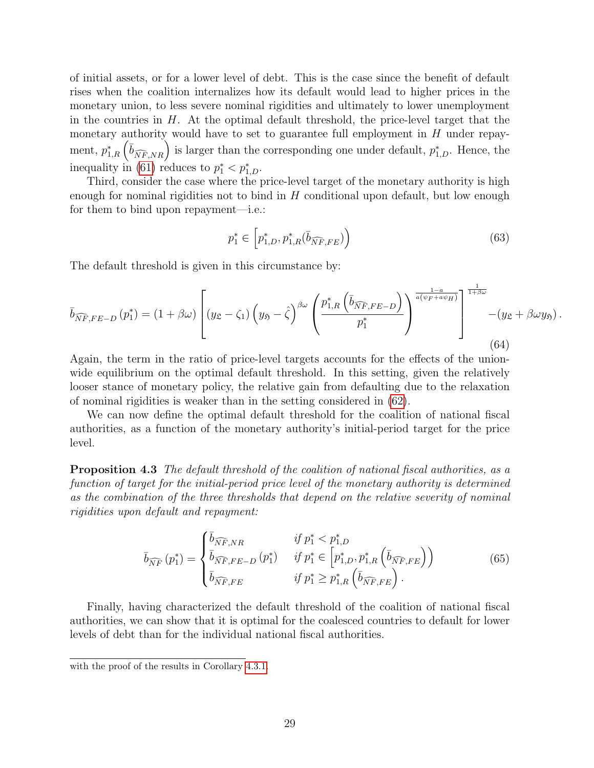of initial assets, or for a lower level of debt. This is the case since the benefit of default rises when the coalition internalizes how its default would lead to higher prices in the monetary union, to less severe nominal rigidities and ultimately to lower unemployment in the countries in $H$. At the optimal default threshold, the price-level target that the monetary authority would have to set to guarantee full employment in $H$ under repayment, $p^*_{1,R}\left(\bar{b}_{\widehat{NF},NR}\right)$ is larger than the corresponding one under default, $p^*_{1,D}$. Hence, the inequality in (61) reduces to $p^*_1 < p^*_{1,D}$.

Third, consider the case where the price-level target of the monetary authority is high enough for nominal rigidities not to bind in $H$ conditional upon default, but low enough for them to bind upon repayment—i.e.:

$$p^*_1 \in \left[p^*_{1,D}, p^*_{1,R}(\bar{b}_{\widehat{NF},FE})\right) \tag{63}$$

The default threshold is given in this circumstance by:

$$\bar{b}_{\widehat{NF},FE-D}\left(p^*_1\right) = (1+\beta\omega)\left[\left(y_{\mathfrak{L}} - \zeta_1\right)\left(y_{\mathfrak{H}} - \hat{\zeta}\right)^{\beta\omega}\left(\frac{p^*_{1,R}\left(\bar{b}_{\widehat{NF},FE-D}\right)}{p^*_1}\right)^{\frac{1-a}{a(\psi_F + a\psi_H)}}\right]^{\frac{1}{1+\beta\omega}} - \left(y_{\mathfrak{L}} + \beta\omega y_{\mathfrak{H}}\right). \tag{64}$$

Again, the term in the ratio of price-level targets accounts for the effects of the union-wide equilibrium on the optimal default threshold. In this setting, given the relatively looser stance of monetary policy, the relative gain from defaulting due to the relaxation of nominal rigidities is weaker than in the setting considered in (62).

We can now define the optimal default threshold for the coalition of national fiscal authorities, as a function of the monetary authority's initial-period target for the price level.

**Proposition 4.3** *The default threshold of the coalition of national fiscal authorities, as a function of target for the initial-period price level of the monetary authority is determined as the combination of the three thresholds that depend on the relative severity of nominal rigidities upon default and repayment:*

$$\bar{b}_{\widehat{NF}}\left(p^*_1\right) = \begin{cases} \bar{b}_{\widehat{NF},NR} & \text{if } p^*_1 < p^*_{1,D} \\ \bar{b}_{\widehat{NF},FE-D}\left(p^*_1\right) & \text{if } p^*_1 \in \left[p^*_{1,D}, p^*_{1,R}\left(\bar{b}_{\widehat{NF},FE}\right)\right) \\ \bar{b}_{\widehat{NF},FE} & \text{if } p^*_1 \geq p^*_{1,R}\left(\bar{b}_{\widehat{NF},FE}\right). \end{cases} \tag{65}$$

Finally, having characterized the default threshold of the coalition of national fiscal authorities, we can show that it is optimal for the coalesced countries to default for lower levels of debt than for the individual national fiscal authorities.

with the proof of the results in Corollary 4.3.1.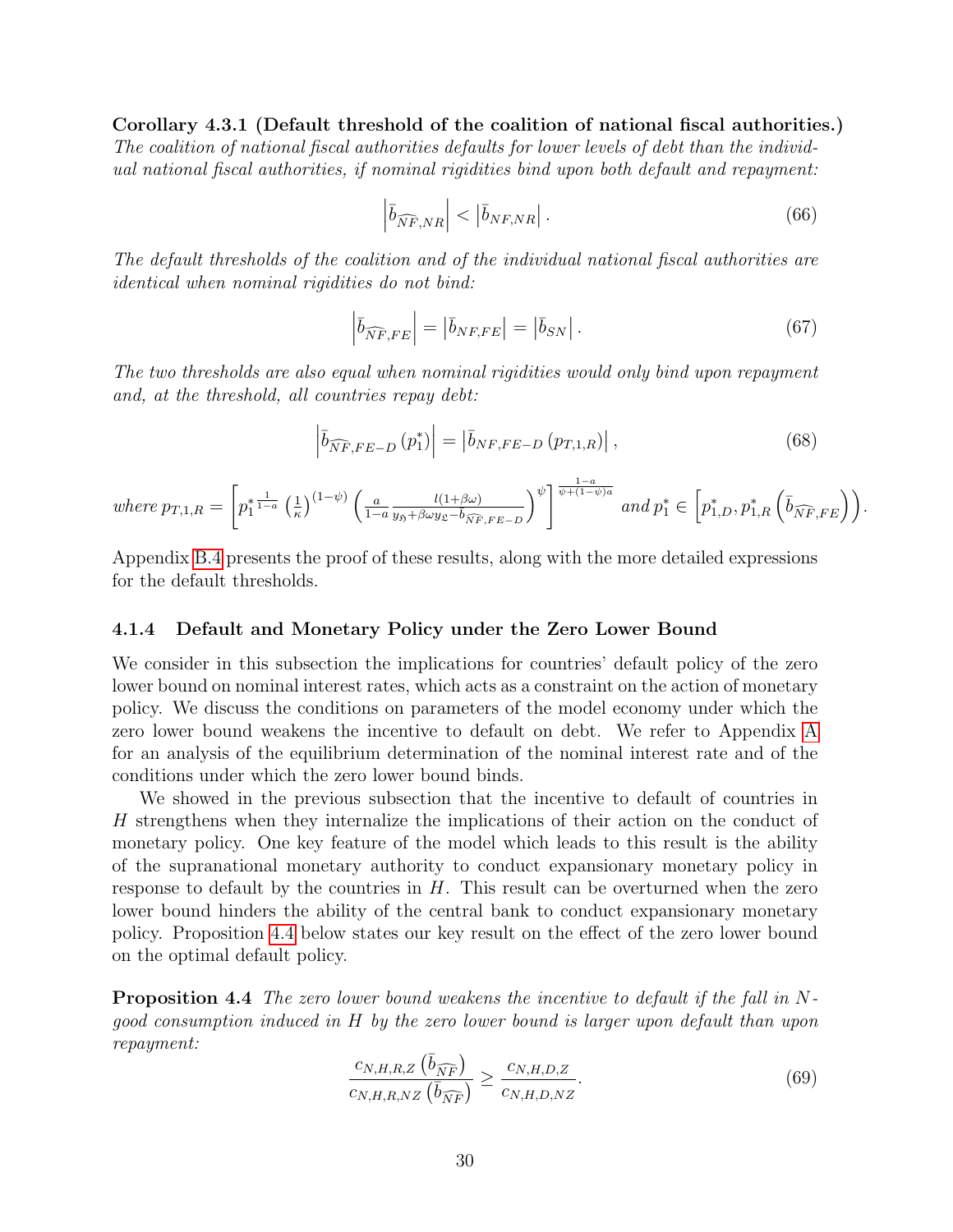**Corollary 4.3.1 (Default threshold of the coalition of national fiscal authorities.)** *The coalition of national fiscal authorities defaults for lower levels of debt than the individual national fiscal authorities, if nominal rigidities bind upon both default and repayment:*

$$\left|\bar{b}_{\widehat{NF},NR}\right| < \left|\bar{b}_{NF,NR}\right|. \tag{66}$$

*The default thresholds of the coalition and of the individual national fiscal authorities are identical when nominal rigidities do not bind:*

$$\left|\bar{b}_{\widehat{NF},FE}\right| = \left|\bar{b}_{NF,FE}\right| = \left|\bar{b}_{SN}\right|. \tag{67}$$

*The two thresholds are also equal when nominal rigidities would only bind upon repayment and, at the threshold, all countries repay debt:*

$$\left|\bar{b}_{\widehat{NF},FE-D}\left(p_1^*\right)\right| = \left|\bar{b}_{NF,FE-D}\left(p_{T,1,R}\right)\right|, \tag{68}$$

*where* $p_{T,1,R} = \left[ p_1^{*\frac{1}{1-a}} \left(\frac{1}{\kappa}\right)^{(1-\psi)} \left(\frac{a}{1-a} \frac{l(1+\beta\omega)}{y_{\mathfrak{H}}+\beta\omega y_{\mathfrak{L}} - b_{\widehat{NF},FE-D}}\right)^{\psi}\right]^{\frac{1-a}{\psi+(1-\psi)a}}$ *and* $p_1^* \in \left[p_{1,D}^*, p_{1,R}^*\left(\bar{b}_{\widehat{NF},FE}\right)\right)$.

Appendix B.4 presents the proof of these results, along with the more detailed expressions for the default thresholds.

#### 4.1.4 Default and Monetary Policy under the Zero Lower Bound

We consider in this subsection the implications for countries' default policy of the zero lower bound on nominal interest rates, which acts as a constraint on the action of monetary policy. We discuss the conditions on parameters of the model economy under which the zero lower bound weakens the incentive to default on debt. We refer to Appendix A for an analysis of the equilibrium determination of the nominal interest rate and of the conditions under which the zero lower bound binds.

We showed in the previous subsection that the incentive to default of countries in $H$ strengthens when they internalize the implications of their action on the conduct of monetary policy. One key feature of the model which leads to this result is the ability of the supranational monetary authority to conduct expansionary monetary policy in response to default by the countries in $H$. This result can be overturned when the zero lower bound hinders the ability of the central bank to conduct expansionary monetary policy. Proposition 4.4 below states our key result on the effect of the zero lower bound on the optimal default policy.

**Proposition 4.4** *The zero lower bound weakens the incentive to default if the fall in N-good consumption induced in H by the zero lower bound is larger upon default than upon repayment:*

$$\frac{c_{N,H,R,Z}\left(\bar{b}_{\widehat{NF}}\right)}{c_{N,H,R,NZ}\left(\bar{b}_{\widehat{NF}}\right)} \geq \frac{c_{N,H,D,Z}}{c_{N,H,D,NZ}}. \tag{69}$$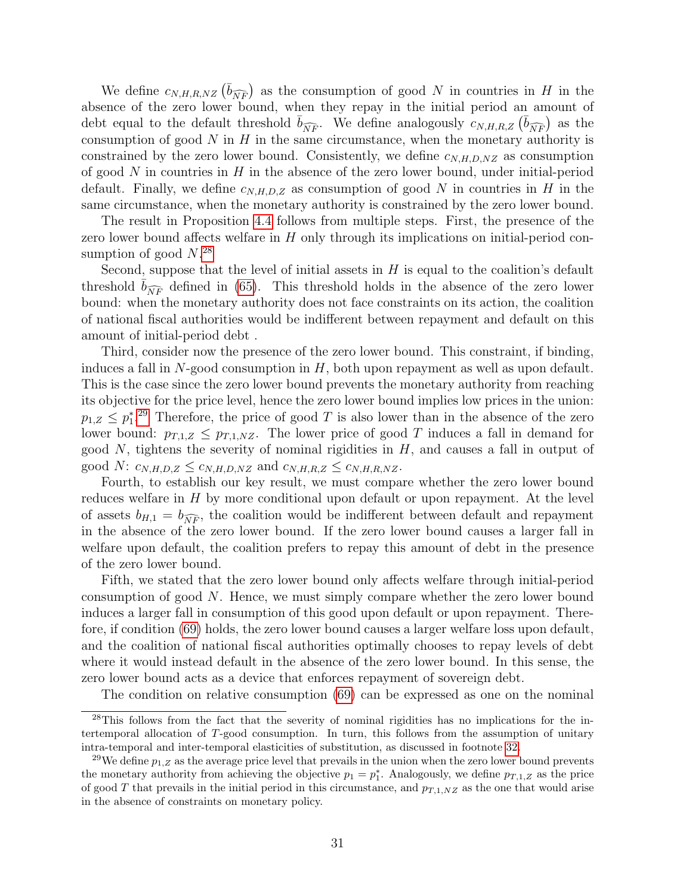We define $c_{N,H,R,NZ}\left(\bar{b}_{\widehat{NF}}\right)$ as the consumption of good $N$ in countries in $H$ in the absence of the zero lower bound, when they repay in the initial period an amount of debt equal to the default threshold $\bar{b}_{\widehat{NF}}$. We define analogously $c_{N,H,R,Z}\left(\bar{b}_{\widehat{NF}}\right)$ as the consumption of good $N$ in $H$ in the same circumstance, when the monetary authority is constrained by the zero lower bound. Consistently, we define $c_{N,H,D,NZ}$ as consumption of good $N$ in countries in $H$ in the absence of the zero lower bound, under initial-period default. Finally, we define $c_{N,H,D,Z}$ as consumption of good $N$ in countries in $H$ in the same circumstance, when the monetary authority is constrained by the zero lower bound.

The result in Proposition 4.4 follows from multiple steps. First, the presence of the zero lower bound affects welfare in $H$ only through its implications on initial-period consumption of good $N$.[28]

Second, suppose that the level of initial assets in $H$ is equal to the coalition's default threshold $\bar{b}_{\widehat{NF}}$ defined in (65). This threshold holds in the absence of the zero lower bound: when the monetary authority does not face constraints on its action, the coalition of national fiscal authorities would be indifferent between repayment and default on this amount of initial-period debt .

Third, consider now the presence of the zero lower bound. This constraint, if binding, induces a fall in $N$-good consumption in $H$, both upon repayment as well as upon default. This is the case since the zero lower bound prevents the monetary authority from reaching its objective for the price level, hence the zero lower bound implies low prices in the union: $p_{1,Z} \leq p_1^*$.[29] Therefore, the price of good $T$ is also lower than in the absence of the zero lower bound: $p_{T,1,Z} \leq p_{T,1,NZ}$. The lower price of good $T$ induces a fall in demand for good $N$, tightens the severity of nominal rigidities in $H$, and causes a fall in output of good $N$: $c_{N,H,D,Z} \leq c_{N,H,D,NZ}$ and $c_{N,H,R,Z} \leq c_{N,H,R,NZ}$.

Fourth, to establish our key result, we must compare whether the zero lower bound reduces welfare in $H$ by more conditional upon default or upon repayment. At the level of assets $b_{H,1} = b_{\widehat{NF}}$, the coalition would be indifferent between default and repayment in the absence of the zero lower bound. If the zero lower bound causes a larger fall in welfare upon default, the coalition prefers to repay this amount of debt in the presence of the zero lower bound.

Fifth, we stated that the zero lower bound only affects welfare through initial-period consumption of good $N$. Hence, we must simply compare whether the zero lower bound induces a larger fall in consumption of this good upon default or upon repayment. Therefore, if condition (69) holds, the zero lower bound causes a larger welfare loss upon default, and the coalition of national fiscal authorities optimally chooses to repay levels of debt where it would instead default in the absence of the zero lower bound. In this sense, the zero lower bound acts as a device that enforces repayment of sovereign debt.

The condition on relative consumption (69) can be expressed as one on the nominal

---

[28] This follows from the fact that the severity of nominal rigidities has no implications for the intertemporal allocation of $T$-good consumption. In turn, this follows from the assumption of unitary intra-temporal and inter-temporal elasticities of substitution, as discussed in footnote 32.

[29] We define $p_{1,Z}$ as the average price level that prevails in the union when the zero lower bound prevents the monetary authority from achieving the objective $p_1 = p_1^*$. Analogously, we define $p_{T,1,Z}$ as the price of good $T$ that prevails in the initial period in this circumstance, and $p_{T,1,NZ}$ as the one that would arise in the absence of constraints on monetary policy.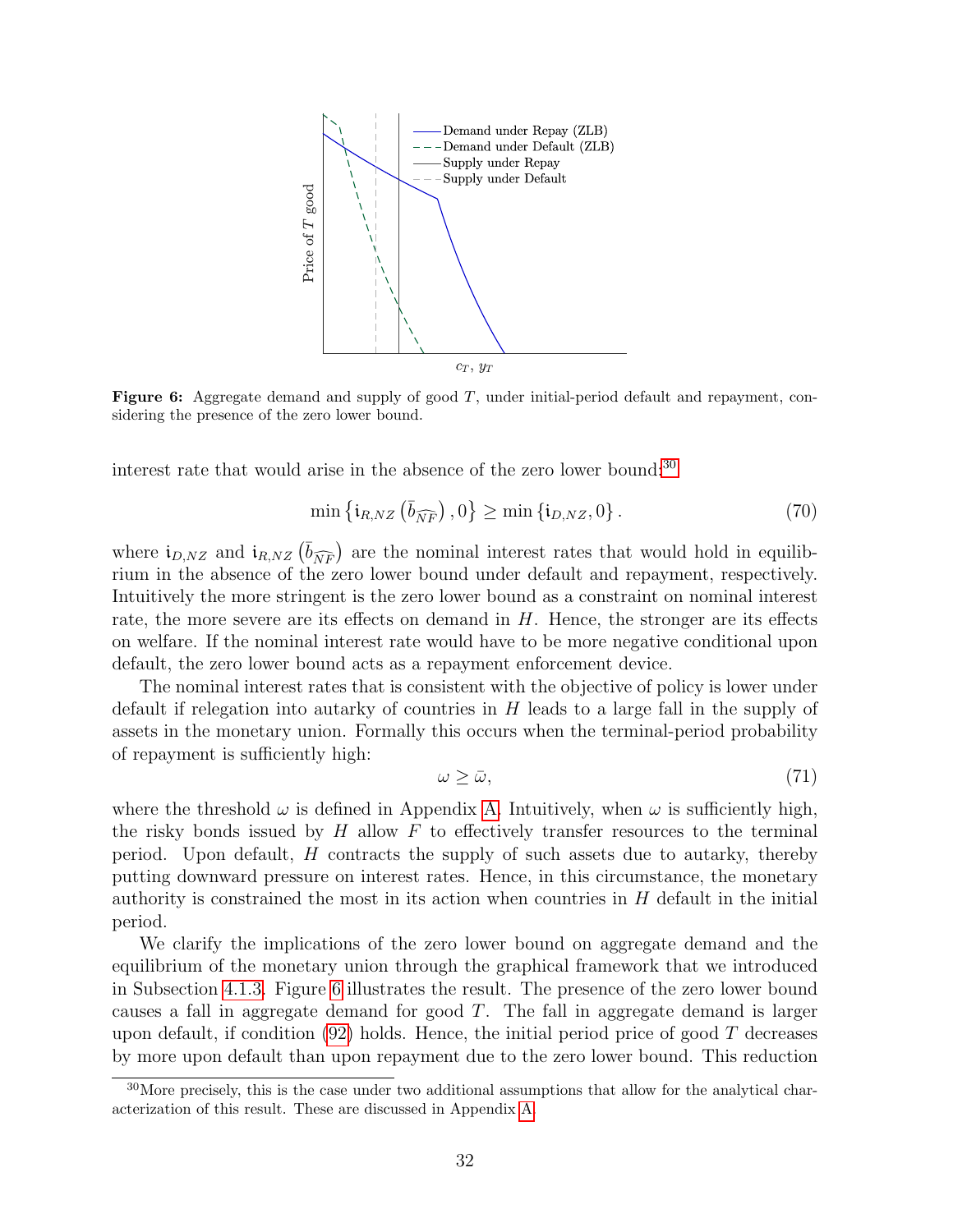Figure 6: Aggregate demand and supply of good $T$, under initial-period default and repayment, considering the presence of the zero lower bound.

interest rate that would arise in the absence of the zero lower bound:[30]

$$\min\left\{\mathfrak{i}_{R,NZ}\left(\bar{b}_{\widehat{NF}}\right),0\right\} \geq \min\left\{\mathfrak{i}_{D,NZ},0\right\}. \tag{70}$$

where $\mathfrak{i}_{D,NZ}$ and $\mathfrak{i}_{R,NZ}\left(\bar{b}_{\widehat{NF}}\right)$ are the nominal interest rates that would hold in equilibrium in the absence of the zero lower bound under default and repayment, respectively. Intuitively the more stringent is the zero lower bound as a constraint on nominal interest rate, the more severe are its effects on demand in $H$. Hence, the stronger are its effects on welfare. If the nominal interest rate would have to be more negative conditional upon default, the zero lower bound acts as a repayment enforcement device.

The nominal interest rates that is consistent with the objective of policy is lower under default if relegation into autarky of countries in $H$ leads to a large fall in the supply of assets in the monetary union. Formally this occurs when the terminal-period probability of repayment is sufficiently high:

$$\omega \geq \bar{\omega}, \tag{71}$$

where the threshold $\omega$ is defined in Appendix A. Intuitively, when $\omega$ is sufficiently high, the risky bonds issued by $H$ allow $F$ to effectively transfer resources to the terminal period. Upon default, $H$ contracts the supply of such assets due to autarky, thereby putting downward pressure on interest rates. Hence, in this circumstance, the monetary authority is constrained the most in its action when countries in $H$ default in the initial period.

We clarify the implications of the zero lower bound on aggregate demand and the equilibrium of the monetary union through the graphical framework that we introduced in Subsection 4.1.3. Figure 6 illustrates the result. The presence of the zero lower bound causes a fall in aggregate demand for good $T$. The fall in aggregate demand is larger upon default, if condition (92) holds. Hence, the initial period price of good $T$ decreases by more upon default than upon repayment due to the zero lower bound. This reduction

[30] More precisely, this is the case under two additional assumptions that allow for the analytical characterization of this result. These are discussed in Appendix A.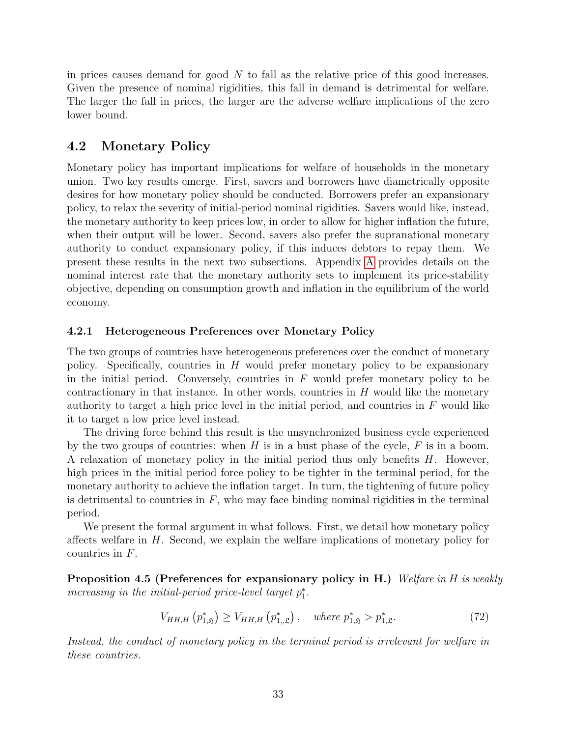in prices causes demand for good $N$ to fall as the relative price of this good increases. Given the presence of nominal rigidities, this fall in demand is detrimental for welfare. The larger the fall in prices, the larger are the adverse welfare implications of the zero lower bound.

## 4.2 Monetary Policy

Monetary policy has important implications for welfare of households in the monetary union. Two key results emerge. First, savers and borrowers have diametrically opposite desires for how monetary policy should be conducted. Borrowers prefer an expansionary policy, to relax the severity of initial-period nominal rigidities. Savers would like, instead, the monetary authority to keep prices low, in order to allow for higher inflation the future, when their output will be lower. Second, savers also prefer the supranational monetary authority to conduct expansionary policy, if this induces debtors to repay them. We present these results in the next two subsections. Appendix A provides details on the nominal interest rate that the monetary authority sets to implement its price-stability objective, depending on consumption growth and inflation in the equilibrium of the world economy.

### 4.2.1 Heterogeneous Preferences over Monetary Policy

The two groups of countries have heterogeneous preferences over the conduct of monetary policy. Specifically, countries in $H$ would prefer monetary policy to be expansionary in the initial period. Conversely, countries in $F$ would prefer monetary policy to be contractionary in that instance. In other words, countries in $H$ would like the monetary authority to target a high price level in the initial period, and countries in $F$ would like it to target a low price level instead.

The driving force behind this result is the unsynchronized business cycle experienced by the two groups of countries: when $H$ is in a bust phase of the cycle, $F$ is in a boom. A relaxation of monetary policy in the initial period thus only benefits $H$. However, high prices in the initial period force policy to be tighter in the terminal period, for the monetary authority to achieve the inflation target. In turn, the tightening of future policy is detrimental to countries in $F$, who may face binding nominal rigidities in the terminal period.

We present the formal argument in what follows. First, we detail how monetary policy affects welfare in $H$. Second, we explain the welfare implications of monetary policy for countries in $F$.

**Proposition 4.5 (Preferences for expansionary policy in H.)** *Welfare in $H$ is weakly increasing in the initial-period price-level target $p_1^*$.*

$$V_{HH,H}\left(p_{1,\mathfrak{H}}^*\right) \geq V_{HH,H}\left(p_{1,,\mathfrak{L}}^*\right), \quad \text{where } p_{1,\mathfrak{H}}^* > p_{1,\mathfrak{L}}^*. \tag{72}$$

*Instead, the conduct of monetary policy in the terminal period is irrelevant for welfare in these countries.*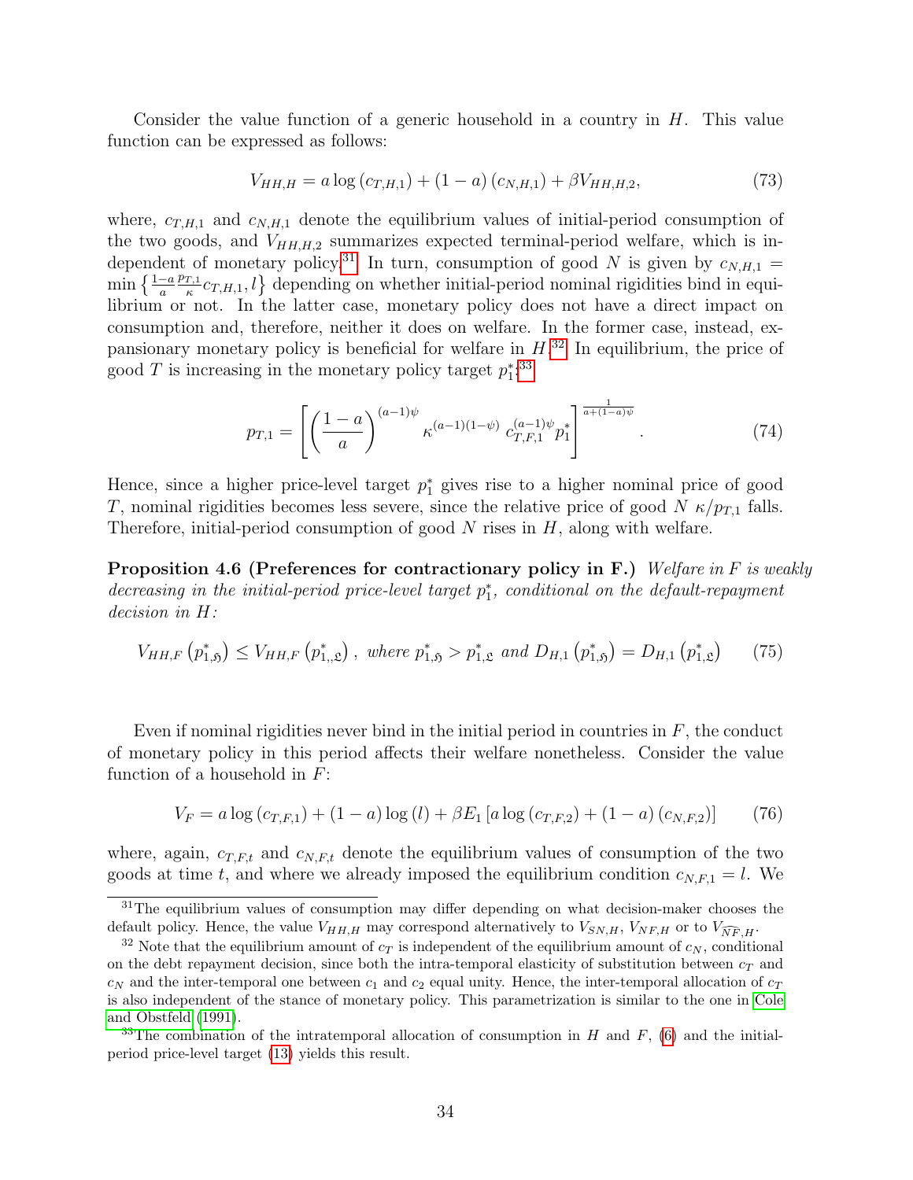Consider the value function of a generic household in a country in $H$. This value function can be expressed as follows:

$$V_{HH,H} = a \log (c_{T,H,1}) + (1-a)(c_{N,H,1}) + \beta V_{HH,H,2}, \tag{73}$$

where, $c_{T,H,1}$ and $c_{N,H,1}$ denote the equilibrium values of initial-period consumption of the two goods, and $V_{HH,H,2}$ summarizes expected terminal-period welfare, which is independent of monetary policy.[31] In turn, consumption of good $N$ is given by $c_{N,H,1} = \min\left\{\frac{1-a}{a}\frac{p_{T,1}}{\kappa}c_{T,H,1}, l\right\}$ depending on whether initial-period nominal rigidities bind in equilibrium or not. In the latter case, monetary policy does not have a direct impact on consumption and, therefore, neither it does on welfare. In the former case, instead, expansionary monetary policy is beneficial for welfare in $H$.[32] In equilibrium, the price of good $T$ is increasing in the monetary policy target $p_1^*$:[33]

$$p_{T,1} = \left[\left(\frac{1-a}{a}\right)^{(a-1)\psi} \kappa^{(a-1)(1-\psi)}\, c_{T,F,1}^{(a-1)\psi} p_1^*\right]^{\frac{1}{a+(1-a)\psi}}. \tag{74}$$

Hence, since a higher price-level target $p_1^*$ gives rise to a higher nominal price of good $T$, nominal rigidities becomes less severe, since the relative price of good $N$ $\kappa/p_{T,1}$ falls. Therefore, initial-period consumption of good $N$ rises in $H$, along with welfare.

**Proposition 4.6 (Preferences for contractionary policy in F.)** *Welfare in $F$ is weakly decreasing in the initial-period price-level target $p_1^*$, conditional on the default-repayment decision in $H$:*

$$V_{HH,F}\left(p^*_{1,\mathfrak{H}}\right) \leq V_{HH,F}\left(p^*_{1,,\mathfrak{L}}\right), \text{ where } p^*_{1,\mathfrak{H}} > p^*_{1,\mathfrak{L}} \text{ and } D_{H,1}\left(p^*_{1,\mathfrak{H}}\right) = D_{H,1}\left(p^*_{1,\mathfrak{L}}\right) \tag{75}$$

Even if nominal rigidities never bind in the initial period in countries in $F$, the conduct of monetary policy in this period affects their welfare nonetheless. Consider the value function of a household in $F$:

$$V_F = a \log (c_{T,F,1}) + (1-a)\log (l) + \beta E_1 \left[a \log (c_{T,F,2}) + (1-a)(c_{N,F,2})\right] \tag{76}$$

where, again, $c_{T,F,t}$ and $c_{N,F,t}$ denote the equilibrium values of consumption of the two goods at time $t$, and where we already imposed the equilibrium condition $c_{N,F,1} = l$. We

[31] The equilibrium values of consumption may differ depending on what decision-maker chooses the default policy. Hence, the value $V_{HH}$ may correspond alternatively to $V_{SN,H}$, $V_{NF,H}$ or to $V_{\widehat{NF},H}$.

[32] Note that the equilibrium amount of $c_T$ is independent of the equilibrium amount of $c_N$, conditional on the debt repayment decision, since both the intra-temporal elasticity of substitution between $c_T$ and $c_N$ and the inter-temporal one between $c_1$ and $c_2$ equal unity. Hence, the inter-temporal allocation of $c_T$ is also independent of the stance of monetary policy. This parametrization is similar to the one in Cole and Obstfeld (1991).

[33] The combination of the intratemporal allocation of consumption in $H$ and $F$, (6) and the initial-period price-level target (13) yields this result.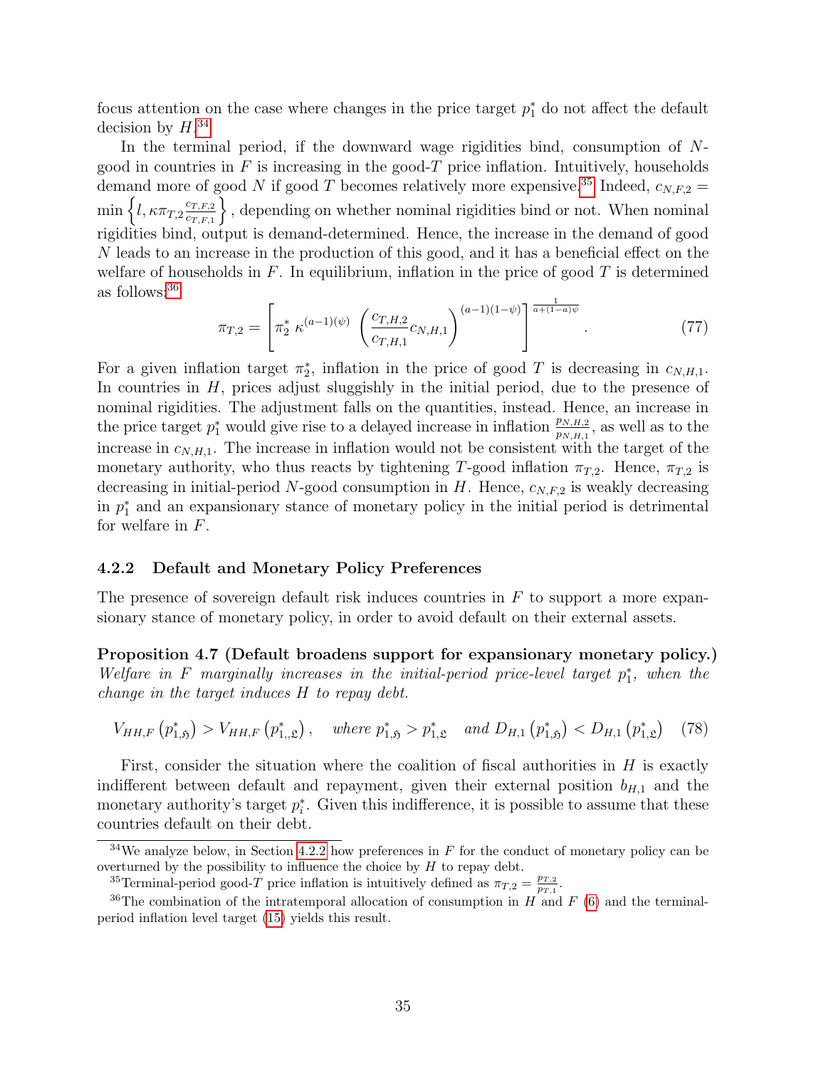focus attention on the case where changes in the price target $p_1^*$ do not affect the default decision by $H$.[34]

In the terminal period, if the downward wage rigidities bind, consumption of $N$-good in countries in $F$ is increasing in the good-$T$ price inflation. Intuitively, households demand more of good $N$ if good $T$ becomes relatively more expensive.[35] Indeed, $c_{N,F,2} = \min\left\{l, \kappa \pi_{T,2} \frac{c_{T,F,2}}{c_{T,F,1}}\right\}$, depending on whether nominal rigidities bind or not. When nominal rigidities bind, output is demand-determined. Hence, the increase in the demand of good $N$ leads to an increase in the production of this good, and it has a beneficial effect on the welfare of households in $F$. In equilibrium, inflation in the price of good $T$ is determined as follows:[36]

$$\pi_{T,2} = \left[\pi_2^* \ \kappa^{(a-1)(\psi)} \ \left(\frac{c_{T,H,2}}{c_{T,H,1}} c_{N,H,1}\right)^{(a-1)(1-\psi)}\right]^{\frac{1}{a+(1-a)\psi}}. \tag{77}$$

For a given inflation target $\pi_2^*$, inflation in the price of good $T$ is decreasing in $c_{N,H,1}$. In countries in $H$, prices adjust sluggishly in the initial period, due to the presence of nominal rigidities. The adjustment falls on the quantities, instead. Hence, an increase in the price target $p_1^*$ would give rise to a delayed increase in inflation $\frac{p_{N,H,2}}{p_{N,H,1}}$, as well as to the increase in $c_{N,H,1}$. The increase in inflation would not be consistent with the target of the monetary authority, who thus reacts by tightening $T$-good inflation $\pi_{T,2}$. Hence, $\pi_{T,2}$ is decreasing in initial-period $N$-good consumption in $H$. Hence, $c_{N,F,2}$ is weakly decreasing in $p_1^*$ and an expansionary stance of monetary policy in the initial period is detrimental for welfare in $F$.

### 4.2.2 Default and Monetary Policy Preferences

The presence of sovereign default risk induces countries in $F$ to support a more expansionary stance of monetary policy, in order to avoid default on their external assets.

**Proposition 4.7 (Default broadens support for expansionary monetary policy.)** *Welfare in $F$ marginally increases in the initial-period price-level target $p_1^*$, when the change in the target induces $H$ to repay debt.*

$$V_{HH,F}\left(p_{1,\mathfrak{H}}^*\right) > V_{HH,F}\left(p_{1,,\mathfrak{L}}^*\right), \quad \textit{where } p_{1,\mathfrak{H}}^* > p_{1,\mathfrak{L}}^* \quad \textit{and } D_{H,1}\left(p_{1,\mathfrak{H}}^*\right) < D_{H,1}\left(p_{1,\mathfrak{L}}^*\right) \tag{78}$$

First, consider the situation where the coalition of fiscal authorities in $H$ is exactly indifferent between default and repayment, given their external position $b_{H,1}$ and the monetary authority's target $p_i^*$. Given this indifference, it is possible to assume that these countries default on their debt.

---

[34] We analyze below, in Section 4.2.2 how preferences in $F$ for the conduct of monetary policy can be overturned by the possibility to influence the choice by $H$ to repay debt.

[35] Terminal-period good-$T$ price inflation is intuitively defined as $\pi_{T,2} = \frac{p_{T,2}}{p_{T,1}}$.

[36] The combination of the intratemporal allocation of consumption in $H$ and $F$ (6) and the terminal-period inflation level target (15) yields this result.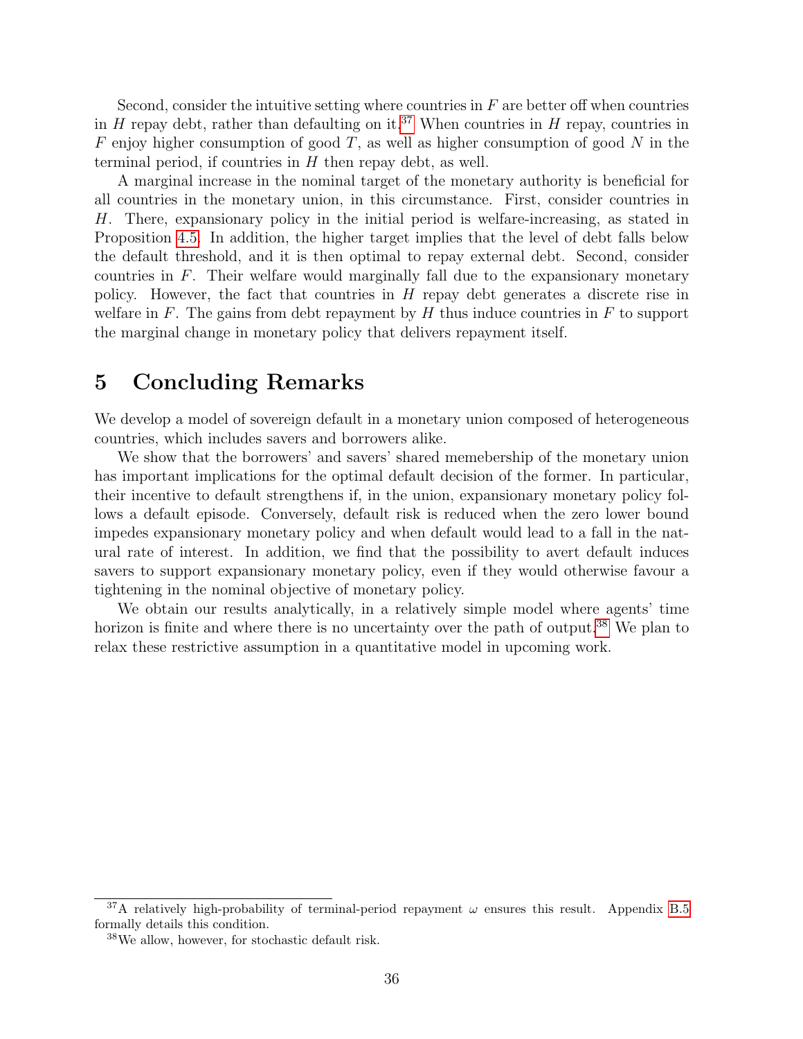Second, consider the intuitive setting where countries in $F$ are better off when countries in $H$ repay debt, rather than defaulting on it.[37] When countries in $H$ repay, countries in $F$ enjoy higher consumption of good $T$, as well as higher consumption of good $N$ in the terminal period, if countries in $H$ then repay debt, as well.

A marginal increase in the nominal target of the monetary authority is beneficial for all countries in the monetary union, in this circumstance. First, consider countries in $H$. There, expansionary policy in the initial period is welfare-increasing, as stated in Proposition 4.5. In addition, the higher target implies that the level of debt falls below the default threshold, and it is then optimal to repay external debt. Second, consider countries in $F$. Their welfare would marginally fall due to the expansionary monetary policy. However, the fact that countries in $H$ repay debt generates a discrete rise in welfare in $F$. The gains from debt repayment by $H$ thus induce countries in $F$ to support the marginal change in monetary policy that delivers repayment itself.

# 5 Concluding Remarks

We develop a model of sovereign default in a monetary union composed of heterogeneous countries, which includes savers and borrowers alike.

We show that the borrowers' and savers' shared memebership of the monetary union has important implications for the optimal default decision of the former. In particular, their incentive to default strengthens if, in the union, expansionary monetary policy follows a default episode. Conversely, default risk is reduced when the zero lower bound impedes expansionary monetary policy and when default would lead to a fall in the natural rate of interest. In addition, we find that the possibility to avert default induces savers to support expansionary monetary policy, even if they would otherwise favour a tightening in the nominal objective of monetary policy.

We obtain our results analytically, in a relatively simple model where agents' time horizon is finite and where there is no uncertainty over the path of output.[38] We plan to relax these restrictive assumption in a quantitative model in upcoming work.

---

[37] A relatively high-probability of terminal-period repayment $\omega$ ensures this result. Appendix B.5 formally details this condition.

[38] We allow, however, for stochastic default risk.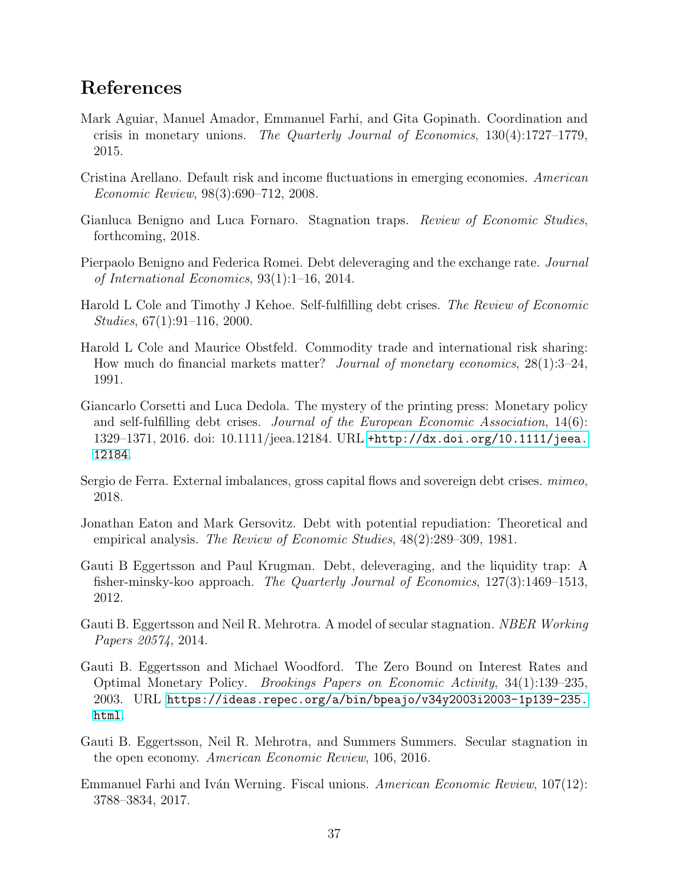# References

Mark Aguiar, Manuel Amador, Emmanuel Farhi, and Gita Gopinath. Coordination and crisis in monetary unions. *The Quarterly Journal of Economics*, 130(4):1727–1779, 2015.

Cristina Arellano. Default risk and income fluctuations in emerging economies. *American Economic Review*, 98(3):690–712, 2008.

Gianluca Benigno and Luca Fornaro. Stagnation traps. *Review of Economic Studies*, forthcoming, 2018.

Pierpaolo Benigno and Federica Romei. Debt deleveraging and the exchange rate. *Journal of International Economics*, 93(1):1–16, 2014.

Harold L Cole and Timothy J Kehoe. Self-fulfilling debt crises. *The Review of Economic Studies*, 67(1):91–116, 2000.

Harold L Cole and Maurice Obstfeld. Commodity trade and international risk sharing: How much do financial markets matter? *Journal of monetary economics*, 28(1):3–24, 1991.

Giancarlo Corsetti and Luca Dedola. The mystery of the printing press: Monetary policy and self-fulfilling debt crises. *Journal of the European Economic Association*, 14(6): 1329–1371, 2016. doi: 10.1111/jeea.12184. URL +http://dx.doi.org/10.1111/jeea.12184.

Sergio de Ferra. External imbalances, gross capital flows and sovereign debt crises. *mimeo*, 2018.

Jonathan Eaton and Mark Gersovitz. Debt with potential repudiation: Theoretical and empirical analysis. *The Review of Economic Studies*, 48(2):289–309, 1981.

Gauti B Eggertsson and Paul Krugman. Debt, deleveraging, and the liquidity trap: A fisher-minsky-koo approach. *The Quarterly Journal of Economics*, 127(3):1469–1513, 2012.

Gauti B. Eggertsson and Neil R. Mehrotra. A model of secular stagnation. *NBER Working Papers 20574*, 2014.

Gauti B. Eggertsson and Michael Woodford. The Zero Bound on Interest Rates and Optimal Monetary Policy. *Brookings Papers on Economic Activity*, 34(1):139–235, 2003. URL https://ideas.repec.org/a/bin/bpeajo/v34y2003i2003-1p139-235.html.

Gauti B. Eggertsson, Neil R. Mehrotra, and Summers Summers. Secular stagnation in the open economy. *American Economic Review*, 106, 2016.

Emmanuel Farhi and Iván Werning. Fiscal unions. *American Economic Review*, 107(12): 3788–3834, 2017.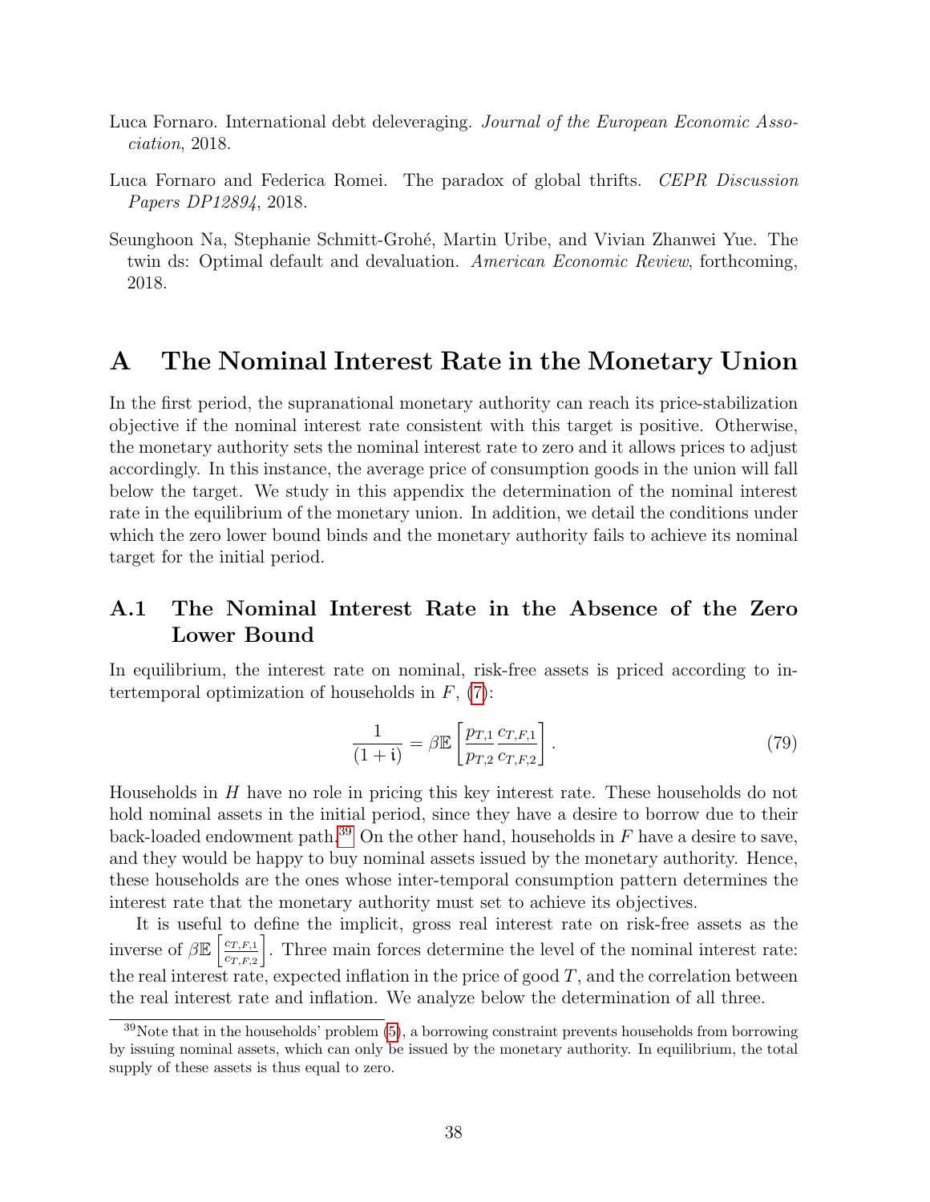Luca Fornaro. International debt deleveraging. *Journal of the European Economic Association*, 2018.

Luca Fornaro and Federica Romei. The paradox of global thrifts. *CEPR Discussion Papers DP12894*, 2018.

Seunghoon Na, Stephanie Schmitt-Grohé, Martin Uribe, and Vivian Zhanwei Yue. The twin ds: Optimal default and devaluation. *American Economic Review*, forthcoming, 2018.

# A The Nominal Interest Rate in the Monetary Union

In the first period, the supranational monetary authority can reach its price-stabilization objective if the nominal interest rate consistent with this target is positive. Otherwise, the monetary authority sets the nominal interest rate to zero and it allows prices to adjust accordingly. In this instance, the average price of consumption goods in the union will fall below the target. We study in this appendix the determination of the nominal interest rate in the equilibrium of the monetary union. In addition, we detail the conditions under which the zero lower bound binds and the monetary authority fails to achieve its nominal target for the initial period.

## A.1 The Nominal Interest Rate in the Absence of the Zero Lower Bound

In equilibrium, the interest rate on nominal, risk-free assets is priced according to intertemporal optimization of households in $F$, (7):

$$\frac{1}{(1+\mathfrak{i})} = \beta \mathbb{E}\left[\frac{p_{T,1}}{p_{T,2}} \frac{c_{T,F,1}}{c_{T,F,2}}\right]. \tag{79}$$

Households in $H$ have no role in pricing this key interest rate. These households do not hold nominal assets in the initial period, since they have a desire to borrow due to their back-loaded endowment path.[39] On the other hand, households in $F$ have a desire to save, and they would be happy to buy nominal assets issued by the monetary authority. Hence, these households are the ones whose inter-temporal consumption pattern determines the interest rate that the monetary authority must set to achieve its objectives.

It is useful to define the implicit, gross real interest rate on risk-free assets as the inverse of $\beta \mathbb{E}\left[\frac{c_{T,F,1}}{c_{T,F,2}}\right]$. Three main forces determine the level of the nominal interest rate: the real interest rate, expected inflation in the price of good $T$, and the correlation between the real interest rate and inflation. We analyze below the determination of all three.

[39] Note that in the households' problem (5), a borrowing constraint prevents households from borrowing by issuing nominal assets, which can only be issued by the monetary authority. In equilibrium, the total supply of these assets is thus equal to zero.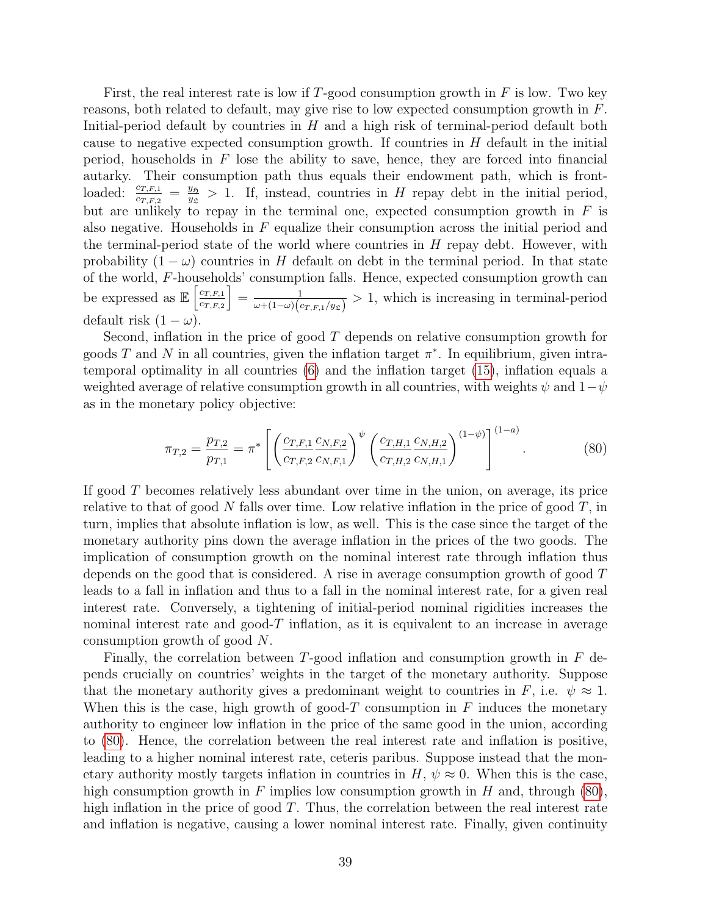First, the real interest rate is low if $T$-good consumption growth in $F$ is low. Two key reasons, both related to default, may give rise to low expected consumption growth in $F$. Initial-period default by countries in $H$ and a high risk of terminal-period default both cause to negative expected consumption growth. If countries in $H$ default in the initial period, households in $F$ lose the ability to save, hence, they are forced into financial autarky. Their consumption path thus equals their endowment path, which is front-loaded: $\frac{c_{T,F,1}}{c_{T,F,2}} = \frac{y_{\mathfrak{H}}}{y_{\mathfrak{L}}} > 1$. If, instead, countries in $H$ repay debt in the initial period, but are unlikely to repay in the terminal one, expected consumption growth in $F$ is also negative. Households in $F$ equalize their consumption across the initial period and the terminal-period state of the world where countries in $H$ repay debt. However, with probability $(1-\omega)$ countries in $H$ default on debt in the terminal period. In that state of the world, $F$-households' consumption falls. Hence, expected consumption growth can be expressed as $\mathbb{E}\left[\frac{c_{T,F,1}}{c_{T,F,2}}\right] = \frac{1}{\omega + (1-\omega)\left(c_{T,F,1}/y_{\mathfrak{L}}\right)} > 1$, which is increasing in terminal-period default risk $(1-\omega)$.

Second, inflation in the price of good $T$ depends on relative consumption growth for goods $T$ and $N$ in all countries, given the inflation target $\pi^*$. In equilibrium, given intratemporal optimality in all countries (6) and the inflation target (15), inflation equals a weighted average of relative consumption growth in all countries, with weights $\psi$ and $1-\psi$ as in the monetary policy objective:

$$\pi_{T,2} = \frac{p_{T,2}}{p_{T,1}} = \pi^* \left[ \left( \frac{c_{T,F,1}}{c_{T,F,2}} \frac{c_{N,F,2}}{c_{N,F,1}} \right)^{\psi} \left( \frac{c_{T,H,1}}{c_{T,H,2}} \frac{c_{N,H,2}}{c_{N,H,1}} \right)^{(1-\psi)} \right]^{(1-a)}. \tag{80}$$

If good $T$ becomes relatively less abundant over time in the union, on average, its price relative to that of good $N$ falls over time. Low relative inflation in the price of good $T$, in turn, implies that absolute inflation is low, as well. This is the case since the target of the monetary authority pins down the average inflation in the prices of the two goods. The implication of consumption growth on the nominal interest rate through inflation thus depends on the good that is considered. A rise in average consumption growth of good $T$ leads to a fall in inflation and thus to a fall in the nominal interest rate, for a given real interest rate. Conversely, a tightening of initial-period nominal rigidities increases the nominal interest rate and good-$T$ inflation, as it is equivalent to an increase in average consumption growth of good $N$.

Finally, the correlation between $T$-good inflation and consumption growth in $F$ depends crucially on countries' weights in the target of the monetary authority. Suppose that the monetary authority gives a predominant weight to countries in $F$, i.e. $\psi \approx 1$. When this is the case, high growth of good-$T$ consumption in $F$ induces the monetary authority to engineer low inflation in the price of the same good in the union, according to (80). Hence, the correlation between the real interest rate and inflation is positive, leading to a higher nominal interest rate, ceteris paribus. Suppose instead that the monetary authority mostly targets inflation in countries in $H$, $\psi \approx 0$. When this is the case, high consumption growth in $F$ implies low consumption growth in $H$ and, through (80), high inflation in the price of good $T$. Thus, the correlation between the real interest rate and inflation is negative, causing a lower nominal interest rate. Finally, given continuity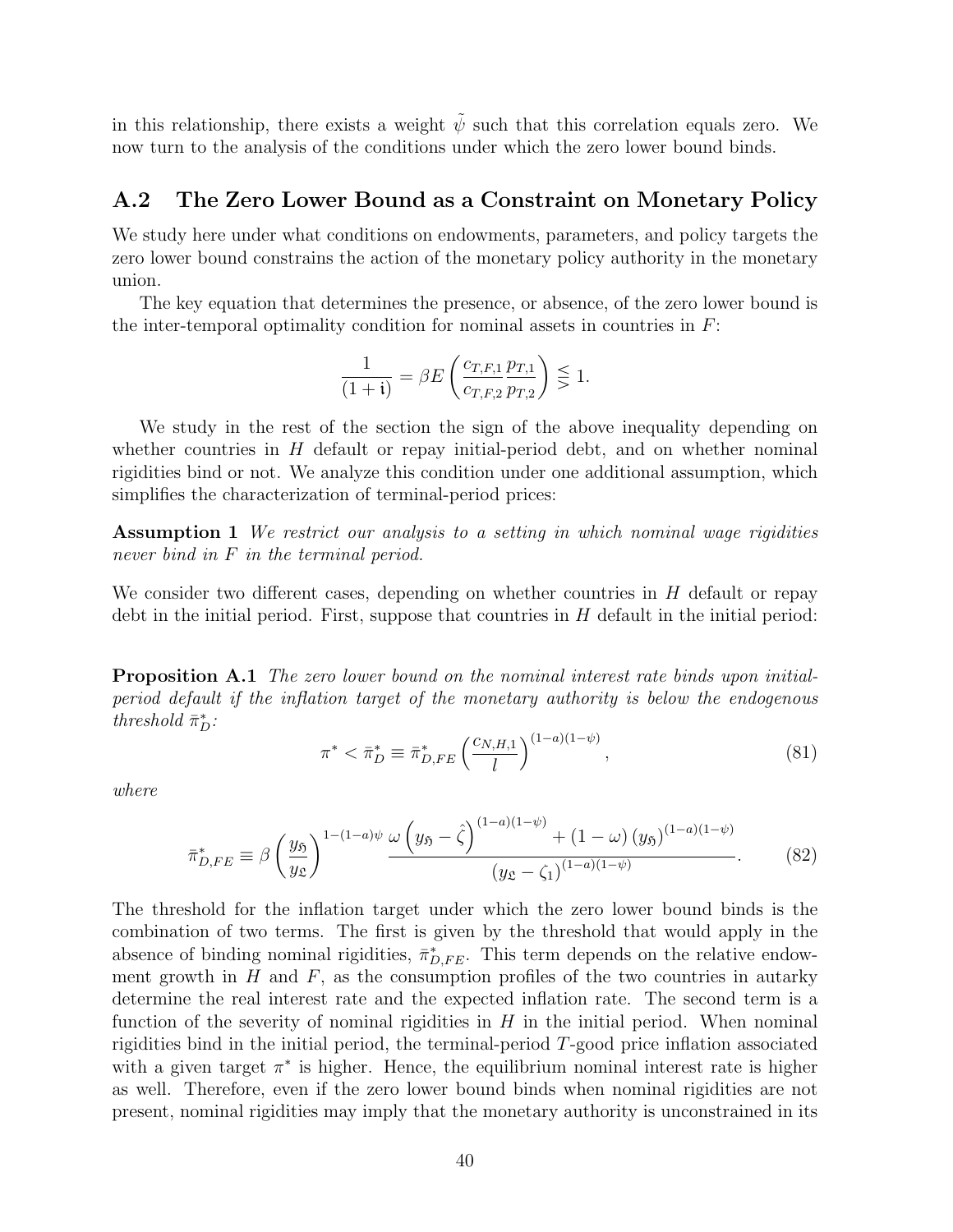in this relationship, there exists a weight $\tilde{\psi}$ such that this correlation equals zero. We now turn to the analysis of the conditions under which the zero lower bound binds.

## A.2 The Zero Lower Bound as a Constraint on Monetary Policy

We study here under what conditions on endowments, parameters, and policy targets the zero lower bound constrains the action of the monetary policy authority in the monetary union.

The key equation that determines the presence, or absence, of the zero lower bound is the inter-temporal optimality condition for nominal assets in countries in $F$:

$$\frac{1}{(1+\mathfrak{i})} = \beta E\left(\frac{c_{T,F,1}}{c_{T,F,2}}\frac{p_{T,1}}{p_{T,2}}\right) \lesseqgtr 1.$$

We study in the rest of the section the sign of the above inequality depending on whether countries in $H$ default or repay initial-period debt, and on whether nominal rigidities bind or not. We analyze this condition under one additional assumption, which simplifies the characterization of terminal-period prices:

**Assumption 1** *We restrict our analysis to a setting in which nominal wage rigidities never bind in $F$ in the terminal period.*

We consider two different cases, depending on whether countries in $H$ default or repay debt in the initial period. First, suppose that countries in $H$ default in the initial period:

**Proposition A.1** *The zero lower bound on the nominal interest rate binds upon initial-period default if the inflation target of the monetary authority is below the endogenous threshold $\bar{\pi}^*_D$:*

$$\pi^* < \bar{\pi}^*_D \equiv \bar{\pi}^*_{D,FE}\left(\frac{c_{N,H,1}}{l}\right)^{(1-a)(1-\psi)}, \tag{81}$$

*where*

$$\bar{\pi}^*_{D,FE} \equiv \beta\left(\frac{y_{\mathfrak{H}}}{y_{\mathfrak{L}}}\right)^{1-(1-a)\psi}\frac{\omega\left(y_{\mathfrak{H}}-\hat{\zeta}\right)^{(1-a)(1-\psi)}+(1-\omega)\left(y_{\mathfrak{H}}\right)^{(1-a)(1-\psi)}}{\left(y_{\mathfrak{L}}-\zeta_1\right)^{(1-a)(1-\psi)}}. \tag{82}$$

The threshold for the inflation target under which the zero lower bound binds is the combination of two terms. The first is given by the threshold that would apply in the absence of binding nominal rigidities, $\bar{\pi}^*_{D,FE}$. This term depends on the relative endowment growth in $H$ and $F$, as the consumption profiles of the two countries in autarky determine the real interest rate and the expected inflation rate. The second term is a function of the severity of nominal rigidities in $H$ in the initial period. When nominal rigidities bind in the initial period, the terminal-period $T$-good price inflation associated with a given target $\pi^*$ is higher. Hence, the equilibrium nominal interest rate is higher as well. Therefore, even if the zero lower bound binds when nominal rigidities are not present, nominal rigidities may imply that the monetary authority is unconstrained in its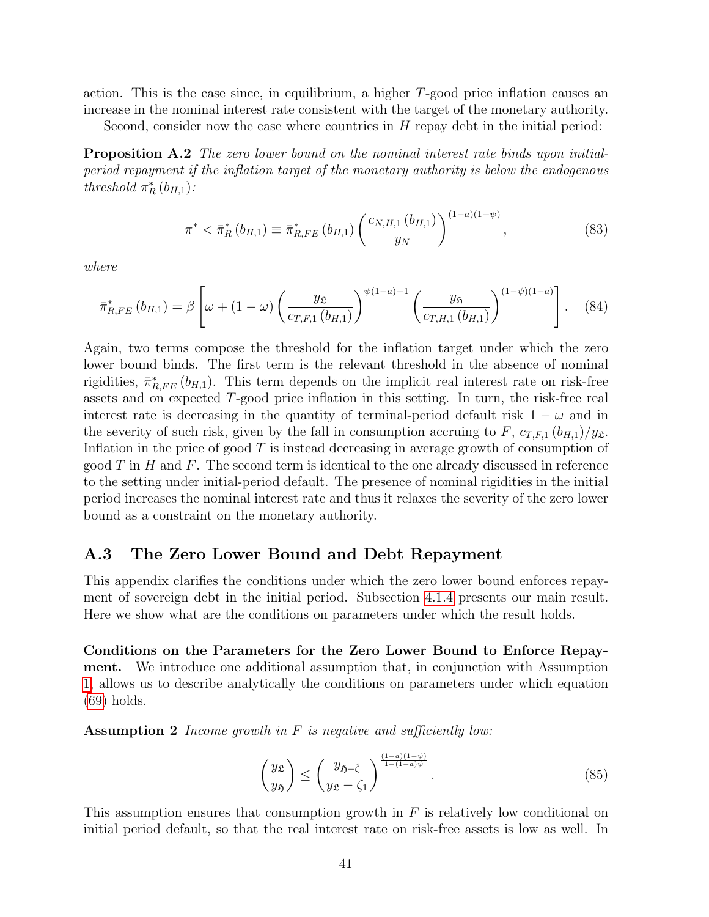action. This is the case since, in equilibrium, a higher $T$-good price inflation causes an increase in the nominal interest rate consistent with the target of the monetary authority.

Second, consider now the case where countries in $H$ repay debt in the initial period:

**Proposition A.2** *The zero lower bound on the nominal interest rate binds upon initial-period repayment if the inflation target of the monetary authority is below the endogenous threshold* $\pi^*_R(b_{H,1})$*:*

$$\pi^* < \bar{\pi}^*_R(b_{H,1}) \equiv \bar{\pi}^*_{R,FE}(b_{H,1}) \left( \frac{c_{N,H,1}(b_{H,1})}{y_N} \right)^{(1-a)(1-\psi)}, \tag{83}$$

*where*

$$\bar{\pi}^*_{R,FE}(b_{H,1}) = \beta \left[ \omega + (1-\omega) \left( \frac{y_{\mathfrak{L}}}{c_{T,F,1}(b_{H,1})} \right)^{\psi(1-a)-1} \left( \frac{y_{\mathfrak{H}}}{c_{T,H,1}(b_{H,1})} \right)^{(1-\psi)(1-a)} \right]. \tag{84}$$

Again, two terms compose the threshold for the inflation target under which the zero lower bound binds. The first term is the relevant threshold in the absence of nominal rigidities, $\bar{\pi}^*_{R,FE}(b_{H,1})$. This term depends on the implicit real interest rate on risk-free assets and on expected $T$-good price inflation in this setting. In turn, the risk-free real interest rate is decreasing in the quantity of terminal-period default risk $1-\omega$ and in the severity of such risk, given by the fall in consumption accruing to $F$, $c_{T,F,1}(b_{H,1})/y_{\mathfrak{L}}$. Inflation in the price of good $T$ is instead decreasing in average growth of consumption of good $T$ in $H$ and $F$. The second term is identical to the one already discussed in reference to the setting under initial-period default. The presence of nominal rigidities in the initial period increases the nominal interest rate and thus it relaxes the severity of the zero lower bound as a constraint on the monetary authority.

## A.3 The Zero Lower Bound and Debt Repayment

This appendix clarifies the conditions under which the zero lower bound enforces repayment of sovereign debt in the initial period. Subsection 4.1.4 presents our main result. Here we show what are the conditions on parameters under which the result holds.

**Conditions on the Parameters for the Zero Lower Bound to Enforce Repayment.** We introduce one additional assumption that, in conjunction with Assumption 1, allows us to describe analytically the conditions on parameters under which equation (69) holds.

**Assumption 2** *Income growth in* $F$ *is negative and sufficiently low:*

$$\left( \frac{y_{\mathfrak{L}}}{y_{\mathfrak{H}}} \right) \leq \left( \frac{y_{\mathfrak{H}-\hat{\zeta}}}{y_{\mathfrak{L}} - \zeta_1} \right)^{\frac{(1-a)(1-\psi)}{1-(1-a)\psi}}. \tag{85}$$

This assumption ensures that consumption growth in $F$ is relatively low conditional on initial period default, so that the real interest rate on risk-free assets is low as well. In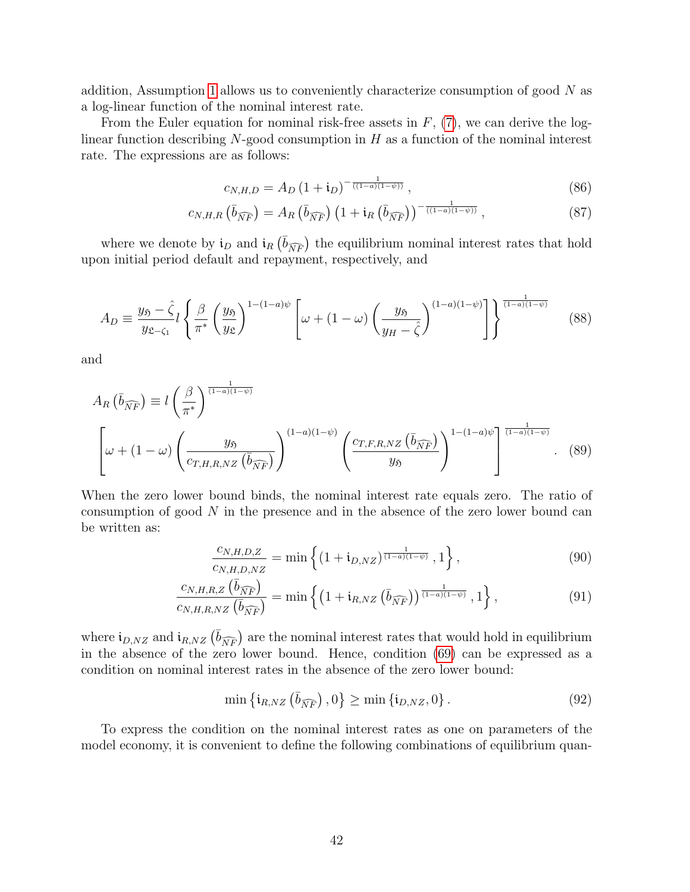addition, Assumption 1 allows us to conveniently characterize consumption of good $N$ as a log-linear function of the nominal interest rate.

From the Euler equation for nominal risk-free assets in $F$, (7), we can derive the log-linear function describing $N$-good consumption in $H$ as a function of the nominal interest rate. The expressions are as follows:

$$c_{N,H,D} = A_D \left(1 + \mathfrak{i}_D\right)^{-\frac{1}{((1-a)(1-\psi))}}, \tag{86}$$

$$c_{N,H,R}\left(\bar{b}_{\widehat{NF}}\right) = A_R\left(\bar{b}_{\widehat{NF}}\right)\left(1 + \mathfrak{i}_R\left(\bar{b}_{\widehat{NF}}\right)\right)^{-\frac{1}{((1-a)(1-\psi))}}, \tag{87}$$

where we denote by $\mathfrak{i}_D$ and $\mathfrak{i}_R\left(\bar{b}_{\widehat{NF}}\right)$ the equilibrium nominal interest rates that hold upon initial period default and repayment, respectively, and

$$A_D \equiv \frac{y_{\mathfrak{H}} - \hat{\zeta}}{y_{\mathfrak{L}-\zeta_1}} l \left\{ \frac{\beta}{\pi^*}\left(\frac{y_{\mathfrak{H}}}{y_{\mathfrak{L}}}\right)^{1-(1-a)\psi}\left[\omega + (1-\omega)\left(\frac{y_{\mathfrak{H}}}{y_H - \hat{\zeta}}\right)^{(1-a)(1-\psi)}\right]\right\}^{\frac{1}{(1-a)(1-\psi)}} \tag{88}$$

and

$$A_R\left(\bar{b}_{\widehat{NF}}\right) \equiv l\left(\frac{\beta}{\pi^*}\right)^{\frac{1}{(1-a)(1-\psi)}} \left[\omega + (1-\omega)\left(\frac{y_{\mathfrak{H}}}{c_{T,H,R,NZ}\left(\bar{b}_{\widehat{NF}}\right)}\right)^{(1-a)(1-\psi)}\left(\frac{c_{T,F,R,NZ}\left(\bar{b}_{\widehat{NF}}\right)}{y_{\mathfrak{H}}}\right)^{1-(1-a)\psi}\right]^{\frac{1}{(1-a)(1-\psi)}}. \tag{89}$$

When the zero lower bound binds, the nominal interest rate equals zero. The ratio of consumption of good $N$ in the presence and in the absence of the zero lower bound can be written as:

$$\frac{c_{N,H,D,Z}}{c_{N,H,D,NZ}} = \min\left\{\left(1 + \mathfrak{i}_{D,NZ}\right)^{\frac{1}{(1-a)(1-\psi)}}, 1\right\}, \tag{90}$$

$$\frac{c_{N,H,R,Z}\left(\bar{b}_{\widehat{NF}}\right)}{c_{N,H,R,NZ}\left(\bar{b}_{\widehat{NF}}\right)} = \min\left\{\left(1 + \mathfrak{i}_{R,NZ}\left(\bar{b}_{\widehat{NF}}\right)\right)^{\frac{1}{(1-a)(1-\psi)}}, 1\right\}, \tag{91}$$

where $\mathfrak{i}_{D,NZ}$ and $\mathfrak{i}_{R,NZ}\left(\bar{b}_{\widehat{NF}}\right)$ are the nominal interest rates that would hold in equilibrium in the absence of the zero lower bound. Hence, condition (69) can be expressed as a condition on nominal interest rates in the absence of the zero lower bound:

$$\min\left\{\mathfrak{i}_{R,NZ}\left(\bar{b}_{\widehat{NF}}\right), 0\right\} \geq \min\left\{\mathfrak{i}_{D,NZ}, 0\right\}. \tag{92}$$

To express the condition on the nominal interest rates as one on parameters of the model economy, it is convenient to define the following combinations of equilibrium quan-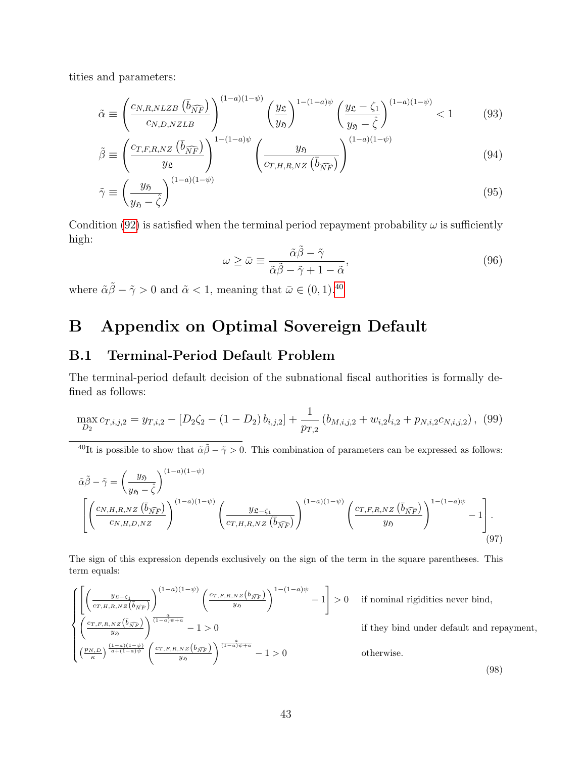tities and parameters:

$$\tilde{\alpha} \equiv \left(\frac{c_{N,R,NLZB}\left(\bar{b}_{\widehat{NF}}\right)}{c_{N,D,NZLB}}\right)^{(1-a)(1-\psi)} \left(\frac{y_{\mathfrak{L}}}{y_{\mathfrak{H}}}\right)^{1-(1-a)\psi} \left(\frac{y_{\mathfrak{L}}-\zeta_1}{y_{\mathfrak{H}}-\hat{\zeta}}\right)^{(1-a)(1-\psi)} < 1 \tag{93}$$

$$\tilde{\beta} \equiv \left(\frac{c_{T,F,R,NZ}\left(\bar{b}_{\widehat{NF}}\right)}{y_{\mathfrak{L}}}\right)^{1-(1-a)\psi} \left(\frac{y_{\mathfrak{H}}}{c_{T,H,R,NZ}\left(\bar{b}_{\widehat{NF}}\right)}\right)^{(1-a)(1-\psi)} \tag{94}$$

$$\tilde{\gamma} \equiv \left(\frac{y_{\mathfrak{H}}}{y_{\mathfrak{H}}-\hat{\zeta}}\right)^{(1-a)(1-\psi)} \tag{95}$$

Condition (92) is satisfied when the terminal period repayment probability $\omega$ is sufficiently high:

$$\omega \geq \bar{\omega} \equiv \frac{\tilde{\alpha}\tilde{\beta}-\tilde{\gamma}}{\tilde{\alpha}\tilde{\beta}-\tilde{\gamma}+1-\tilde{\alpha}}, \tag{96}$$

where $\tilde{\alpha}\tilde{\beta}-\tilde{\gamma}>0$ and $\tilde{\alpha}<1$, meaning that $\bar{\omega}\in(0,1)$.[40]

# B Appendix on Optimal Sovereign Default

## B.1 Terminal-Period Default Problem

The terminal-period default decision of the subnational fiscal authorities is formally defined as follows:

$$\max_{D_2} c_{T,i,j,2} = y_{T,i,2} - \left[D_2\zeta_2 - (1-D_2)\,b_{i,j,2}\right] + \frac{1}{p_{T,2}}\left(b_{M,i,j,2} + w_{i,2}l_{i,2} + p_{N,i,2}c_{N,i,j,2}\right), \tag{99}$$

[40] It is possible to show that $\tilde{\alpha}\tilde{\beta}-\tilde{\gamma}>0$. This combination of parameters can be expressed as follows:

$$\tilde{\alpha}\tilde{\beta}-\tilde{\gamma} = \left(\frac{y_{\mathfrak{H}}}{y_{\mathfrak{H}}-\hat{\zeta}}\right)^{(1-a)(1-\psi)} \left[\left(\frac{c_{N,H,R,NZ}\left(\bar{b}_{\widehat{NF}}\right)}{c_{N,H,D,NZ}}\right)^{(1-a)(1-\psi)} \left(\frac{y_{\mathfrak{L}-\zeta_1}}{c_{T,H,R,NZ}\left(\bar{b}_{\widehat{NF}}\right)}\right)^{(1-a)(1-\psi)} \left(\frac{c_{T,F,R,NZ}\left(\bar{b}_{\widehat{NF}}\right)}{y_{\mathfrak{H}}}\right)^{1-(1-a)\psi} - 1\right]. \tag{97}$$

The sign of this expression depends exclusively on the sign of the term in the square parentheses. This term equals:

$$\begin{cases} \left[\left(\frac{y_{\mathfrak{L}-\zeta_1}}{c_{T,H,R,NZ}\left(\bar{b}_{\widehat{NF}}\right)}\right)^{(1-a)(1-\psi)} \left(\frac{c_{T,F,R,NZ}\left(\bar{b}_{\widehat{NF}}\right)}{y_{\mathfrak{H}}}\right)^{1-(1-a)\psi} - 1\right] > 0 & \text{if nominal rigidities never bind,} \\ \left(\frac{c_{T,F,R,NZ}\left(\bar{b}_{\widehat{NF}}\right)}{y_{\mathfrak{H}}}\right)^{\frac{a}{(1-a)\psi+a}} - 1 > 0 & \text{if they bind under default and repayment,} \\ \left(\frac{p_{N,D}}{\kappa}\right)^{\frac{(1-a)(1-\psi)}{a+(1-a)\psi}} \left(\frac{c_{T,F,R,NZ}\left(\bar{b}_{\widehat{NF}}\right)}{y_{\mathfrak{H}}}\right)^{\frac{a}{(1-a)\psi+a}} - 1 > 0 & \text{otherwise.} \end{cases} \tag{98}$$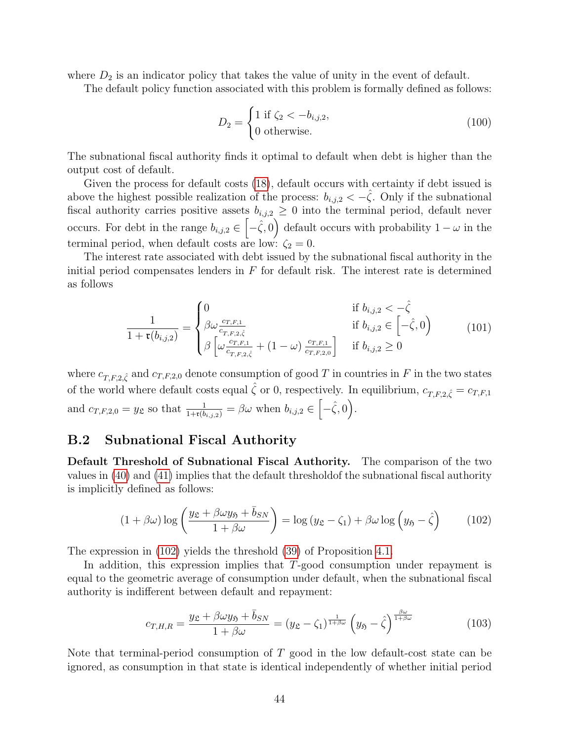where $D_2$ is an indicator policy that takes the value of unity in the event of default.

The default policy function associated with this problem is formally defined as follows:

$$D_2 = \begin{cases} 1 \text{ if } \zeta_2 < -b_{i,j,2}, \\ 0 \text{ otherwise.} \end{cases} \tag{100}$$

The subnational fiscal authority finds it optimal to default when debt is higher than the output cost of default.

Given the process for default costs (18), default occurs with certainty if debt issued is above the highest possible realization of the process: $b_{i,j,2} < -\hat{\zeta}$. Only if the subnational fiscal authority carries positive assets $b_{i,j,2} \geq 0$ into the terminal period, default never occurs. For debt in the range $b_{i,j,2} \in \left[-\hat{\zeta}, 0\right)$ default occurs with probability $1-\omega$ in the terminal period, when default costs are low: $\zeta_2 = 0$.

The interest rate associated with debt issued by the subnational fiscal authority in the initial period compensates lenders in $F$ for default risk. The interest rate is determined as follows

$$\frac{1}{1+\mathfrak{r}(b_{i,j,2})} = \begin{cases} 0 & \text{if } b_{i,j,2} < -\hat{\zeta} \\ \beta\omega \frac{c_{T,F,1}}{c_{T,F,2,\hat{\zeta}}} & \text{if } b_{i,j,2} \in \left[-\hat{\zeta}, 0\right) \\ \beta \left[\omega \frac{c_{T,F,1}}{c_{T,F,2,\hat{\zeta}}} + (1-\omega) \frac{c_{T,F,1}}{c_{T,F,2,0}}\right] & \text{if } b_{i,j,2} \geq 0 \end{cases} \tag{101}$$

where $c_{T,F,2,\hat{\zeta}}$ and $c_{T,F,2,0}$ denote consumption of good $T$ in countries in $F$ in the two states of the world where default costs equal $\hat{\zeta}$ or 0, respectively. In equilibrium, $c_{T,F,2,\hat{\zeta}} = c_{T,F,1}$ and $c_{T,F,2,0} = y_{\mathfrak{L}}$ so that $\frac{1}{1+\mathfrak{r}(b_{i,j,2})} = \beta\omega$ when $b_{i,j,2} \in \left[-\hat{\zeta}, 0\right)$.

## B.2 Subnational Fiscal Authority

**Default Threshold of Subnational Fiscal Authority.** The comparison of the two values in (40) and (41) implies that the default thresholdof the subnational fiscal authority is implicitly defined as follows:

$$(1+\beta\omega)\log\left(\frac{y_{\mathfrak{L}} + \beta\omega y_{\mathfrak{H}} + \bar{b}_{SN}}{1+\beta\omega}\right) = \log\left(y_{\mathfrak{L}} - \zeta_1\right) + \beta\omega\log\left(y_{\mathfrak{H}} - \hat{\zeta}\right) \tag{102}$$

The expression in (102) yields the threshold (39) of Proposition 4.1.

In addition, this expression implies that $T$-good consumption under repayment is equal to the geometric average of consumption under default, when the subnational fiscal authority is indifferent between default and repayment:

$$c_{T,H,R} = \frac{y_{\mathfrak{L}} + \beta\omega y_{\mathfrak{H}} + \bar{b}_{SN}}{1+\beta\omega} = \left(y_{\mathfrak{L}} - \zeta_1\right)^{\frac{1}{1+\beta\omega}}\left(y_{\mathfrak{H}} - \hat{\zeta}\right)^{\frac{\beta\omega}{1+\beta\omega}} \tag{103}$$

Note that terminal-period consumption of $T$ good in the low default-cost state can be ignored, as consumption in that state is identical independently of whether initial period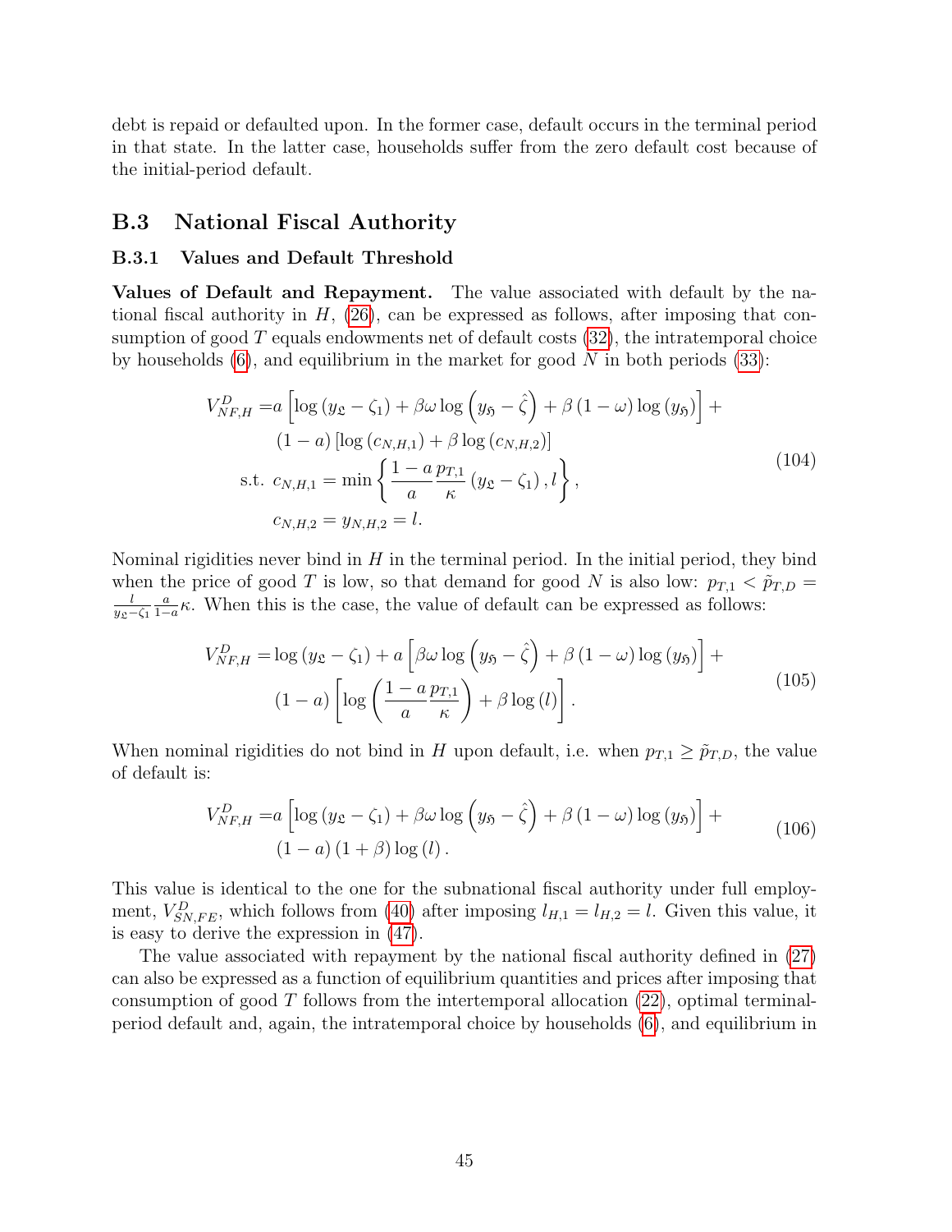debt is repaid or defaulted upon. In the former case, default occurs in the terminal period in that state. In the latter case, households suffer from the zero default cost because of the initial-period default.

## B.3 National Fiscal Authority

### B.3.1 Values and Default Threshold

**Values of Default and Repayment.** The value associated with default by the national fiscal authority in $H$, (26), can be expressed as follows, after imposing that consumption of good $T$ equals endowments net of default costs (32), the intratemporal choice by households (6), and equilibrium in the market for good $N$ in both periods (33):

$$
\begin{aligned}
V_{NF,H}^{D} =& a\left[\log\left(y_{\mathfrak{L}}-\zeta_1\right)+\beta\omega\log\left(y_{\mathfrak{H}}-\hat{\zeta}\right)+\beta\left(1-\omega\right)\log\left(y_{\mathfrak{H}}\right)\right]+\\
&\left(1-a\right)\left[\log\left(c_{N,H,1}\right)+\beta\log\left(c_{N,H,2}\right)\right]\\
&\text{s.t. } c_{N,H,1}=\min\left\{\frac{1-a}{a}\frac{p_{T,1}}{\kappa}\left(y_{\mathfrak{L}}-\zeta_1\right),l\right\},\\
&c_{N,H,2}=y_{N,H,2}=l.
\end{aligned}
\tag{104}
$$

Nominal rigidities never bind in $H$ in the terminal period. In the initial period, they bind when the price of good $T$ is low, so that demand for good $N$ is also low: $p_{T,1}<\tilde{p}_{T,D}=\frac{l}{y_{\mathfrak{L}}-\zeta_1}\frac{a}{1-a}\kappa$. When this is the case, the value of default can be expressed as follows:

$$
\begin{aligned}
V_{NF,H}^{D} =& \log\left(y_{\mathfrak{L}}-\zeta_1\right)+a\left[\beta\omega\log\left(y_{\mathfrak{H}}-\hat{\zeta}\right)+\beta\left(1-\omega\right)\log\left(y_{\mathfrak{H}}\right)\right]+\\
&\left(1-a\right)\left[\log\left(\frac{1-a}{a}\frac{p_{T,1}}{\kappa}\right)+\beta\log\left(l\right)\right].
\end{aligned}
\tag{105}
$$

When nominal rigidities do not bind in $H$ upon default, i.e. when $p_{T,1}\geq\tilde{p}_{T,D}$, the value of default is:

$$
\begin{aligned}
V_{NF,H}^{D} =& a\left[\log\left(y_{\mathfrak{L}}-\zeta_1\right)+\beta\omega\log\left(y_{\mathfrak{H}}-\hat{\zeta}\right)+\beta\left(1-\omega\right)\log\left(y_{\mathfrak{H}}\right)\right]+\\
&\left(1-a\right)\left(1+\beta\right)\log\left(l\right).
\end{aligned}
\tag{106}
$$

This value is identical to the one for the subnational fiscal authority under full employment, $V_{SN,FE}^{D}$, which follows from (40) after imposing $l_{H,1}=l_{H,2}=l$. Given this value, it is easy to derive the expression in (47).

The value associated with repayment by the national fiscal authority defined in (27) can also be expressed as a function of equilibrium quantities and prices after imposing that consumption of good $T$ follows from the intertemporal allocation (22), optimal terminal-period default and, again, the intratemporal choice by households (6), and equilibrium in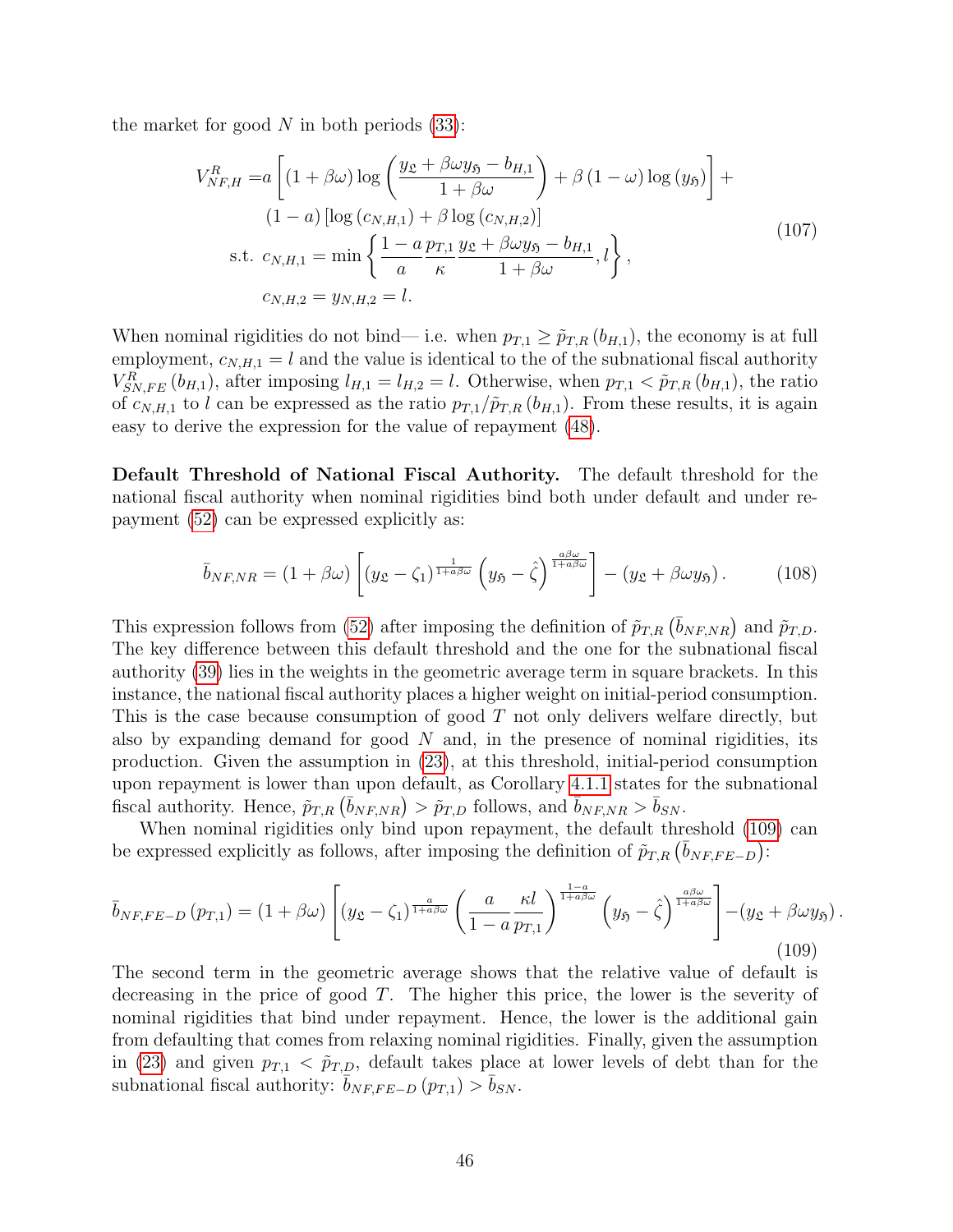the market for good $N$ in both periods (33):

$$
\begin{aligned}
V_{NF,H}^{R} =& a\left[(1+\beta\omega)\log\left(\frac{y_{\mathfrak{L}}+\beta\omega y_{\mathfrak{H}}-b_{H,1}}{1+\beta\omega}\right)+\beta(1-\omega)\log(y_{\mathfrak{H}})\right]+ \\
& (1-a)\left[\log(c_{N,H,1})+\beta\log(c_{N,H,2})\right] \\
\text{s.t. } & c_{N,H,1}=\min\left\{\frac{1-a}{a}\frac{p_{T,1}}{\kappa}\frac{y_{\mathfrak{L}}+\beta\omega y_{\mathfrak{H}}-b_{H,1}}{1+\beta\omega},l\right\}, \\
& c_{N,H,2}=y_{N,H,2}=l.
\end{aligned}
\tag{107}
$$

When nominal rigidities do not bind— i.e. when $p_{T,1}\geq\tilde{p}_{T,R}(b_{H,1})$, the economy is at full employment, $c_{N,H,1}=l$ and the value is identical to the of the subnational fiscal authority $V_{SN,FE}^{R}(b_{H,1})$, after imposing $l_{H,1}=l_{H,2}=l$. Otherwise, when $p_{T,1}<\tilde{p}_{T,R}(b_{H,1})$, the ratio of $c_{N,H,1}$ to $l$ can be expressed as the ratio $p_{T,1}/\tilde{p}_{T,R}(b_{H,1})$. From these results, it is again easy to derive the expression for the value of repayment (48).

**Default Threshold of National Fiscal Authority.** The default threshold for the national fiscal authority when nominal rigidities bind both under default and under repayment (52) can be expressed explicitly as:

$$
\bar{b}_{NF,NR}=(1+\beta\omega)\left[(y_{\mathfrak{L}}-\zeta_1)^{\frac{1}{1+a\beta\omega}}\left(y_{\mathfrak{H}}-\hat{\zeta}\right)^{\frac{a\beta\omega}{1+a\beta\omega}}\right]-(y_{\mathfrak{L}}+\beta\omega y_{\mathfrak{H}}).
\tag{108}
$$

This expression follows from (52) after imposing the definition of $\tilde{p}_{T,R}\left(\bar{b}_{NF,NR}\right)$ and $\tilde{p}_{T,D}$. The key difference between this default threshold and the one for the subnational fiscal authority (39) lies in the weights in the geometric average term in square brackets. In this instance, the national fiscal authority places a higher weight on initial-period consumption. This is the case because consumption of good $T$ not only delivers welfare directly, but also by expanding demand for good $N$ and, in the presence of nominal rigidities, its production. Given the assumption in (23), at this threshold, initial-period consumption upon repayment is lower than upon default, as Corollary 4.1.1 states for the subnational fiscal authority. Hence, $\tilde{p}_{T,R}\left(\bar{b}_{NF,NR}\right)>\tilde{p}_{T,D}$ follows, and $\bar{b}_{NF,NR}>\bar{b}_{SN}$.

When nominal rigidities only bind upon repayment, the default threshold (109) can be expressed explicitly as follows, after imposing the definition of $\tilde{p}_{T,R}\left(\bar{b}_{NF,FE-D}\right)$:

$$
\bar{b}_{NF,FE-D}(p_{T,1})=(1+\beta\omega)\left[(y_{\mathfrak{L}}-\zeta_1)^{\frac{a}{1+a\beta\omega}}\left(\frac{a}{1-a}\frac{\kappa l}{p_{T,1}}\right)^{\frac{1-a}{1+a\beta\omega}}\left(y_{\mathfrak{H}}-\hat{\zeta}\right)^{\frac{a\beta\omega}{1+a\beta\omega}}\right]-(y_{\mathfrak{L}}+\beta\omega y_{\mathfrak{H}}).
\tag{109}
$$

The second term in the geometric average shows that the relative value of default is decreasing in the price of good $T$. The higher this price, the lower is the severity of nominal rigidities that bind under repayment. Hence, the lower is the additional gain from defaulting that comes from relaxing nominal rigidities. Finally, given the assumption in (23) and given $p_{T,1}<\tilde{p}_{T,D}$, default takes place at lower levels of debt than for the subnational fiscal authority: $\bar{b}_{NF,FE-D}(p_{T,1})>\bar{b}_{SN}$.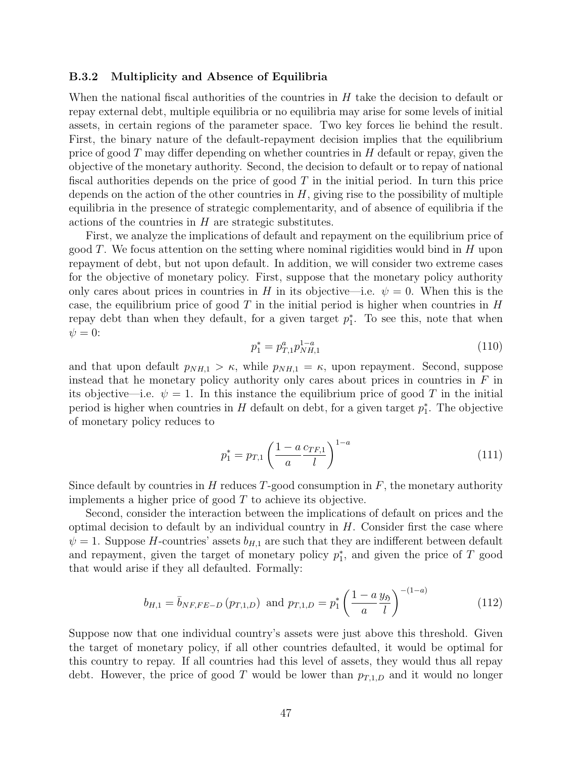### B.3.2 Multiplicity and Absence of Equilibria

When the national fiscal authorities of the countries in $H$ take the decision to default or repay external debt, multiple equilibria or no equilibria may arise for some levels of initial assets, in certain regions of the parameter space. Two key forces lie behind the result. First, the binary nature of the default-repayment decision implies that the equilibrium price of good $T$ may differ depending on whether countries in $H$ default or repay, given the objective of the monetary authority. Second, the decision to default or to repay of national fiscal authorities depends on the price of good $T$ in the initial period. In turn this price depends on the action of the other countries in $H$, giving rise to the possibility of multiple equilibria in the presence of strategic complementarity, and of absence of equilibria if the actions of the countries in $H$ are strategic substitutes.

First, we analyze the implications of default and repayment on the equilibrium price of good $T$. We focus attention on the setting where nominal rigidities would bind in $H$ upon repayment of debt, but not upon default. In addition, we will consider two extreme cases for the objective of monetary policy. First, suppose that the monetary policy authority only cares about prices in countries in $H$ in its objective—i.e. $\psi = 0$. When this is the case, the equilibrium price of good $T$ in the initial period is higher when countries in $H$ repay debt than when they default, for a given target $p_1^*$. To see this, note that when $\psi = 0$:

$$p_1^* = p_{T,1}^a p_{NH,1}^{1-a} \tag{110}$$

and that upon default $p_{NH,1} > \kappa$, while $p_{NH,1} = \kappa$, upon repayment. Second, suppose instead that he monetary policy authority only cares about prices in countries in $F$ in its objective—i.e. $\psi = 1$. In this instance the equilibrium price of good $T$ in the initial period is higher when countries in $H$ default on debt, for a given target $p_1^*$. The objective of monetary policy reduces to

$$p_1^* = p_{T,1} \left( \frac{1-a}{a} \frac{c_{TF,1}}{l} \right)^{1-a} \tag{111}$$

Since default by countries in $H$ reduces $T$-good consumption in $F$, the monetary authority implements a higher price of good $T$ to achieve its objective.

Second, consider the interaction between the implications of default on prices and the optimal decision to default by an individual country in $H$. Consider first the case where $\psi = 1$. Suppose $H$-countries' assets $b_{H,1}$ are such that they are indifferent between default and repayment, given the target of monetary policy $p_1^*$, and given the price of $T$ good that would arise if they all defaulted. Formally:

$$b_{H,1} = \bar{b}_{NF,FE-D}\left(p_{T,1,D}\right) \text{ and } p_{T,1,D} = p_1^* \left( \frac{1-a}{a} \frac{y_{\mathfrak{H}}}{l} \right)^{-(1-a)} \tag{112}$$

Suppose now that one individual country's assets were just above this threshold. Given the target of monetary policy, if all other countries defaulted, it would be optimal for this country to repay. If all countries had this level of assets, they would thus all repay debt. However, the price of good $T$ would be lower than $p_{T,1,D}$ and it would no longer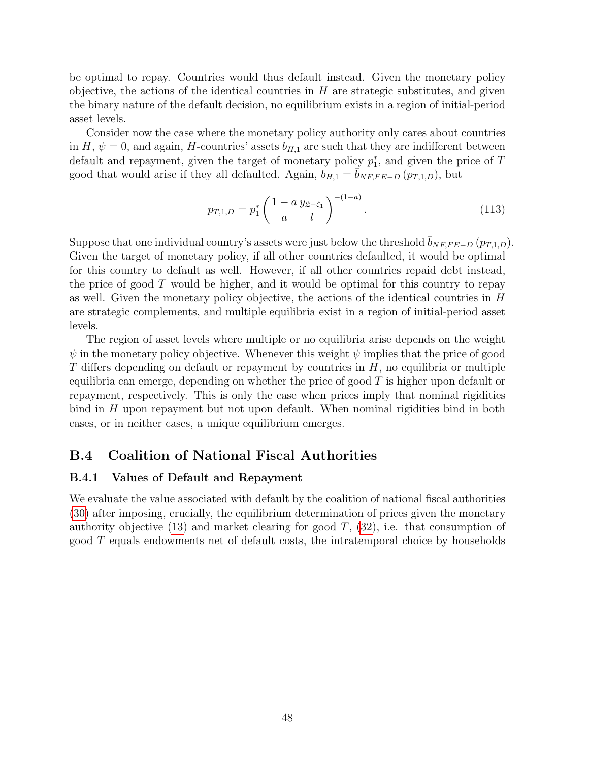be optimal to repay. Countries would thus default instead. Given the monetary policy objective, the actions of the identical countries in $H$ are strategic substitutes, and given the binary nature of the default decision, no equilibrium exists in a region of initial-period asset levels.

Consider now the case where the monetary policy authority only cares about countries in $H$, $\psi = 0$, and again, $H$-countries' assets $b_{H,1}$ are such that they are indifferent between default and repayment, given the target of monetary policy $p_1^*$, and given the price of $T$ good that would arise if they all defaulted. Again, $b_{H,1} = \bar{b}_{NF,FE-D}(p_{T,1,D})$, but

$$p_{T,1,D} = p_1^* \left( \frac{1-a}{a} \frac{y_{\mathfrak{L}-\zeta_1}}{l} \right)^{-(1-a)}. \tag{113}$$

Suppose that one individual country's assets were just below the threshold $\bar{b}_{NF,FE-D}(p_{T,1,D})$. Given the target of monetary policy, if all other countries defaulted, it would be optimal for this country to default as well. However, if all other countries repaid debt instead, the price of good $T$ would be higher, and it would be optimal for this country to repay as well. Given the monetary policy objective, the actions of the identical countries in $H$ are strategic complements, and multiple equilibria exist in a region of initial-period asset levels.

The region of asset levels where multiple or no equilibria arise depends on the weight $\psi$ in the monetary policy objective. Whenever this weight $\psi$ implies that the price of good $T$ differs depending on default or repayment by countries in $H$, no equilibria or multiple equilibria can emerge, depending on whether the price of good $T$ is higher upon default or repayment, respectively. This is only the case when prices imply that nominal rigidities bind in $H$ upon repayment but not upon default. When nominal rigidities bind in both cases, or in neither cases, a unique equilibrium emerges.

## B.4 Coalition of National Fiscal Authorities

### B.4.1 Values of Default and Repayment

We evaluate the value associated with default by the coalition of national fiscal authorities (30) after imposing, crucially, the equilibrium determination of prices given the monetary authority objective (13) and market clearing for good $T$, (32), i.e. that consumption of good $T$ equals endowments net of default costs, the intratemporal choice by households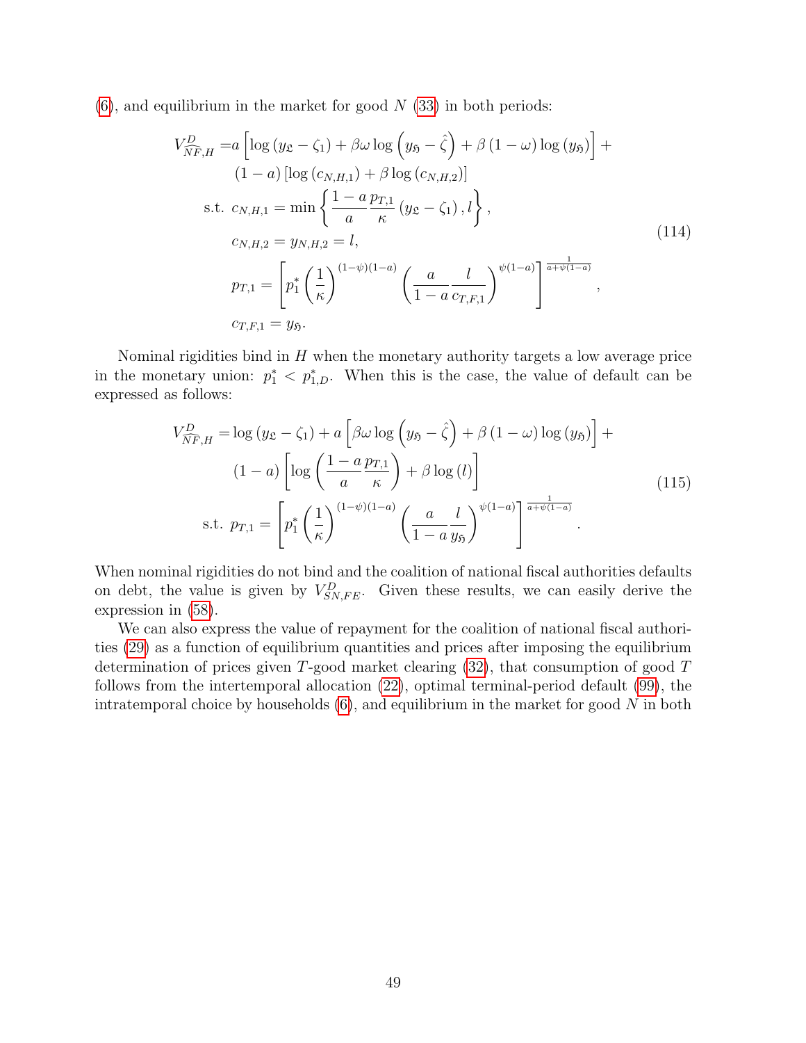(6), and equilibrium in the market for good $N$ (33) in both periods:

$$
\begin{aligned}
V^D_{\widehat{NF},H} =& a\left[\log\left(y_{\mathfrak{L}}-\zeta_1\right)+\beta\omega\log\left(y_{\mathfrak{H}}-\hat{\zeta}\right)+\beta\left(1-\omega\right)\log\left(y_{\mathfrak{H}}\right)\right]+\\
&\left(1-a\right)\left[\log\left(c_{N,H,1}\right)+\beta\log\left(c_{N,H,2}\right)\right]\\
&\text{s.t. } c_{N,H,1}=\min\left\{\frac{1-a}{a}\frac{p_{T,1}}{\kappa}\left(y_{\mathfrak{L}}-\zeta_1\right),l\right\},\\
&c_{N,H,2}=y_{N,H,2}=l,\\
&p_{T,1}=\left[p_1^*\left(\frac{1}{\kappa}\right)^{(1-\psi)(1-a)}\left(\frac{a}{1-a}\frac{l}{c_{T,F,1}}\right)^{\psi(1-a)}\right]^{\frac{1}{a+\psi(1-a)}},\\
&c_{T,F,1}=y_{\mathfrak{H}}.
\end{aligned}
\tag{114}
$$

Nominal rigidities bind in $H$ when the monetary authority targets a low average price in the monetary union: $p_1^* < p_{1,D}^*$. When this is the case, the value of default can be expressed as follows:

$$
\begin{aligned}
V^D_{\widehat{NF},H} =& \log\left(y_{\mathfrak{L}}-\zeta_1\right)+a\left[\beta\omega\log\left(y_{\mathfrak{H}}-\hat{\zeta}\right)+\beta\left(1-\omega\right)\log\left(y_{\mathfrak{H}}\right)\right]+\\
&\left(1-a\right)\left[\log\left(\frac{1-a}{a}\frac{p_{T,1}}{\kappa}\right)+\beta\log\left(l\right)\right]\\
&\text{s.t. } p_{T,1}=\left[p_1^*\left(\frac{1}{\kappa}\right)^{(1-\psi)(1-a)}\left(\frac{a}{1-a}\frac{l}{y_{\mathfrak{H}}}\right)^{\psi(1-a)}\right]^{\frac{1}{a+\psi(1-a)}}.
\end{aligned}
\tag{115}
$$

When nominal rigidities do not bind and the coalition of national fiscal authorities defaults on debt, the value is given by $V^D_{SN,FE}$. Given these results, we can easily derive the expression in (58).

We can also express the value of repayment for the coalition of national fiscal authorities (29) as a function of equilibrium quantities and prices after imposing the equilibrium determination of prices given $T$-good market clearing (32), that consumption of good $T$ follows from the intertemporal allocation (22), optimal terminal-period default (99), the intratemporal choice by households (6), and equilibrium in the market for good $N$ in both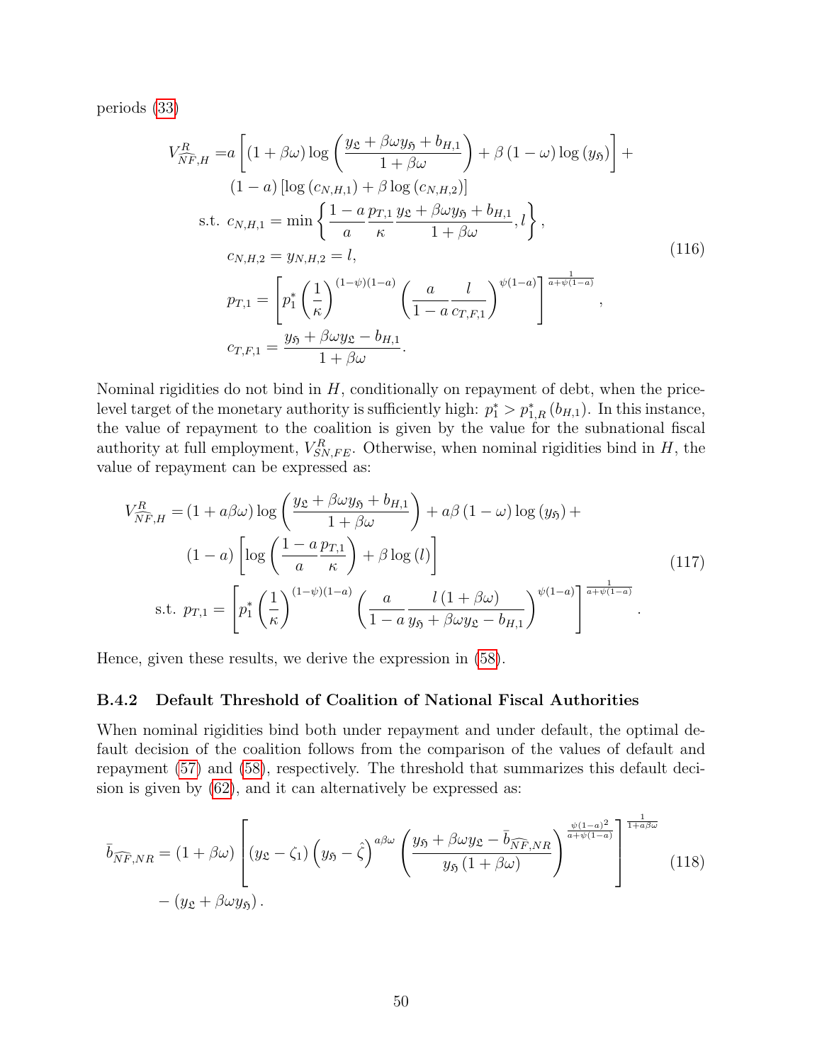periods (33)

$$
\begin{aligned}
V^{R}_{\widehat{NF},H} =& a\left[(1+\beta\omega)\log\left(\frac{y_{\mathfrak{L}}+\beta\omega y_{\mathfrak{H}}+b_{H,1}}{1+\beta\omega}\right)+\beta(1-\omega)\log(y_{\mathfrak{H}})\right]+\\
&(1-a)\left[\log(c_{N,H,1})+\beta\log(c_{N,H,2})\right]\\
\text{s.t. } & c_{N,H,1}=\min\left\{\frac{1-a}{a}\frac{p_{T,1}}{\kappa}\frac{y_{\mathfrak{L}}+\beta\omega y_{\mathfrak{H}}+b_{H,1}}{1+\beta\omega},l\right\},\\
& c_{N,H,2}=y_{N,H,2}=l,\\
& p_{T,1}=\left[p_1^*\left(\frac{1}{\kappa}\right)^{(1-\psi)(1-a)}\left(\frac{a}{1-a}\frac{l}{c_{T,F,1}}\right)^{\psi(1-a)}\right]^{\frac{1}{a+\psi(1-a)}},\\
& c_{T,F,1}=\frac{y_{\mathfrak{H}}+\beta\omega y_{\mathfrak{L}}-b_{H,1}}{1+\beta\omega}.
\end{aligned}
\tag{116}
$$

Nominal rigidities do not bind in $H$, conditionally on repayment of debt, when the price-level target of the monetary authority is sufficiently high: $p_1^* > p_{1,R}^*(b_{H,1})$. In this instance, the value of repayment to the coalition is given by the value for the subnational fiscal authority at full employment, $V^R_{SN,FE}$. Otherwise, when nominal rigidities bind in $H$, the value of repayment can be expressed as:

$$
\begin{aligned}
V^{R}_{\widehat{NF},H} =& (1+a\beta\omega)\log\left(\frac{y_{\mathfrak{L}}+\beta\omega y_{\mathfrak{H}}+b_{H,1}}{1+\beta\omega}\right)+a\beta(1-\omega)\log(y_{\mathfrak{H}})+\\
&(1-a)\left[\log\left(\frac{1-a}{a}\frac{p_{T,1}}{\kappa}\right)+\beta\log(l)\right]\\
\text{s.t. } & p_{T,1}=\left[p_1^*\left(\frac{1}{\kappa}\right)^{(1-\psi)(1-a)}\left(\frac{a}{1-a}\frac{l(1+\beta\omega)}{y_{\mathfrak{H}}+\beta\omega y_{\mathfrak{L}}-b_{H,1}}\right)^{\psi(1-a)}\right]^{\frac{1}{a+\psi(1-a)}}.
\end{aligned}
\tag{117}
$$

Hence, given these results, we derive the expression in (58).

### B.4.2 Default Threshold of Coalition of National Fiscal Authorities

When nominal rigidities bind both under repayment and under default, the optimal default decision of the coalition follows from the comparison of the values of default and repayment (57) and (58), respectively. The threshold that summarizes this default decision is given by (62), and it can alternatively be expressed as:

$$
\begin{aligned}
\bar{b}_{\widehat{NF},NR} =& (1+\beta\omega)\left[(y_{\mathfrak{L}}-\zeta_1)\left(y_{\mathfrak{H}}-\hat{\zeta}\right)^{a\beta\omega}\left(\frac{y_{\mathfrak{H}}+\beta\omega y_{\mathfrak{L}}-\bar{b}_{\widehat{NF},NR}}{y_{\mathfrak{H}}(1+\beta\omega)}\right)^{\frac{\psi(1-a)^2}{a+\psi(1-a)}}\right]^{\frac{1}{1+a\beta\omega}}\\
&-(y_{\mathfrak{L}}+\beta\omega y_{\mathfrak{H}}).
\end{aligned}
\tag{118}
$$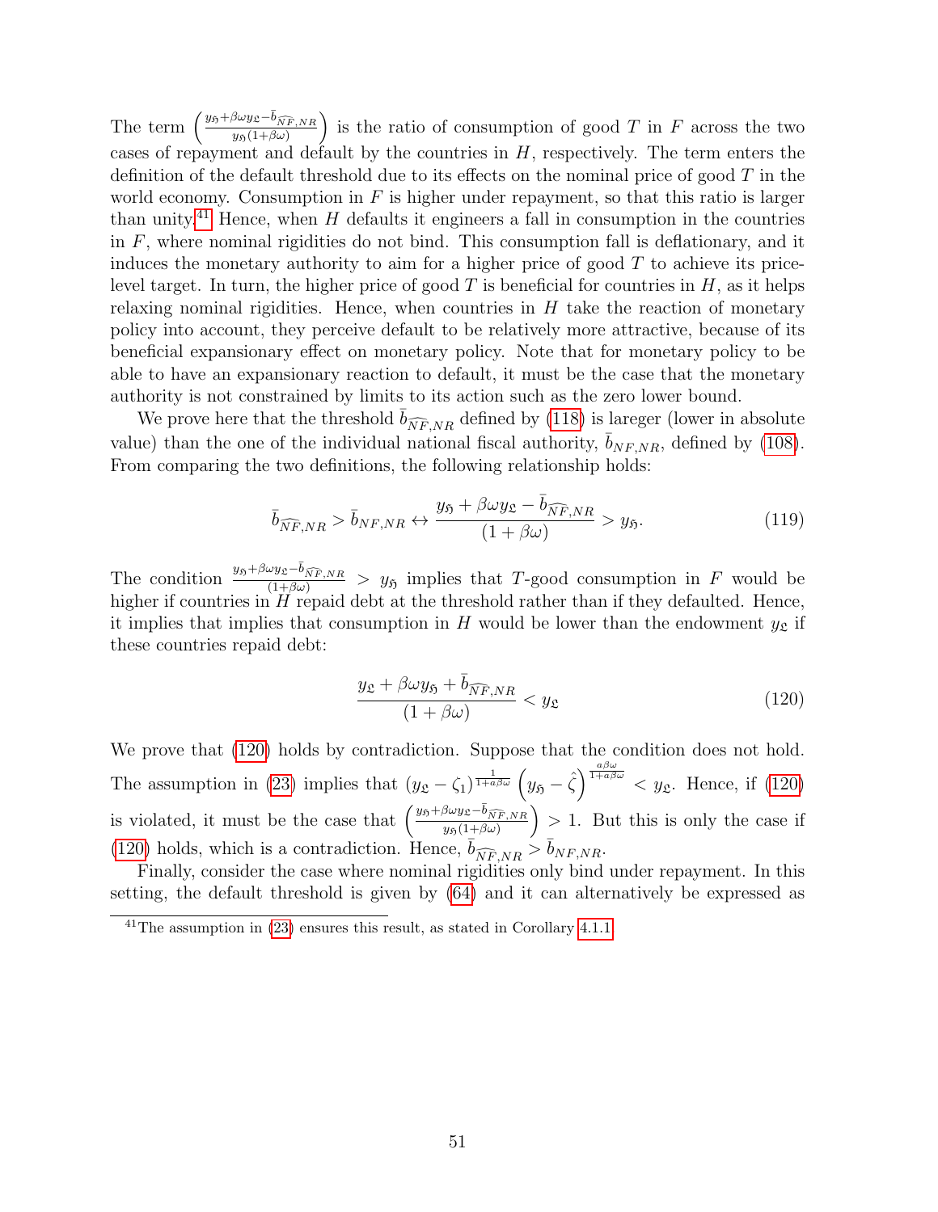The term $\left(\frac{y_{\mathfrak{H}}+\beta\omega y_{\mathfrak{L}}-\bar{b}_{\widehat{NF},NR}}{y_{\mathfrak{H}}(1+\beta\omega)}\right)$ is the ratio of consumption of good $T$ in $F$ across the two cases of repayment and default by the countries in $H$, respectively. The term enters the definition of the default threshold due to its effects on the nominal price of good $T$ in the world economy. Consumption in $F$ is higher under repayment, so that this ratio is larger than unity.[41] Hence, when $H$ defaults it engineers a fall in consumption in the countries in $F$, where nominal rigidities do not bind. This consumption fall is deflationary, and it induces the monetary authority to aim for a higher price of good $T$ to achieve its price-level target. In turn, the higher price of good $T$ is beneficial for countries in $H$, as it helps relaxing nominal rigidities. Hence, when countries in $H$ take the reaction of monetary policy into account, they perceive default to be relatively more attractive, because of its beneficial expansionary effect on monetary policy. Note that for monetary policy to be able to have an expansionary reaction to default, it must be the case that the monetary authority is not constrained by limits to its action such as the zero lower bound.

We prove here that the threshold $\bar{b}_{\widehat{NF},NR}$ defined by (118) is lareger (lower in absolute value) than the one of the individual national fiscal authority, $\bar{b}_{NF,NR}$, defined by (108). From comparing the two definitions, the following relationship holds:

$$\bar{b}_{\widehat{NF},NR} > \bar{b}_{NF,NR} \leftrightarrow \frac{y_{\mathfrak{H}}+\beta\omega y_{\mathfrak{L}}-\bar{b}_{\widehat{NF},NR}}{(1+\beta\omega)} > y_{\mathfrak{H}}. \tag{119}$$

The condition $\frac{y_{\mathfrak{H}}+\beta\omega y_{\mathfrak{L}}-\bar{b}_{\widehat{NF},NR}}{(1+\beta\omega)} > y_{\mathfrak{H}}$ implies that $T$-good consumption in $F$ would be higher if countries in $H$ repaid debt at the threshold rather than if they defaulted. Hence, it implies that implies that consumption in $H$ would be lower than the endowment $y_{\mathfrak{L}}$ if these countries repaid debt:

$$\frac{y_{\mathfrak{L}}+\beta\omega y_{\mathfrak{H}}+\bar{b}_{\widehat{NF},NR}}{(1+\beta\omega)} < y_{\mathfrak{L}} \tag{120}$$

We prove that (120) holds by contradiction. Suppose that the condition does not hold. The assumption in (23) implies that $(y_{\mathfrak{L}}-\zeta_1)^{\frac{1}{1+a\beta\omega}}\left(y_{\mathfrak{H}}-\hat{\zeta}\right)^{\frac{a\beta\omega}{1+a\beta\omega}} < y_{\mathfrak{L}}$. Hence, if (120) is violated, it must be the case that $\left(\frac{y_{\mathfrak{H}}+\beta\omega y_{\mathfrak{L}}-\bar{b}_{\widehat{NF},NR}}{y_{\mathfrak{H}}(1+\beta\omega)}\right) > 1$. But this is only the case if (120) holds, which is a contradiction. Hence, $\bar{b}_{\widehat{NF},NR} > \bar{b}_{NF,NR}$.

Finally, consider the case where nominal rigidities only bind under repayment. In this setting, the default threshold is given by (64) and it can alternatively be expressed as

[41] The assumption in (23) ensures this result, as stated in Corollary 4.1.1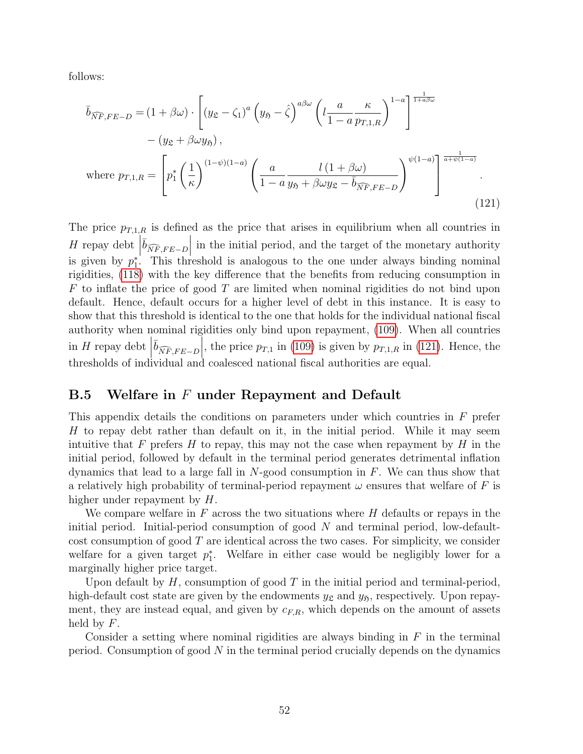follows:

$$
\begin{aligned}
\bar{b}_{\widehat{NF},FE-D} =& (1+\beta\omega) \cdot \left[ (y_{\mathfrak{L}} - \zeta_1)^a \left( y_{\mathfrak{H}} - \hat{\zeta} \right)^{a\beta\omega} \left( l \frac{a}{1-a} \frac{\kappa}{p_{T,1,R}} \right)^{1-a} \right]^{\frac{1}{1+a\beta\omega}} \\
& - (y_{\mathfrak{L}} + \beta\omega y_{\mathfrak{H}}), \\
\text{where } p_{T,1,R} =& \left[ p_1^* \left( \frac{1}{\kappa} \right)^{(1-\psi)(1-a)} \left( \frac{a}{1-a} \frac{l\,(1+\beta\omega)}{y_{\mathfrak{H}} + \beta\omega y_{\mathfrak{L}} - \bar{b}_{\widehat{NF},FE-D}} \right)^{\psi(1-a)} \right]^{\frac{1}{a+\psi(1-a)}}.
\end{aligned}
\tag{121}
$$

The price $p_{T,1,R}$ is defined as the price that arises in equilibrium when all countries in $H$ repay debt $\left|\bar{b}_{\widehat{NF},FE-D}\right|$ in the initial period, and the target of the monetary authority is given by $p_1^*$. This threshold is analogous to the one under always binding nominal rigidities, (118) with the key difference that the benefits from reducing consumption in $F$ to inflate the price of good $T$ are limited when nominal rigidities do not bind upon default. Hence, default occurs for a higher level of debt in this instance. It is easy to show that this threshold is identical to the one that holds for the individual national fiscal authority when nominal rigidities only bind upon repayment, (109). When all countries in $H$ repay debt $\left|\bar{b}_{\widehat{NF},FE-D}\right|$, the price $p_{T,1}$ in (109) is given by $p_{T,1,R}$ in (121). Hence, the thresholds of individual and coalesced national fiscal authorities are equal.

## B.5 Welfare in $F$ under Repayment and Default

This appendix details the conditions on parameters under which countries in $F$ prefer $H$ to repay debt rather than default on it, in the initial period. While it may seem intuitive that $F$ prefers $H$ to repay, this may not the case when repayment by $H$ in the initial period, followed by default in the terminal period generates detrimental inflation dynamics that lead to a large fall in $N$-good consumption in $F$. We can thus show that a relatively high probability of terminal-period repayment $\omega$ ensures that welfare of $F$ is higher under repayment by $H$.

We compare welfare in $F$ across the two situations where $H$ defaults or repays in the initial period. Initial-period consumption of good $N$ and terminal period, low-default-cost consumption of good $T$ are identical across the two cases. For simplicity, we consider welfare for a given target $p_1^*$. Welfare in either case would be negligibly lower for a marginally higher price target.

Upon default by $H$, consumption of good $T$ in the initial period and terminal-period, high-default cost state are given by the endowments $y_{\mathfrak{L}}$ and $y_{\mathfrak{H}}$, respectively. Upon repayment, they are instead equal, and given by $c_{F,R}$, which depends on the amount of assets held by $F$.

Consider a setting where nominal rigidities are always binding in $F$ in the terminal period. Consumption of good $N$ in the terminal period crucially depends on the dynamics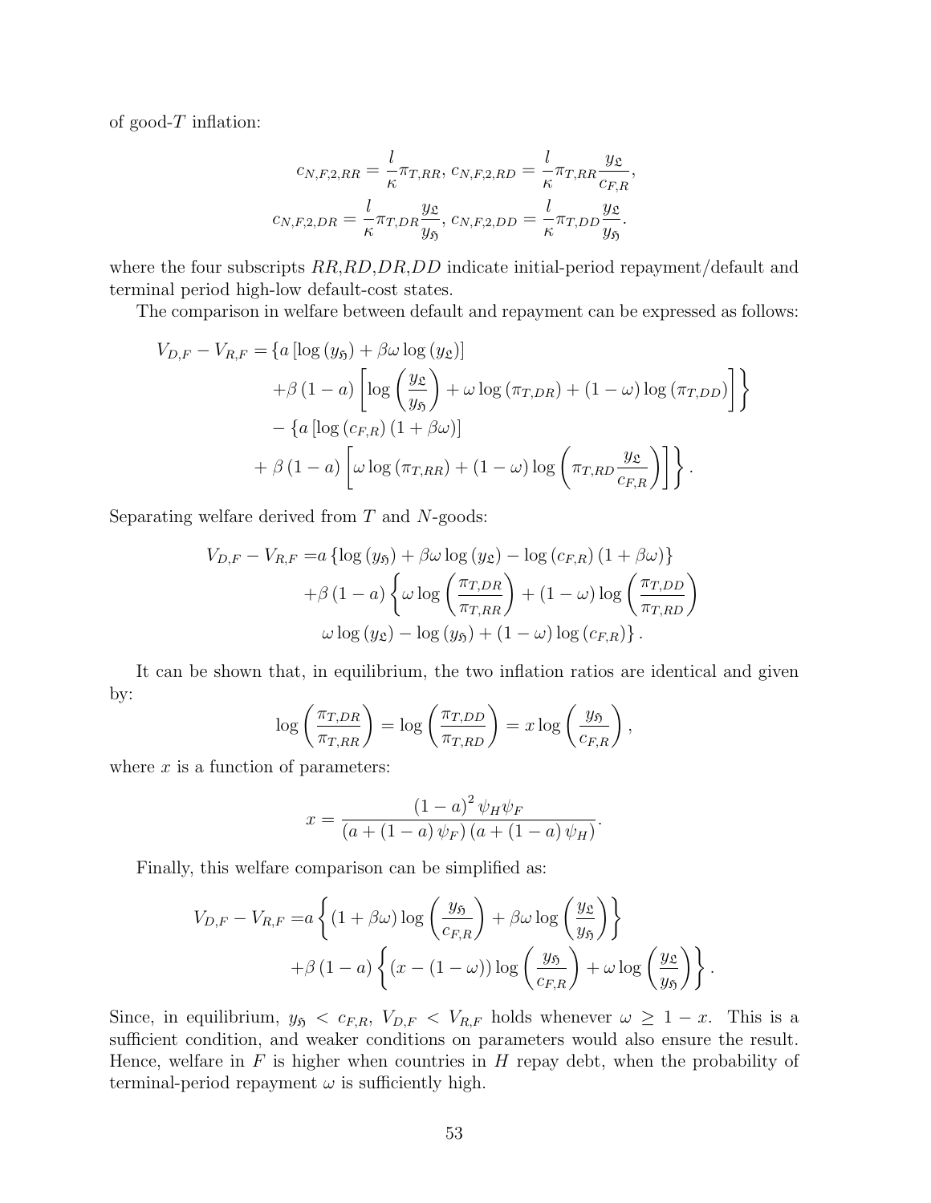of good-$T$ inflation:

$$c_{N,F,2,RR} = \frac{l}{\kappa}\pi_{T,RR},\; c_{N,F,2,RD} = \frac{l}{\kappa}\pi_{T,RR}\frac{y_{\mathfrak{L}}}{c_{F,R}},$$
$$c_{N,F,2,DR} = \frac{l}{\kappa}\pi_{T,DR}\frac{y_{\mathfrak{L}}}{y_{\mathfrak{H}}},\; c_{N,F,2,DD} = \frac{l}{\kappa}\pi_{T,DD}\frac{y_{\mathfrak{L}}}{y_{\mathfrak{H}}}.$$

where the four subscripts $RR$,$RD$,$DR$,$DD$ indicate initial-period repayment/default and terminal period high-low default-cost states.

The comparison in welfare between default and repayment can be expressed as follows:

$$\begin{aligned}
V_{D,F} - V_{R,F} = &\left\{ a\left[\log\left(y_{\mathfrak{H}}\right) + \beta\omega\log\left(y_{\mathfrak{L}}\right)\right] \right.\\
&\left. + \beta\left(1-a\right)\left[\log\left(\frac{y_{\mathfrak{L}}}{y_{\mathfrak{H}}}\right) + \omega\log\left(\pi_{T,DR}\right) + \left(1-\omega\right)\log\left(\pi_{T,DD}\right)\right]\right\}\\
&- \left\{ a\left[\log\left(c_{F,R}\right)\left(1+\beta\omega\right)\right]\right.\\
&\left. + \beta\left(1-a\right)\left[\omega\log\left(\pi_{T,RR}\right) + \left(1-\omega\right)\log\left(\pi_{T,RD}\frac{y_{\mathfrak{L}}}{c_{F,R}}\right)\right]\right\}.
\end{aligned}$$

Separating welfare derived from $T$ and $N$-goods:

$$\begin{aligned}
V_{D,F} - V_{R,F} = &a\left\{\log\left(y_{\mathfrak{H}}\right) + \beta\omega\log\left(y_{\mathfrak{L}}\right) - \log\left(c_{F,R}\right)\left(1+\beta\omega\right)\right\}\\
&+\beta\left(1-a\right)\left\{\omega\log\left(\frac{\pi_{T,DR}}{\pi_{T,RR}}\right) + \left(1-\omega\right)\log\left(\frac{\pi_{T,DD}}{\pi_{T,RD}}\right)\right.\\
&\left.\omega\log\left(y_{\mathfrak{L}}\right) - \log\left(y_{\mathfrak{H}}\right) + \left(1-\omega\right)\log\left(c_{F,R}\right)\right\}.
\end{aligned}$$

It can be shown that, in equilibrium, the two inflation ratios are identical and given by:

$$\log\left(\frac{\pi_{T,DR}}{\pi_{T,RR}}\right) = \log\left(\frac{\pi_{T,DD}}{\pi_{T,RD}}\right) = x\log\left(\frac{y_{\mathfrak{H}}}{c_{F,R}}\right),$$

where $x$ is a function of parameters:

$$x = \frac{\left(1-a\right)^2\psi_H\psi_F}{\left(a+\left(1-a\right)\psi_F\right)\left(a+\left(1-a\right)\psi_H\right)}.$$

Finally, this welfare comparison can be simplified as:

$$\begin{aligned}
V_{D,F} - V_{R,F} = &a\left\{\left(1+\beta\omega\right)\log\left(\frac{y_{\mathfrak{H}}}{c_{F,R}}\right) + \beta\omega\log\left(\frac{y_{\mathfrak{L}}}{y_{\mathfrak{H}}}\right)\right\}\\
&+\beta\left(1-a\right)\left\{\left(x-\left(1-\omega\right)\right)\log\left(\frac{y_{\mathfrak{H}}}{c_{F,R}}\right) + \omega\log\left(\frac{y_{\mathfrak{L}}}{y_{\mathfrak{H}}}\right)\right\}.
\end{aligned}$$

Since, in equilibrium, $y_{\mathfrak{H}} < c_{F,R}$, $V_{D,F} < V_{R,F}$ holds whenever $\omega \geq 1-x$. This is a sufficient condition, and weaker conditions on parameters would also ensure the result. Hence, welfare in $F$ is higher when countries in $H$ repay debt, when the probability of terminal-period repayment $\omega$ is sufficiently high.